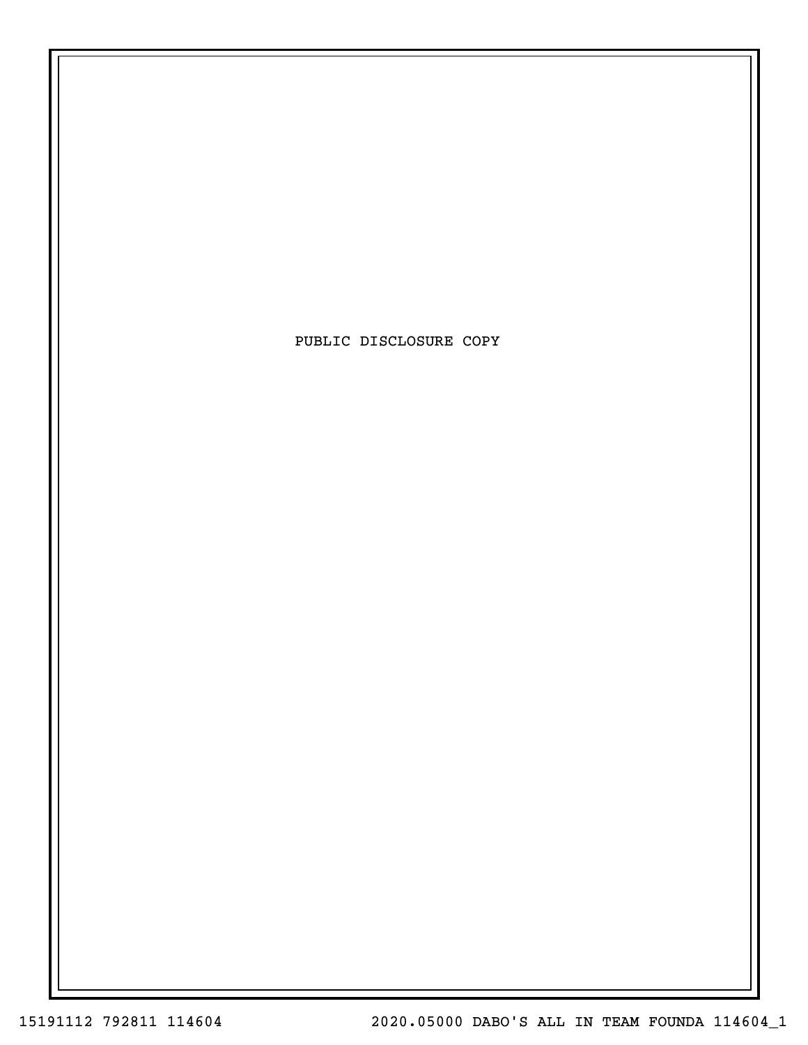PUBLIC DISCLOSURE COPY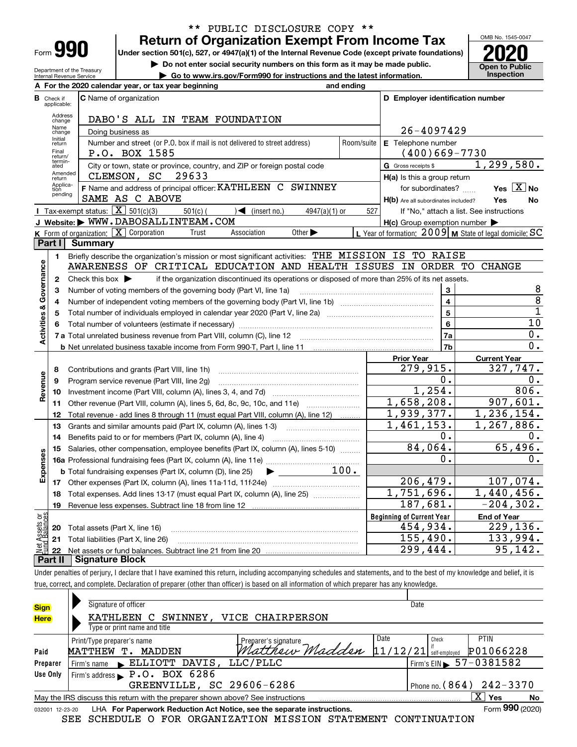\*\* PUBLIC DISCLOSURE COPY \*\*

Form **990**

# Return of Organization Exempt From Income Tax

**Under section 501(c), 527, or 4947(a)(1) of the Internal Revenue Code (except private foundations)**

▶ Do not enter social security numbers on this form as it may be made public.

▶ Go to www.irs.gov/Form990 for instructions and the latest information.

OMB No. 1545-0047

**2020**

**Open to Public Inspection**

Department of the Treasury Internal Revenue Service

**A** For the 2020 calendar year, or tax year beginning and ending

**B** Check if applicable: Address change, Name change, Initial return, Final return/terminated, Amended return, Application pending

**C** Name of organization: DABO'S ALL IN TEAM FOUNDATION

Doing business as

Number and street (or P.O. box if mail is not delivered to street address): P.O. BOX 1585 Room/suite

City or town, state or province, country, and ZIP or foreign postal code: CLEMSON, SC 29633

**D** Employer identification number: 26-4097429

**E** Telephone number: (400)669-7730

**G** Gross receipts $ 1,299,580.

**F** Name and address of principal officer: KATHLEEN C SWINNEY SAME AS C ABOVE

**H(a)** Is this a group return for subordinates? Yes [X] No

**H(b)** Are all subordinates included? Yes No

If "No," attach a list. See instructions

**H(c)** Group exemption number ▶

**I** Tax-exempt status: [X] 501(c)(3) 501(c) ( ) ◀ (insert no.) 4947(a)(1) or 527

**J** Website: ▶ WWW.DABOSALLINTEAM.COM

**K** Form of organization: [X] Corporation Trust Association Other ▶

**L** Year of formation: 2009 **M** State of legal domicile: SC

## Part I Summary

**Activities & Governance**

1 Briefly describe the organization's mission or most significant activities: THE MISSION IS TO RAISE AWARENESS OF CRITICAL EDUCATION AND HEALTH ISSUES IN ORDER TO CHANGE

2 Check this box ▶ if the organization discontinued its operations or disposed of more than 25% of its net assets.

| | | Line | |
|---|---|---|---|
| 3 | Number of voting members of the governing body (Part VI, line 1a) | 3 | 8 |
| 4 | Number of independent voting members of the governing body (Part VI, line 1b) | 4 | 8 |
| 5 | Total number of individuals employed in calendar year 2020 (Part V, line 2a) | 5 | 1 |
| 6 | Total number of volunteers (estimate if necessary) | 6 | 10 |
| 7a | Total unrelated business revenue from Part VIII, column (C), line 12 | 7a | 0. |
| b | Net unrelated business taxable income from Form 990-T, Part I, line 11 | 7b | 0. |

| | | Prior Year | Current Year |
|---|---|---|---|
| **Revenue** | | | |
| 8 | Contributions and grants (Part VIII, line 1h) | 279,915. | 327,747. |
| 9 | Program service revenue (Part VIII, line 2g) | 0. | 0. |
| 10 | Investment income (Part VIII, column (A), lines 3, 4, and 7d) | 1,254. | 806. |
| 11 | Other revenue (Part VIII, column (A), lines 5, 6d, 8c, 9c, 10c, and 11e) | 1,658,208. | 907,601. |
| 12 | Total revenue - add lines 8 through 11 (must equal Part VIII, column (A), line 12) | 1,939,377. | 1,236,154. |
| **Expenses** | | | |
| 13 | Grants and similar amounts paid (Part IX, column (A), lines 1-3) | 1,461,153. | 1,267,886. |
| 14 | Benefits paid to or for members (Part IX, column (A), line 4) | 0. | 0. |
| 15 | Salaries, other compensation, employee benefits (Part IX, column (A), lines 5-10) | 84,064. | 65,496. |
| 16a | Professional fundraising fees (Part IX, column (A), line 11e) | 0. | 0. |
| b | Total fundraising expenses (Part IX, column (D), line 25) ▶ 100. | | |
| 17 | Other expenses (Part IX, column (A), lines 11a-11d, 11f-24e) | 206,479. | 107,074. |
| 18 | Total expenses. Add lines 13-17 (must equal Part IX, column (A), line 25) | 1,751,696. | 1,440,456. |
| 19 | Revenue less expenses. Subtract line 18 from line 12 | 187,681. | -204,302. |

| **Net Assets or Fund Balances** | | Beginning of Current Year | End of Year |
|---|---|---|---|
| 20 | Total assets (Part X, line 16) | 454,934. | 229,136. |
| 21 | Total liabilities (Part X, line 26) | 155,490. | 133,994. |
| 22 | Net assets or fund balances. Subtract line 21 from line 20 | 299,444. | 95,142. |

## Part II Signature Block

Under penalties of perjury, I declare that I have examined this return, including accompanying schedules and statements, and to the best of my knowledge and belief, it is true, correct, and complete. Declaration of preparer (other than officer) is based on all information of which preparer has any knowledge.

**Sign Here**

Signature of officer Date

KATHLEEN C SWINNEY, VICE CHAIRPERSON

Type or print name and title

**Paid Preparer Use Only**

| Print/Type preparer's name | Preparer's signature | Date | Check if self-employed | PTIN |
|---|---|---|---|---|
| MATTHEW T. MADDEN | Matthew Madden | 11/12/21 | | P01066228 |

Firm's name ▶ ELLIOTT DAVIS, LLC/PLLC Firm's EIN ▶ 57-0381582

Firm's address ▶ P.O. BOX 6286 GREENVILLE, SC 29606-6286 Phone no. (864) 242-3370

May the IRS discuss this return with the preparer shown above? See instructions [X] Yes No

032001 12-23-20 LHA **For Paperwork Reduction Act Notice, see the separate instructions.** Form **990** (2020)

SEE SCHEDULE O FOR ORGANIZATION MISSION STATEMENT CONTINUATION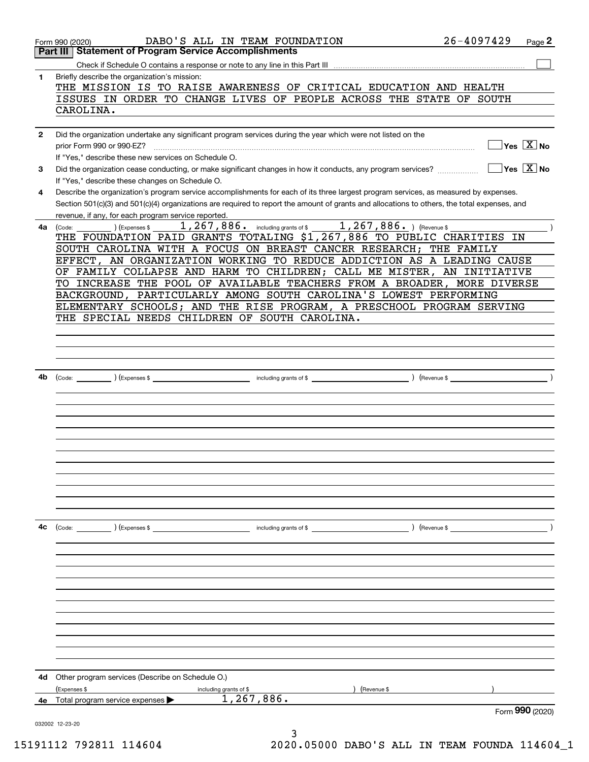Form 990 (2020) DABO'S ALL IN TEAM FOUNDATION 26-4097429 Page **2**

## Part III Statement of Program Service Accomplishments

Check if Schedule O contains a response or note to any line in this Part III

**1** Briefly describe the organization's mission:

THE MISSION IS TO RAISE AWARENESS OF CRITICAL EDUCATION AND HEALTH ISSUES IN ORDER TO CHANGE LIVES OF PEOPLE ACROSS THE STATE OF SOUTH CAROLINA.

**2** Did the organization undertake any significant program services during the year which were not listed on the prior Form 990 or 990-EZ? ☐ Yes ☒ No

If "Yes," describe these new services on Schedule O.

**3** Did the organization cease conducting, or make significant changes in how it conducts, any program services? ☐ Yes ☒ No

If "Yes," describe these changes on Schedule O.

**4** Describe the organization's program service accomplishments for each of its three largest program services, as measured by expenses. Section 501(c)(3) and 501(c)(4) organizations are required to report the amount of grants and allocations to others, the total expenses, and revenue, if any, for each program service reported.

**4a** (Code: ) (Expenses $ 1,267,886. including grants of $ 1,267,886. ) (Revenue $ )

THE FOUNDATION PAID GRANTS TOTALING $1,267,886 TO PUBLIC CHARITIES IN SOUTH CAROLINA WITH A FOCUS ON BREAST CANCER RESEARCH; THE FAMILY EFFECT, AN ORGANIZATION WORKING TO REDUCE ADDICTION AS A LEADING CAUSE OF FAMILY COLLAPSE AND HARM TO CHILDREN; CALL ME MISTER, AN INITIATIVE TO INCREASE THE POOL OF AVAILABLE TEACHERS FROM A BROADER, MORE DIVERSE BACKGROUND, PARTICULARLY AMONG SOUTH CAROLINA'S LOWEST PERFORMING ELEMENTARY SCHOOLS; AND THE RISE PROGRAM, A PRESCHOOL PROGRAM SERVING THE SPECIAL NEEDS CHILDREN OF SOUTH CAROLINA.

**4b** (Code: ) (Expenses $ including grants of $ ) (Revenue $ )

**4c** (Code: ) (Expenses $ including grants of $ ) (Revenue $ )

**4d** Other program services (Describe on Schedule O.)

(Expenses $ including grants of $ ) (Revenue $ )

**4e** Total program service expenses ▶ 1,267,886.

Form **990** (2020)

032002 12-23-20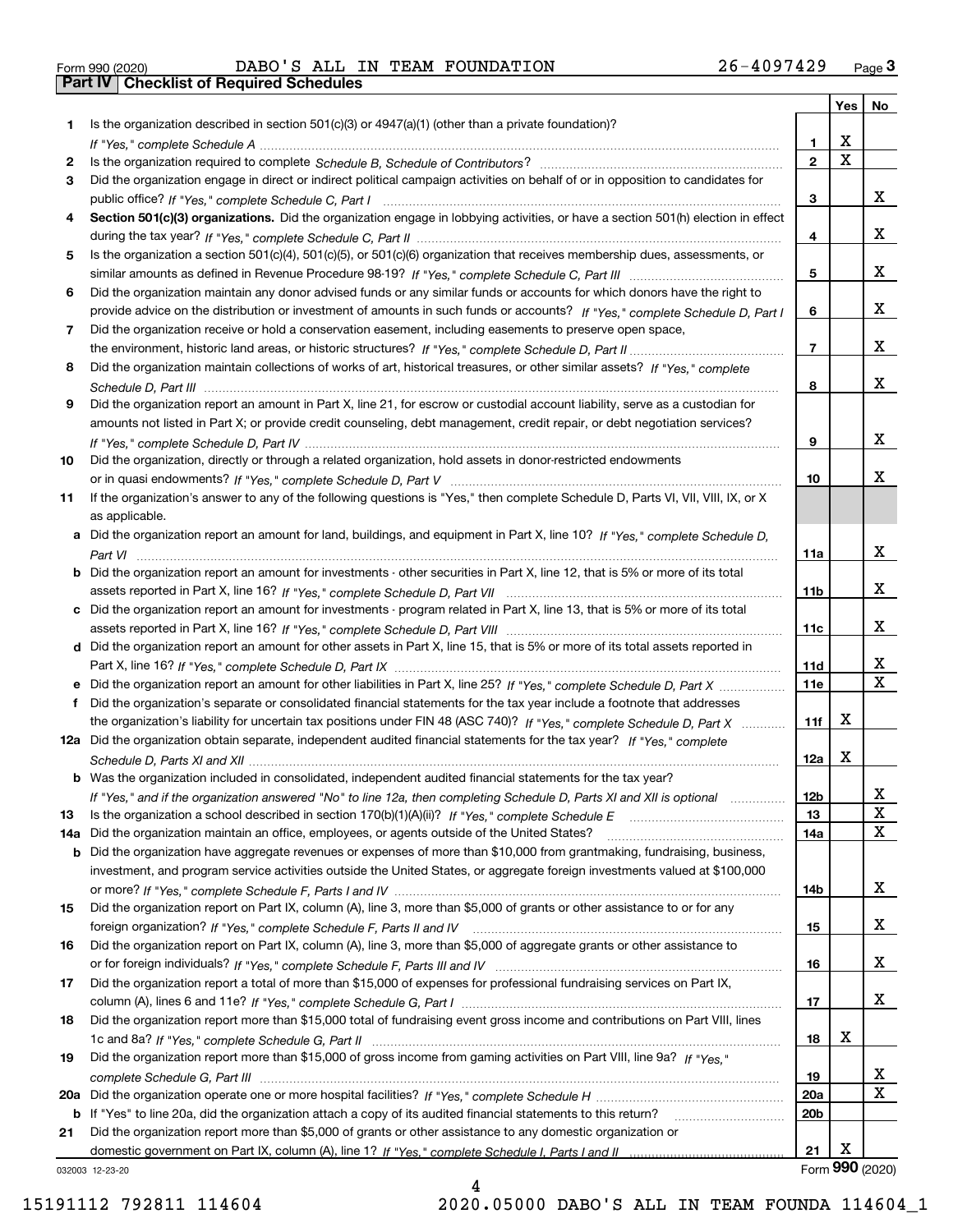Form 990 (2020) DABO'S ALL IN TEAM FOUNDATION 26-4097429 Page **3**

## Part IV | Checklist of Required Schedules

| | | | Yes | No |
|---|---|---|---|---|
| **1** | Is the organization described in section 501(c)(3) or 4947(a)(1) (other than a private foundation)? *If "Yes," complete Schedule A* | **1** | X | |
| **2** | Is the organization required to complete *Schedule B, Schedule of Contributors*? | **2** | X | |
| **3** | Did the organization engage in direct or indirect political campaign activities on behalf of or in opposition to candidates for public office? *If "Yes," complete Schedule C, Part I* | **3** | | X |
| **4** | **Section 501(c)(3) organizations.** Did the organization engage in lobbying activities, or have a section 501(h) election in effect during the tax year? *If "Yes," complete Schedule C, Part II* | **4** | | X |
| **5** | Is the organization a section 501(c)(4), 501(c)(5), or 501(c)(6) organization that receives membership dues, assessments, or similar amounts as defined in Revenue Procedure 98-19? *If "Yes," complete Schedule C, Part III* | **5** | | X |
| **6** | Did the organization maintain any donor advised funds or any similar funds or accounts for which donors have the right to provide advice on the distribution or investment of amounts in such funds or accounts? *If "Yes," complete Schedule D, Part I* | **6** | | X |
| **7** | Did the organization receive or hold a conservation easement, including easements to preserve open space, the environment, historic land areas, or historic structures? *If "Yes," complete Schedule D, Part II* | **7** | | X |
| **8** | Did the organization maintain collections of works of art, historical treasures, or other similar assets? *If "Yes," complete Schedule D, Part III* | **8** | | X |
| **9** | Did the organization report an amount in Part X, line 21, for escrow or custodial account liability, serve as a custodian for amounts not listed in Part X; or provide credit counseling, debt management, credit repair, or debt negotiation services? *If "Yes," complete Schedule D, Part IV* | **9** | | X |
| **10** | Did the organization, directly or through a related organization, hold assets in donor-restricted endowments or in quasi endowments? *If "Yes," complete Schedule D, Part V* | **10** | | X |
| **11** | If the organization's answer to any of the following questions is "Yes," then complete Schedule D, Parts VI, VII, VIII, IX, or X as applicable. | | | |
| **a** | Did the organization report an amount for land, buildings, and equipment in Part X, line 10? *If "Yes," complete Schedule D, Part VI* | **11a** | | X |
| **b** | Did the organization report an amount for investments - other securities in Part X, line 12, that is 5% or more of its total assets reported in Part X, line 16? *If "Yes," complete Schedule D, Part VII* | **11b** | | X |
| **c** | Did the organization report an amount for investments - program related in Part X, line 13, that is 5% or more of its total assets reported in Part X, line 16? *If "Yes," complete Schedule D, Part VIII* | **11c** | | X |
| **d** | Did the organization report an amount for other assets in Part X, line 15, that is 5% or more of its total assets reported in Part X, line 16? *If "Yes," complete Schedule D, Part IX* | **11d** | | X |
| **e** | Did the organization report an amount for other liabilities in Part X, line 25? *If "Yes," complete Schedule D, Part X* | **11e** | | X |
| **f** | Did the organization's separate or consolidated financial statements for the tax year include a footnote that addresses the organization's liability for uncertain tax positions under FIN 48 (ASC 740)? *If "Yes," complete Schedule D, Part X* | **11f** | X | |
| **12a** | Did the organization obtain separate, independent audited financial statements for the tax year? *If "Yes," complete Schedule D, Parts XI and XII* | **12a** | X | |
| **b** | Was the organization included in consolidated, independent audited financial statements for the tax year? *If "Yes," and if the organization answered "No" to line 12a, then completing Schedule D, Parts XI and XII is optional* | **12b** | | X |
| **13** | Is the organization a school described in section 170(b)(1)(A)(ii)? *If "Yes," complete Schedule E* | **13** | | X |
| **14a** | Did the organization maintain an office, employees, or agents outside of the United States? | **14a** | | X |
| **b** | Did the organization have aggregate revenues or expenses of more than $10,000 from grantmaking, fundraising, business, investment, and program service activities outside the United States, or aggregate foreign investments valued at $100,000 or more? *If "Yes," complete Schedule F, Parts I and IV* | **14b** | | X |
| **15** | Did the organization report on Part IX, column (A), line 3, more than $5,000 of grants or other assistance to or for any foreign organization? *If "Yes," complete Schedule F, Parts II and IV* | **15** | | X |
| **16** | Did the organization report on Part IX, column (A), line 3, more than $5,000 of aggregate grants or other assistance to or for foreign individuals? *If "Yes," complete Schedule F, Parts III and IV* | **16** | | X |
| **17** | Did the organization report a total of more than $15,000 of expenses for professional fundraising services on Part IX, column (A), lines 6 and 11e? *If "Yes," complete Schedule G, Part I* | **17** | | X |
| **18** | Did the organization report more than $15,000 total of fundraising event gross income and contributions on Part VIII, lines 1c and 8a? *If "Yes," complete Schedule G, Part II* | **18** | X | |
| **19** | Did the organization report more than $15,000 of gross income from gaming activities on Part VIII, line 9a? *If "Yes," complete Schedule G, Part III* | **19** | | X |
| **20a** | Did the organization operate one or more hospital facilities? *If "Yes," complete Schedule H* | **20a** | | X |
| **b** | If "Yes" to line 20a, did the organization attach a copy of its audited financial statements to this return? | **20b** | | |
| **21** | Did the organization report more than $5,000 of grants or other assistance to any domestic organization or domestic government on Part IX, column (A), line 1? *If "Yes," complete Schedule I, Parts I and II* | **21** | X | |

032003 12-23-20

Form **990** (2020)

15191112 792811 114604 2020.05000 DABO'S ALL IN TEAM FOUNDA 114604_1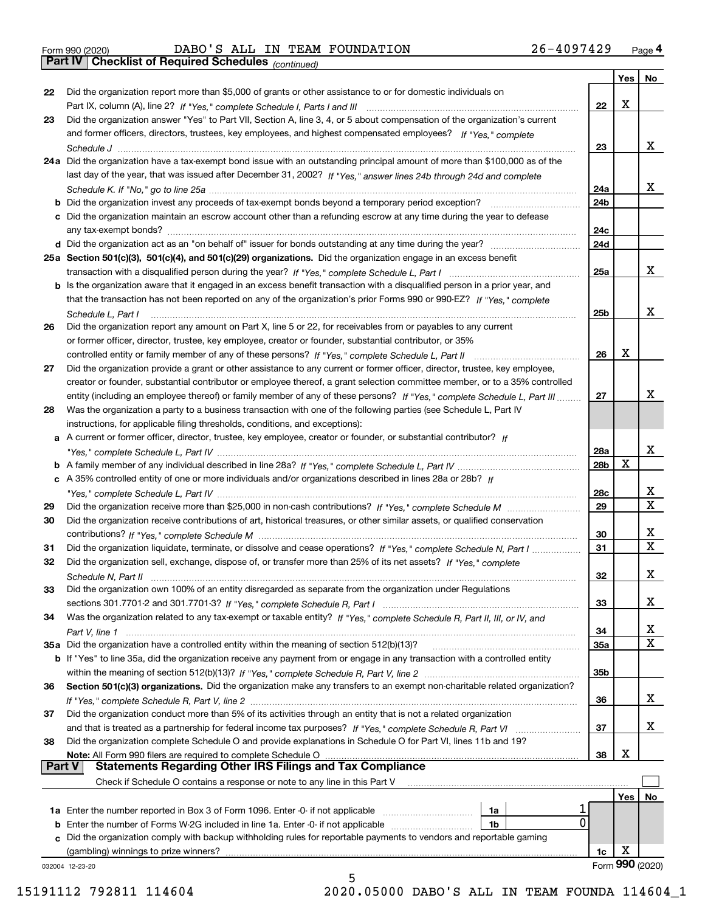Form 990 (2020) DABO'S ALL IN TEAM FOUNDATION 26-4097429 Page 4

**Part IV Checklist of Required Schedules** *(continued)*

| | | | Yes | No |
|---|---|---|---|---|
| 22 | Did the organization report more than $5,000 of grants or other assistance to or for domestic individuals on Part IX, column (A), line 2? *If "Yes," complete Schedule I, Parts I and III* | 22 | X | |
| 23 | Did the organization answer "Yes" to Part VII, Section A, line 3, 4, or 5 about compensation of the organization's current and former officers, directors, trustees, key employees, and highest compensated employees? *If "Yes," complete Schedule J* | 23 | | X |
| 24a | Did the organization have a tax-exempt bond issue with an outstanding principal amount of more than $100,000 as of the last day of the year, that was issued after December 31, 2002? *If "Yes," answer lines 24b through 24d and complete Schedule K. If "No," go to line 25a* | 24a | | X |
| b | Did the organization invest any proceeds of tax-exempt bonds beyond a temporary period exception? | 24b | | |
| c | Did the organization maintain an escrow account other than a refunding escrow at any time during the year to defease any tax-exempt bonds? | 24c | | |
| d | Did the organization act as an "on behalf of" issuer for bonds outstanding at any time during the year? | 24d | | |
| 25a | **Section 501(c)(3), 501(c)(4), and 501(c)(29) organizations.** Did the organization engage in an excess benefit transaction with a disqualified person during the year? *If "Yes," complete Schedule L, Part I* | 25a | | X |
| b | Is the organization aware that it engaged in an excess benefit transaction with a disqualified person in a prior year, and that the transaction has not been reported on any of the organization's prior Forms 990 or 990-EZ? *If "Yes," complete Schedule L, Part I* | 25b | | X |
| 26 | Did the organization report any amount on Part X, line 5 or 22, for receivables from or payables to any current or former officer, director, trustee, key employee, creator or founder, substantial contributor, or 35% controlled entity or family member of any of these persons? *If "Yes," complete Schedule L, Part II* | 26 | X | |
| 27 | Did the organization provide a grant or other assistance to any current or former officer, director, trustee, key employee, creator or founder, substantial contributor or employee thereof, a grant selection committee member, or to a 35% controlled entity (including an employee thereof) or family member of any of these persons? *If "Yes," complete Schedule L, Part III* | 27 | | X |
| 28 | Was the organization a party to a business transaction with one of the following parties (see Schedule L, Part IV instructions, for applicable filing thresholds, conditions, and exceptions): | | | |
| a | A current or former officer, director, trustee, key employee, creator or founder, or substantial contributor? *If "Yes," complete Schedule L, Part IV* | 28a | | X |
| b | A family member of any individual described in line 28a? *If "Yes," complete Schedule L, Part IV* | 28b | X | |
| c | A 35% controlled entity of one or more individuals and/or organizations described in lines 28a or 28b? *If "Yes," complete Schedule L, Part IV* | 28c | | X |
| 29 | Did the organization receive more than $25,000 in non-cash contributions? *If "Yes," complete Schedule M* | 29 | | X |
| 30 | Did the organization receive contributions of art, historical treasures, or other similar assets, or qualified conservation contributions? *If "Yes," complete Schedule M* | 30 | | X |
| 31 | Did the organization liquidate, terminate, or dissolve and cease operations? *If "Yes," complete Schedule N, Part I* | 31 | | X |
| 32 | Did the organization sell, exchange, dispose of, or transfer more than 25% of its net assets? *If "Yes," complete Schedule N, Part II* | 32 | | X |
| 33 | Did the organization own 100% of an entity disregarded as separate from the organization under Regulations sections 301.7701-2 and 301.7701-3? *If "Yes," complete Schedule R, Part I* | 33 | | X |
| 34 | Was the organization related to any tax-exempt or taxable entity? *If "Yes," complete Schedule R, Part II, III, or IV, and Part V, line 1* | 34 | | X |
| 35a | Did the organization have a controlled entity within the meaning of section 512(b)(13)? | 35a | | X |
| b | If "Yes" to line 35a, did the organization receive any payment from or engage in any transaction with a controlled entity within the meaning of section 512(b)(13)? *If "Yes," complete Schedule R, Part V, line 2* | 35b | | |
| 36 | **Section 501(c)(3) organizations.** Did the organization make any transfers to an exempt non-charitable related organization? *If "Yes," complete Schedule R, Part V, line 2* | 36 | | X |
| 37 | Did the organization conduct more than 5% of its activities through an entity that is not a related organization and that is treated as a partnership for federal income tax purposes? *If "Yes," complete Schedule R, Part VI* | 37 | | X |
| 38 | Did the organization complete Schedule O and provide explanations in Schedule O for Part VI, lines 11b and 19? **Note:** All Form 990 filers are required to complete Schedule O | 38 | X | |

**Part V Statements Regarding Other IRS Filings and Tax Compliance**

Check if Schedule O contains a response or note to any line in this Part V ☐

| | | | | | Yes | No |
|---|---|---|---|---|---|---|
| 1a | Enter the number reported in Box 3 of Form 1096. Enter -0- if not applicable | 1a | 1 | | | |
| b | Enter the number of Forms W-2G included in line 1a. Enter -0- if not applicable | 1b | 0 | | | |
| c | Did the organization comply with backup withholding rules for reportable payments to vendors and reportable gaming (gambling) winnings to prize winners? | | | 1c | X | |

032004 12-23-20

Form **990** (2020)

15191112 792811 114604 2020.05000 DABO'S ALL IN TEAM FOUNDA 114604_1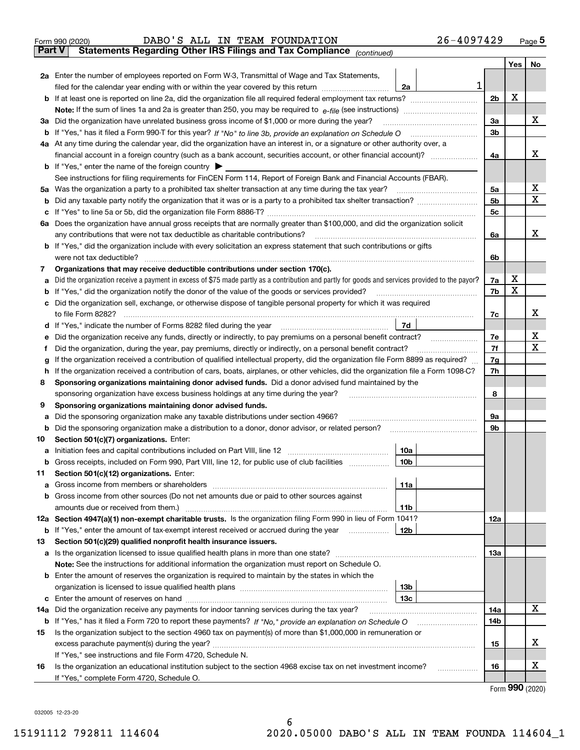Form 990 (2020) DABO'S ALL IN TEAM FOUNDATION 26-4097429 Page 5

**Part V Statements Regarding Other IRS Filings and Tax Compliance** *(continued)*

| | | | | | Yes | No |
|---|---|---|---|---|---|---|
| **2a** | Enter the number of employees reported on Form W-3, Transmittal of Wage and Tax Statements, filed for the calendar year ending with or within the year covered by this return | 2a | 1 | | | |
| **b** | If at least one is reported on line 2a, did the organization file all required federal employment tax returns? | | | 2b | X | |
| | **Note:** If the sum of lines 1a and 2a is greater than 250, you may be required to *e-file* (see instructions) | | | | | |
| **3a** | Did the organization have unrelated business gross income of $1,000 or more during the year? | | | 3a | | X |
| **b** | If "Yes," has it filed a Form 990-T for this year? *If "No" to line 3b, provide an explanation on Schedule O* | | | 3b | | |
| **4a** | At any time during the calendar year, did the organization have an interest in, or a signature or other authority over, a financial account in a foreign country (such as a bank account, securities account, or other financial account)? | | | 4a | | X |
| **b** | If "Yes," enter the name of the foreign country ▶ | | | | | |
| | See instructions for filing requirements for FinCEN Form 114, Report of Foreign Bank and Financial Accounts (FBAR). | | | | | |
| **5a** | Was the organization a party to a prohibited tax shelter transaction at any time during the tax year? | | | 5a | | X |
| **b** | Did any taxable party notify the organization that it was or is a party to a prohibited tax shelter transaction? | | | 5b | | X |
| **c** | If "Yes" to line 5a or 5b, did the organization file Form 8886-T? | | | 5c | | |
| **6a** | Does the organization have annual gross receipts that are normally greater than $100,000, and did the organization solicit any contributions that were not tax deductible as charitable contributions? | | | 6a | | X |
| **b** | If "Yes," did the organization include with every solicitation an express statement that such contributions or gifts were not tax deductible? | | | 6b | | |
| **7** | **Organizations that may receive deductible contributions under section 170(c).** | | | | | |
| **a** | Did the organization receive a payment in excess of $75 made partly as a contribution and partly for goods and services provided to the payor? | | | 7a | X | |
| **b** | If "Yes," did the organization notify the donor of the value of the goods or services provided? | | | 7b | X | |
| **c** | Did the organization sell, exchange, or otherwise dispose of tangible personal property for which it was required to file Form 8282? | | | 7c | | X |
| **d** | If "Yes," indicate the number of Forms 8282 filed during the year | 7d | | | | |
| **e** | Did the organization receive any funds, directly or indirectly, to pay premiums on a personal benefit contract? | | | 7e | | X |
| **f** | Did the organization, during the year, pay premiums, directly or indirectly, on a personal benefit contract? | | | 7f | | X |
| **g** | If the organization received a contribution of qualified intellectual property, did the organization file Form 8899 as required? | | | 7g | | |
| **h** | If the organization received a contribution of cars, boats, airplanes, or other vehicles, did the organization file a Form 1098-C? | | | 7h | | |
| **8** | **Sponsoring organizations maintaining donor advised funds.** Did a donor advised fund maintained by the sponsoring organization have excess business holdings at any time during the year? | | | 8 | | |
| **9** | **Sponsoring organizations maintaining donor advised funds.** | | | | | |
| **a** | Did the sponsoring organization make any taxable distributions under section 4966? | | | 9a | | |
| **b** | Did the sponsoring organization make a distribution to a donor, donor advisor, or related person? | | | 9b | | |
| **10** | **Section 501(c)(7) organizations.** Enter: | | | | | |
| **a** | Initiation fees and capital contributions included on Part VIII, line 12 | 10a | | | | |
| **b** | Gross receipts, included on Form 990, Part VIII, line 12, for public use of club facilities | 10b | | | | |
| **11** | **Section 501(c)(12) organizations.** Enter: | | | | | |
| **a** | Gross income from members or shareholders | 11a | | | | |
| **b** | Gross income from other sources (Do not net amounts due or paid to other sources against amounts due or received from them.) | 11b | | | | |
| **12a** | **Section 4947(a)(1) non-exempt charitable trusts.** Is the organization filing Form 990 in lieu of Form 1041? | | | 12a | | |
| **b** | If "Yes," enter the amount of tax-exempt interest received or accrued during the year | 12b | | | | |
| **13** | **Section 501(c)(29) qualified nonprofit health insurance issuers.** | | | | | |
| **a** | Is the organization licensed to issue qualified health plans in more than one state? | | | 13a | | |
| | **Note:** See the instructions for additional information the organization must report on Schedule O. | | | | | |
| **b** | Enter the amount of reserves the organization is required to maintain by the states in which the organization is licensed to issue qualified health plans | 13b | | | | |
| **c** | Enter the amount of reserves on hand | 13c | | | | |
| **14a** | Did the organization receive any payments for indoor tanning services during the tax year? | | | 14a | | X |
| **b** | If "Yes," has it filed a Form 720 to report these payments? *If "No," provide an explanation on Schedule O* | | | 14b | | |
| **15** | Is the organization subject to the section 4960 tax on payment(s) of more than $1,000,000 in remuneration or excess parachute payment(s) during the year? | | | 15 | | X |
| | If "Yes," see instructions and file Form 4720, Schedule N. | | | | | |
| **16** | Is the organization an educational institution subject to the section 4968 excise tax on net investment income? | | | 16 | | X |
| | If "Yes," complete Form 4720, Schedule O. | | | | | |

Form **990** (2020)

032005 12-23-20

15191112 792811 114604 2020.05000 DABO'S ALL IN TEAM FOUNDA 114604_1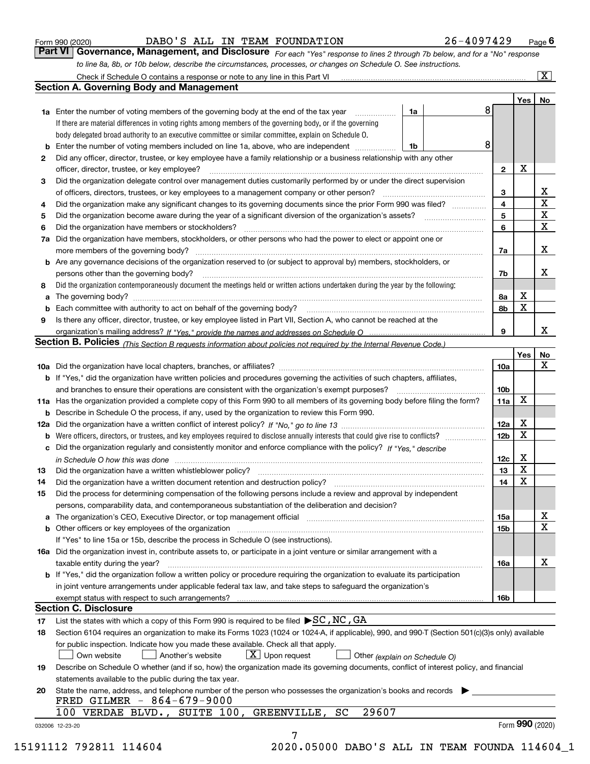Form 990 (2020) DABO'S ALL IN TEAM FOUNDATION 26-4097429 Page **6**

**Part VI** **Governance, Management, and Disclosure** *For each "Yes" response to lines 2 through 7b below, and for a "No" response to line 8a, 8b, or 10b below, describe the circumstances, processes, or changes on Schedule O. See instructions.*

Check if Schedule O contains a response or note to any line in this Part VI [X]

## Section A. Governing Body and Management

| | | | | Yes | No |
|---|---|---|---|---|---|
| **1a** | Enter the number of voting members of the governing body at the end of the tax year | 1a | 8 | | |
| | If there are material differences in voting rights among members of the governing body, or if the governing body delegated broad authority to an executive committee or similar committee, explain on Schedule O. | | | | |
| **b** | Enter the number of voting members included on line 1a, above, who are independent | 1b | 8 | | |
| **2** | Did any officer, director, trustee, or key employee have a family relationship or a business relationship with any other officer, director, trustee, or key employee? | **2** | | X | |
| **3** | Did the organization delegate control over management duties customarily performed by or under the direct supervision of officers, directors, trustees, or key employees to a management company or other person? | **3** | | | X |
| **4** | Did the organization make any significant changes to its governing documents since the prior Form 990 was filed? | **4** | | | X |
| **5** | Did the organization become aware during the year of a significant diversion of the organization's assets? | **5** | | | X |
| **6** | Did the organization have members or stockholders? | **6** | | | X |
| **7a** | Did the organization have members, stockholders, or other persons who had the power to elect or appoint one or more members of the governing body? | **7a** | | | X |
| **b** | Are any governance decisions of the organization reserved to (or subject to approval by) members, stockholders, or persons other than the governing body? | **7b** | | | X |
| **8** | Did the organization contemporaneously document the meetings held or written actions undertaken during the year by the following: | | | | |
| **a** | The governing body? | **8a** | | X | |
| **b** | Each committee with authority to act on behalf of the governing body? | **8b** | | X | |
| **9** | Is there any officer, director, trustee, or key employee listed in Part VII, Section A, who cannot be reached at the organization's mailing address? *If "Yes," provide the names and addresses on Schedule O* | **9** | | | X |

## Section B. Policies *(This Section B requests information about policies not required by the Internal Revenue Code.)*

| | | | Yes | No |
|---|---|---|---|---|
| **10a** | Did the organization have local chapters, branches, or affiliates? | **10a** | | X |
| **b** | If "Yes," did the organization have written policies and procedures governing the activities of such chapters, affiliates, and branches to ensure their operations are consistent with the organization's exempt purposes? | **10b** | | |
| **11a** | Has the organization provided a complete copy of this Form 990 to all members of its governing body before filing the form? | **11a** | X | |
| **b** | Describe in Schedule O the process, if any, used by the organization to review this Form 990. | | | |
| **12a** | Did the organization have a written conflict of interest policy? *If "No," go to line 13* | **12a** | X | |
| **b** | Were officers, directors, or trustees, and key employees required to disclose annually interests that could give rise to conflicts? | **12b** | X | |
| **c** | Did the organization regularly and consistently monitor and enforce compliance with the policy? *If "Yes," describe in Schedule O how this was done* | **12c** | X | |
| **13** | Did the organization have a written whistleblower policy? | **13** | X | |
| **14** | Did the organization have a written document retention and destruction policy? | **14** | X | |
| **15** | Did the process for determining compensation of the following persons include a review and approval by independent persons, comparability data, and contemporaneous substantiation of the deliberation and decision? | | | |
| **a** | The organization's CEO, Executive Director, or top management official | **15a** | | X |
| **b** | Other officers or key employees of the organization | **15b** | | X |
| | If "Yes" to line 15a or 15b, describe the process in Schedule O (see instructions). | | | |
| **16a** | Did the organization invest in, contribute assets to, or participate in a joint venture or similar arrangement with a taxable entity during the year? | **16a** | | X |
| **b** | If "Yes," did the organization follow a written policy or procedure requiring the organization to evaluate its participation in joint venture arrangements under applicable federal tax law, and take steps to safeguard the organization's exempt status with respect to such arrangements? | **16b** | | |

## Section C. Disclosure

**17** List the states with which a copy of this Form 990 is required to be filed ▶ SC, NC, GA

**18** Section 6104 requires an organization to make its Forms 1023 (1024 or 1024-A, if applicable), 990, and 990-T (Section 501(c)(3)s only) available for public inspection. Indicate how you made these available. Check all that apply.

[ ] Own website [ ] Another's website [X] Upon request [ ] Other *(explain on Schedule O)*

**19** Describe on Schedule O whether (and if so, how) the organization made its governing documents, conflict of interest policy, and financial statements available to the public during the tax year.

**20** State the name, address, and telephone number of the person who possesses the organization's books and records ▶

FRED GILMER - 864-679-9000
100 VERDAE BLVD., SUITE 100, GREENVILLE, SC 29607

032006 12-23-20 Form **990** (2020)

15191112 792811 114604 2020.05000 DABO'S ALL IN TEAM FOUNDA 114604_1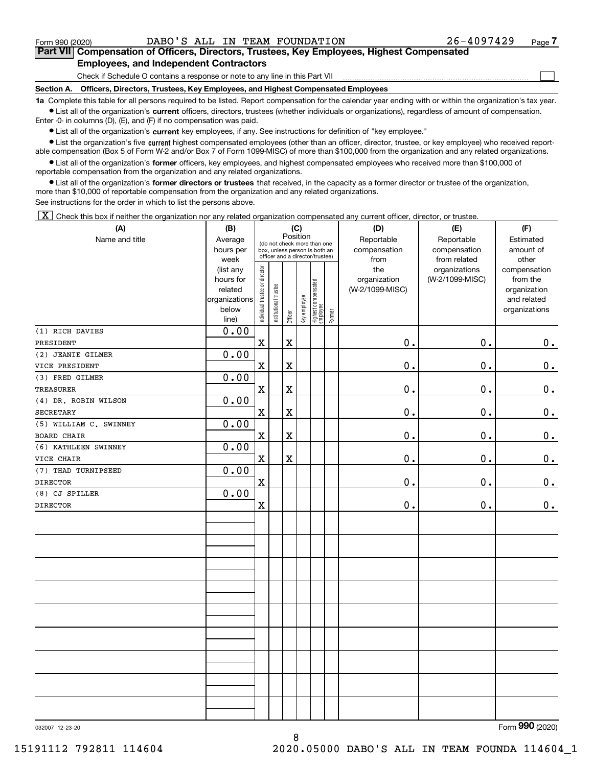Form 990 (2020) DABO'S ALL IN TEAM FOUNDATION 26-4097429 Page 7

**Part VII Compensation of Officers, Directors, Trustees, Key Employees, Highest Compensated Employees, and Independent Contractors**

Check if Schedule O contains a response or note to any line in this Part VII ☐

**Section A. Officers, Directors, Trustees, Key Employees, and Highest Compensated Employees**

**1a** Complete this table for all persons required to be listed. Report compensation for the calendar year ending with or within the organization's tax year.

- List all of the organization's **current** officers, directors, trustees (whether individuals or organizations), regardless of amount of compensation. Enter -0- in columns (D), (E), and (F) if no compensation was paid.
- List all of the organization's **current** key employees, if any. See instructions for definition of "key employee."
- List the organization's five **current** highest compensated employees (other than an officer, director, trustee, or key employee) who received reportable compensation (Box 5 of Form W-2 and/or Box 7 of Form 1099-MISC) of more than $100,000 from the organization and any related organizations.
- List all of the organization's **former** officers, key employees, and highest compensated employees who received more than $100,000 of reportable compensation from the organization and any related organizations.
- List all of the organization's **former directors or trustees** that received, in the capacity as a former director or trustee of the organization, more than $10,000 of reportable compensation from the organization and any related organizations.

See instructions for the order in which to list the persons above.

☒ Check this box if neither the organization nor any related organization compensated any current officer, director, or trustee.

| (A) Name and title | (B) Average hours per week (list any hours for related organizations below line) | (C) Position: Individual trustee or director | Institutional trustee | Officer | Key employee | Highest compensated employee | Former | (D) Reportable compensation from the organization (W-2/1099-MISC) | (E) Reportable compensation from related organizations (W-2/1099-MISC) | (F) Estimated amount of other compensation from the organization and related organizations |
|---|---|---|---|---|---|---|---|---|---|---|
| (1) RICH DAVIES<br>PRESIDENT | 0.00 | X | | X | | | | 0. | 0. | 0. |
| (2) JEANIE GILMER<br>VICE PRESIDENT | 0.00 | X | | X | | | | 0. | 0. | 0. |
| (3) FRED GILMER<br>TREASURER | 0.00 | X | | X | | | | 0. | 0. | 0. |
| (4) DR. ROBIN WILSON<br>SECRETARY | 0.00 | X | | X | | | | 0. | 0. | 0. |
| (5) WILLIAM C. SWINNEY<br>BOARD CHAIR | 0.00 | X | | X | | | | 0. | 0. | 0. |
| (6) KATHLEEN SWINNEY<br>VICE CHAIR | 0.00 | X | | X | | | | 0. | 0. | 0. |
| (7) THAD TURNIPSEED<br>DIRECTOR | 0.00 | X | | | | | | 0. | 0. | 0. |
| (8) CJ SPILLER<br>DIRECTOR | 0.00 | X | | | | | | 0. | 0. | 0. |

032007 12-23-20 Form 990 (2020)

15191112 792811 114604 2020.05000 DABO'S ALL IN TEAM FOUNDA 114604_1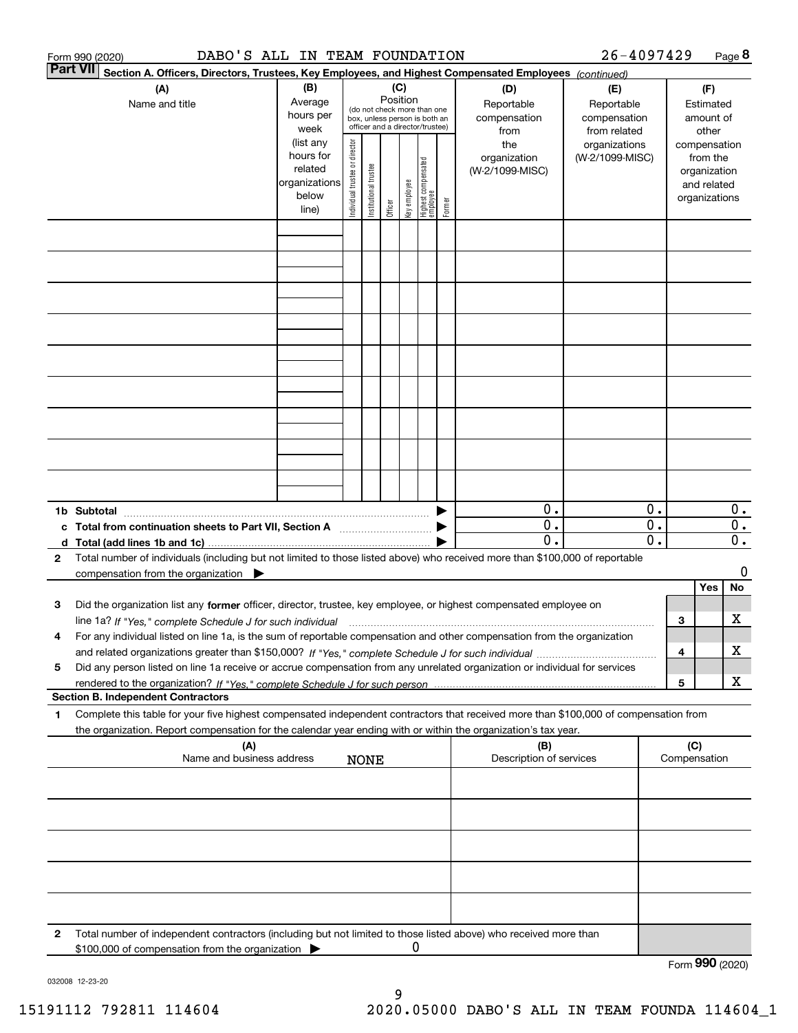Form 990 (2020) DABO'S ALL IN TEAM FOUNDATION 26-4097429 Page 8

**Part VII** **Section A. Officers, Directors, Trustees, Key Employees, and Highest Compensated Employees** *(continued)*

| (A) Name and title | (B) Average hours per week (list any hours for related organizations below line) | (C) Position (do not check more than one box, unless person is both an officer and a director/trustee): Individual trustee or director | Institutional trustee | Officer | Key employee | Highest compensated employee | Former | (D) Reportable compensation from the organization (W-2/1099-MISC) | (E) Reportable compensation from related organizations (W-2/1099-MISC) | (F) Estimated amount of other compensation from the organization and related organizations |
|---|---|---|---|---|---|---|---|---|---|---|
| | | | | | | | | | | |
| | | | | | | | | | | |
| | | | | | | | | | | |
| | | | | | | | | | | |
| | | | | | | | | | | |
| | | | | | | | | | | |
| | | | | | | | | | | |
| | | | | | | | | | | |
| | | | | | | | | | | |
| **1b Subtotal** | | | | | | | | 0. | 0. | 0. |
| **c Total from continuation sheets to Part VII, Section A** | | | | | | | | 0. | 0. | 0. |
| **d Total (add lines 1b and 1c)** | | | | | | | | 0. | 0. | 0. |

**2** Total number of individuals (including but not limited to those listed above) who received more than $100,000 of reportable compensation from the organization ▶ 0

| | | | Yes | No |
|---|---|---|---|---|
| **3** | Did the organization list any **former** officer, director, trustee, key employee, or highest compensated employee on line 1a? *If "Yes," complete Schedule J for such individual* | 3 | | X |
| **4** | For any individual listed on line 1a, is the sum of reportable compensation and other compensation from the organization and related organizations greater than $150,000? *If "Yes," complete Schedule J for such individual* | 4 | | X |
| **5** | Did any person listed on line 1a receive or accrue compensation from any unrelated organization or individual for services rendered to the organization? *If "Yes," complete Schedule J for such person* | 5 | | X |

**Section B. Independent Contractors**

**1** Complete this table for your five highest compensated independent contractors that received more than $100,000 of compensation from the organization. Report compensation for the calendar year ending with or within the organization's tax year.

| (A) Name and business address | (B) Description of services | (C) Compensation |
|---|---|---|
| NONE | | |
| | | |
| | | |
| | | |
| | | |

**2** Total number of independent contractors (including but not limited to those listed above) who received more than $100,000 of compensation from the organization ▶ 0

Form **990** (2020)

032008 12-23-20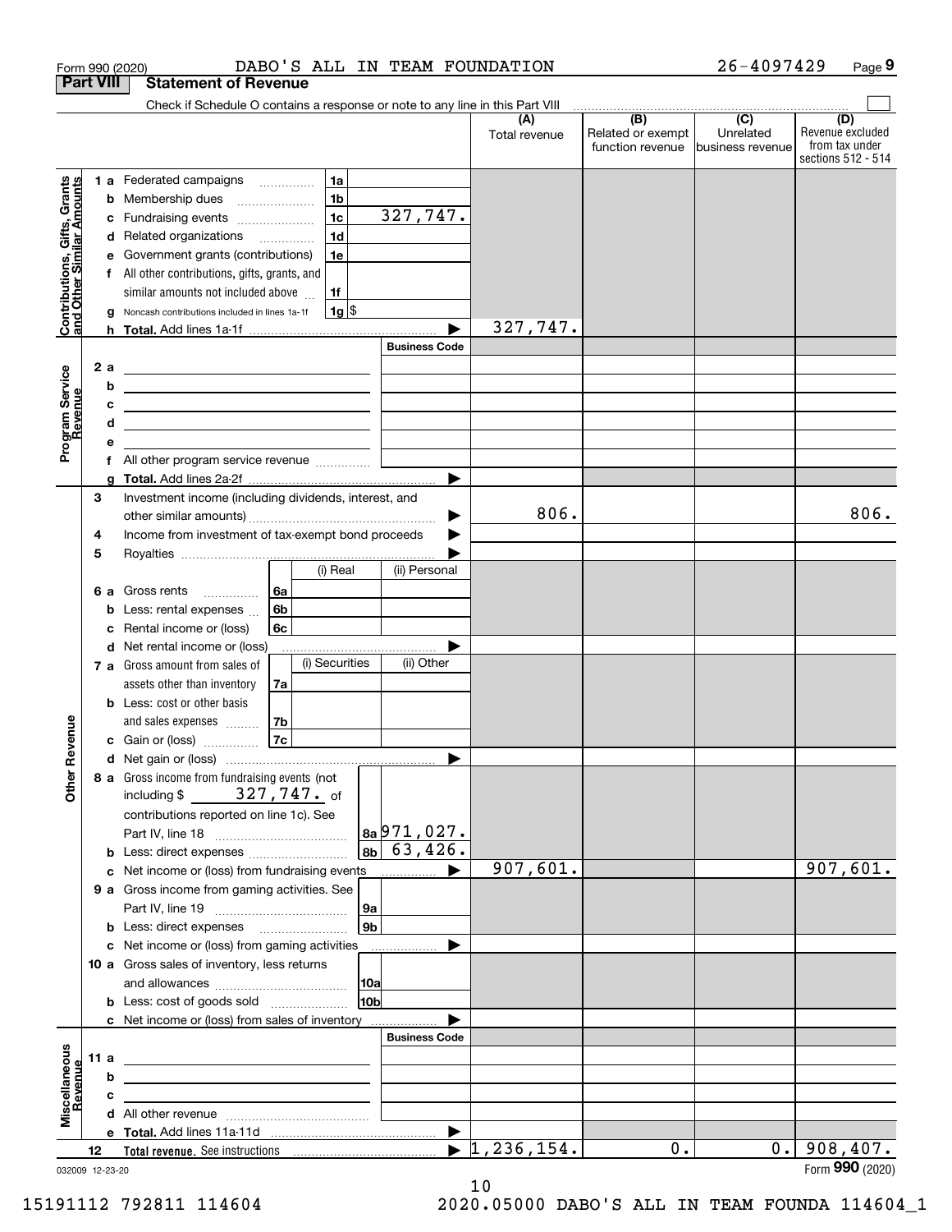Form 990 (2020) DABO'S ALL IN TEAM FOUNDATION 26-4097429 Page 9

**Part VIII Statement of Revenue**

Check if Schedule O contains a response or note to any line in this Part VIII

| | | | (A) Total revenue | (B) Related or exempt function revenue | (C) Unrelated business revenue | (D) Revenue excluded from tax under sections 512 - 514 |
|---|---|---|---|---|---|---|
| **Contributions, Gifts, Grants and Other Similar Amounts** | 1a Federated campaigns | 1a | | | | |
| | b Membership dues | 1b | | | | |
| | c Fundraising events | 1c 327,747. | | | | |
| | d Related organizations | 1d | | | | |
| | e Government grants (contributions) | 1e | | | | |
| | f All other contributions, gifts, grants, and similar amounts not included above | 1f | | | | |
| | g Noncash contributions included in lines 1a-1f | 1g $ | | | | |
| | h **Total.** Add lines 1a-1f | | 327,747. | | | |
| **Program Service Revenue** | | Business Code | | | | |
| | 2a | | | | | |
| | b | | | | | |
| | c | | | | | |
| | d | | | | | |
| | e | | | | | |
| | f All other program service revenue | | | | | |
| | g **Total.** Add lines 2a-2f | | | | | |
| **Other Revenue** | 3 Investment income (including dividends, interest, and other similar amounts) | | 806. | | | 806. |
| | 4 Income from investment of tax-exempt bond proceeds | | | | | |
| | 5 Royalties | | | | | |
| | 6a Gross rents (i) Real / (ii) Personal | 6a | | | | |
| | b Less: rental expenses | 6b | | | | |
| | c Rental income or (loss) | 6c | | | | |
| | d Net rental income or (loss) | | | | | |
| | 7a Gross amount from sales of assets other than inventory (i) Securities / (ii) Other | 7a | | | | |
| | b Less: cost or other basis and sales expenses | 7b | | | | |
| | c Gain or (loss) | 7c | | | | |
| | d Net gain or (loss) | | | | | |
| | 8a Gross income from fundraising events (not including $ 327,747. of contributions reported on line 1c). See Part IV, line 18 | 8a 971,027. | | | | |
| | b Less: direct expenses | 8b 63,426. | | | | |
| | c Net income or (loss) from fundraising events | | 907,601. | | | 907,601. |
| | 9a Gross income from gaming activities. See Part IV, line 19 | 9a | | | | |
| | b Less: direct expenses | 9b | | | | |
| | c Net income or (loss) from gaming activities | | | | | |
| | 10a Gross sales of inventory, less returns and allowances | 10a | | | | |
| | b Less: cost of goods sold | 10b | | | | |
| | c Net income or (loss) from sales of inventory | | | | | |
| **Miscellaneous Revenue** | | Business Code | | | | |
| | 11a | | | | | |
| | b | | | | | |
| | c | | | | | |
| | d All other revenue | | | | | |
| | e **Total.** Add lines 11a-11d | | | | | |
| | 12 **Total revenue.** See instructions | | 1,236,154. | 0. | 0. | 908,407. |

032009 12-23-20 Form **990** (2020)

15191112 792811 114604 2020.05000 DABO'S ALL IN TEAM FOUNDA 114604_1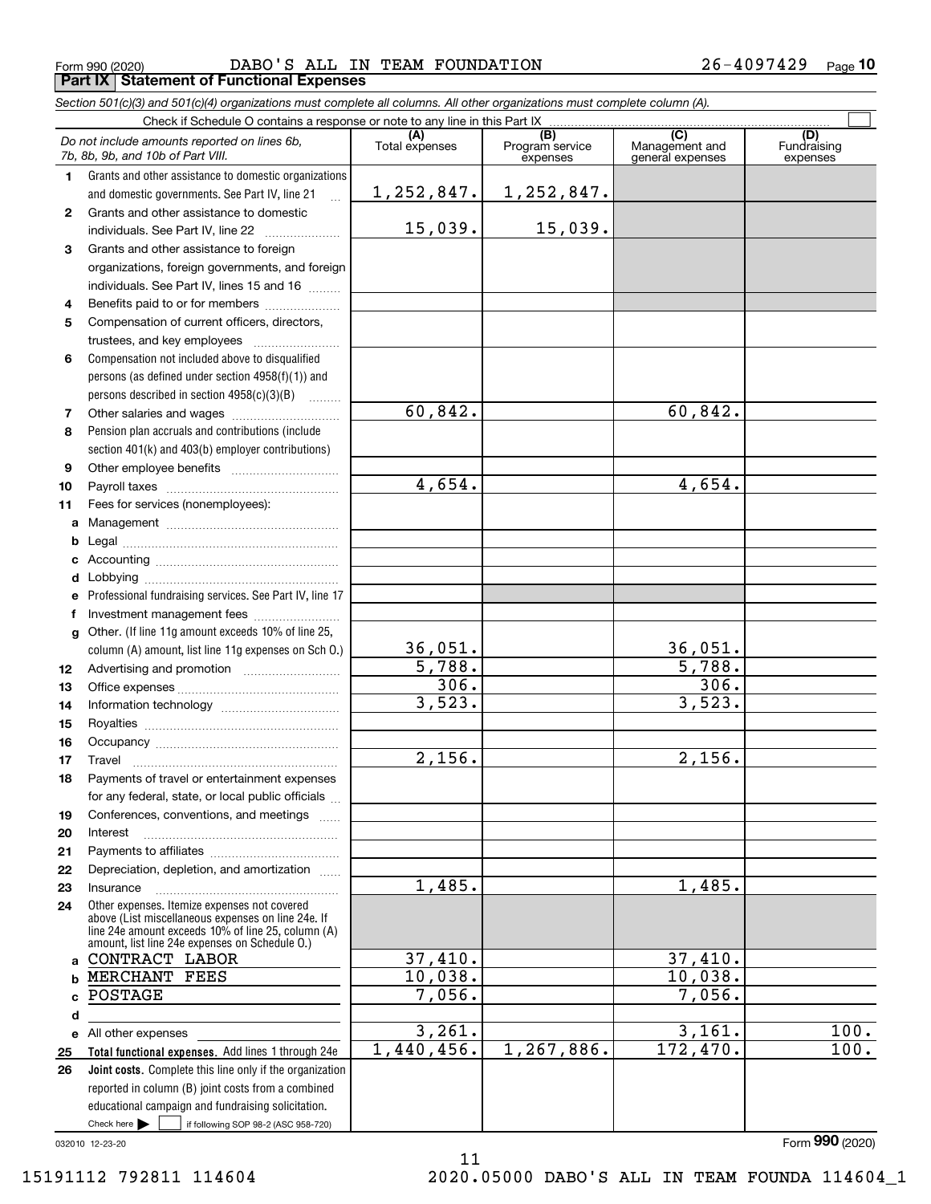Form 990 (2020) DABO'S ALL IN TEAM FOUNDATION 26-4097429 Page **10**

**Part IX Statement of Functional Expenses**

*Section 501(c)(3) and 501(c)(4) organizations must complete all columns. All other organizations must complete column (A).*

Check if Schedule O contains a response or note to any line in this Part IX ☐

| | *Do not include amounts reported on lines 6b, 7b, 8b, 9b, and 10b of Part VIII.* | (A) Total expenses | (B) Program service expenses | (C) Management and general expenses | (D) Fundraising expenses |
|---|---|---|---|---|---|
| **1** | Grants and other assistance to domestic organizations and domestic governments. See Part IV, line 21 | 1,252,847. | 1,252,847. | | |
| **2** | Grants and other assistance to domestic individuals. See Part IV, line 22 | 15,039. | 15,039. | | |
| **3** | Grants and other assistance to foreign organizations, foreign governments, and foreign individuals. See Part IV, lines 15 and 16 | | | | |
| **4** | Benefits paid to or for members | | | | |
| **5** | Compensation of current officers, directors, trustees, and key employees | | | | |
| **6** | Compensation not included above to disqualified persons (as defined under section 4958(f)(1)) and persons described in section 4958(c)(3)(B) | | | | |
| **7** | Other salaries and wages | 60,842. | | 60,842. | |
| **8** | Pension plan accruals and contributions (include section 401(k) and 403(b) employer contributions) | | | | |
| **9** | Other employee benefits | | | | |
| **10** | Payroll taxes | 4,654. | | 4,654. | |
| **11** | Fees for services (nonemployees): | | | | |
| **a** | Management | | | | |
| **b** | Legal | | | | |
| **c** | Accounting | | | | |
| **d** | Lobbying | | | | |
| **e** | Professional fundraising services. See Part IV, line 17 | | | | |
| **f** | Investment management fees | | | | |
| **g** | Other. (If line 11g amount exceeds 10% of line 25, column (A) amount, list line 11g expenses on Sch O.) | 36,051. | | 36,051. | |
| **12** | Advertising and promotion | 5,788. | | 5,788. | |
| **13** | Office expenses | 306. | | 306. | |
| **14** | Information technology | 3,523. | | 3,523. | |
| **15** | Royalties | | | | |
| **16** | Occupancy | | | | |
| **17** | Travel | 2,156. | | 2,156. | |
| **18** | Payments of travel or entertainment expenses for any federal, state, or local public officials | | | | |
| **19** | Conferences, conventions, and meetings | | | | |
| **20** | Interest | | | | |
| **21** | Payments to affiliates | | | | |
| **22** | Depreciation, depletion, and amortization | | | | |
| **23** | Insurance | 1,485. | | 1,485. | |
| **24** | Other expenses. Itemize expenses not covered above (List miscellaneous expenses on line 24e. If line 24e amount exceeds 10% of line 25, column (A) amount, list line 24e expenses on Schedule O.) | | | | |
| **a** | CONTRACT LABOR | 37,410. | | 37,410. | |
| **b** | MERCHANT FEES | 10,038. | | 10,038. | |
| **c** | POSTAGE | 7,056. | | 7,056. | |
| **d** | | | | | |
| **e** | All other expenses | 3,261. | | 3,161. | 100. |
| **25** | **Total functional expenses.** Add lines 1 through 24e | 1,440,456. | 1,267,886. | 172,470. | 100. |
| **26** | **Joint costs.** Complete this line only if the organization reported in column (B) joint costs from a combined educational campaign and fundraising solicitation. Check here ☐ if following SOP 98-2 (ASC 958-720) | | | | |

032010 12-23-20

Form **990** (2020)

15191112 792811 114604 2020.05000 DABO'S ALL IN TEAM FOUNDA 114604_1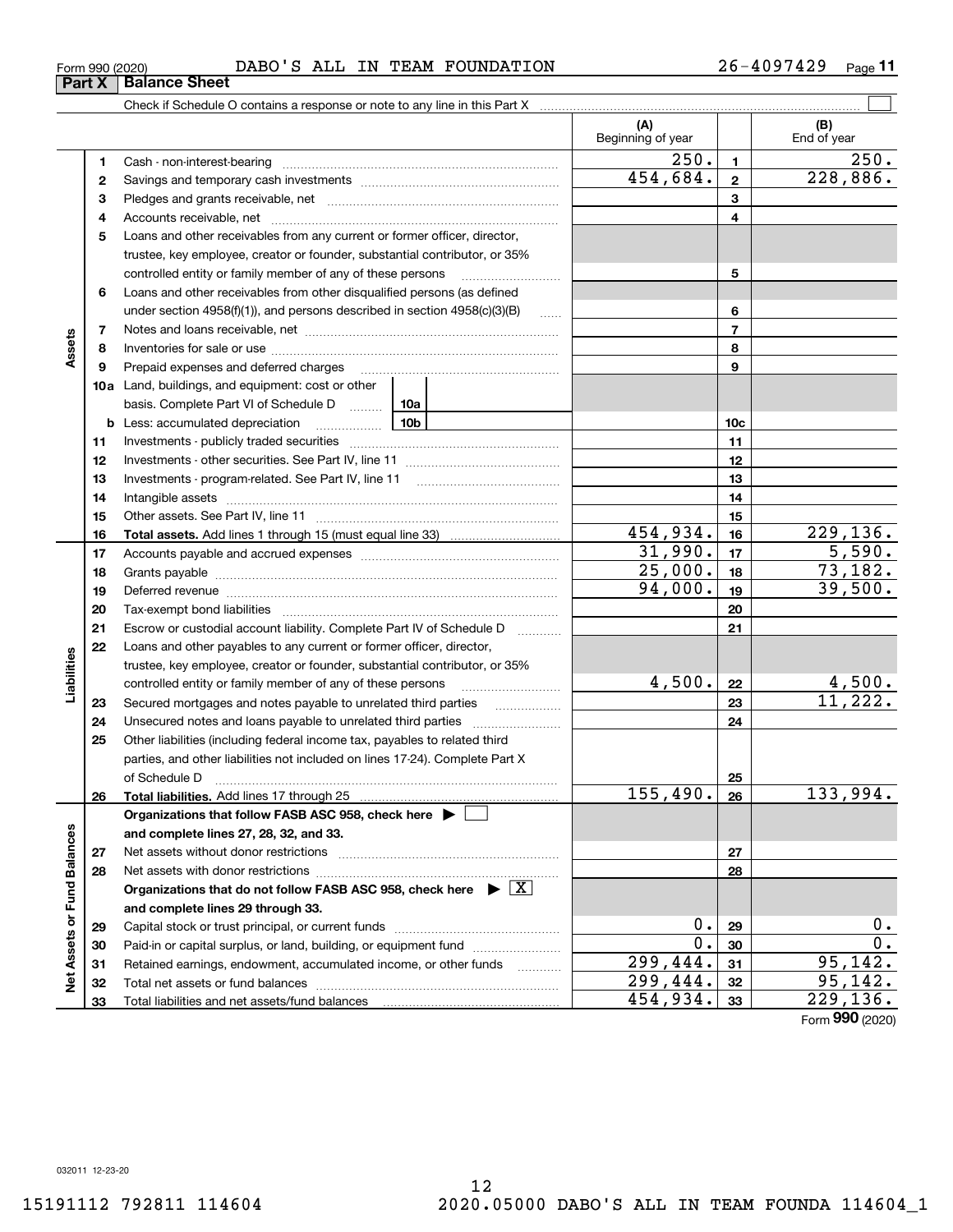Form 990 (2020) DABO'S ALL IN TEAM FOUNDATION 26-4097429 Page **11**

## Part X Balance Sheet

Check if Schedule O contains a response or note to any line in this Part X ☐

| | | | (A) Beginning of year | | (B) End of year |
|---|---|---|---|---|---|
| **Assets** | 1 | Cash - non-interest-bearing | 250. | 1 | 250. |
| | 2 | Savings and temporary cash investments | 454,684. | 2 | 228,886. |
| | 3 | Pledges and grants receivable, net | | 3 | |
| | 4 | Accounts receivable, net | | 4 | |
| | 5 | Loans and other receivables from any current or former officer, director, trustee, key employee, creator or founder, substantial contributor, or 35% controlled entity or family member of any of these persons | | 5 | |
| | 6 | Loans and other receivables from other disqualified persons (as defined under section 4958(f)(1)), and persons described in section 4958(c)(3)(B) | | 6 | |
| | 7 | Notes and loans receivable, net | | 7 | |
| | 8 | Inventories for sale or use | | 8 | |
| | 9 | Prepaid expenses and deferred charges | | 9 | |
| | 10a | Land, buildings, and equipment: cost or other basis. Complete Part VI of Schedule D ... 10a | | | |
| | b | Less: accumulated depreciation ... 10b | | 10c | |
| | 11 | Investments - publicly traded securities | | 11 | |
| | 12 | Investments - other securities. See Part IV, line 11 | | 12 | |
| | 13 | Investments - program-related. See Part IV, line 11 | | 13 | |
| | 14 | Intangible assets | | 14 | |
| | 15 | Other assets. See Part IV, line 11 | | 15 | |
| | 16 | **Total assets.** Add lines 1 through 15 (must equal line 33) | 454,934. | 16 | 229,136. |
| **Liabilities** | 17 | Accounts payable and accrued expenses | 31,990. | 17 | 5,590. |
| | 18 | Grants payable | 25,000. | 18 | 73,182. |
| | 19 | Deferred revenue | 94,000. | 19 | 39,500. |
| | 20 | Tax-exempt bond liabilities | | 20 | |
| | 21 | Escrow or custodial account liability. Complete Part IV of Schedule D | | 21 | |
| | 22 | Loans and other payables to any current or former officer, director, trustee, key employee, creator or founder, substantial contributor, or 35% controlled entity or family member of any of these persons | 4,500. | 22 | 4,500. |
| | 23 | Secured mortgages and notes payable to unrelated third parties | | 23 | 11,222. |
| | 24 | Unsecured notes and loans payable to unrelated third parties | | 24 | |
| | 25 | Other liabilities (including federal income tax, payables to related third parties, and other liabilities not included on lines 17-24). Complete Part X of Schedule D | | 25 | |
| | 26 | **Total liabilities.** Add lines 17 through 25 | 155,490. | 26 | 133,994. |
| **Net Assets or Fund Balances** | | **Organizations that follow FASB ASC 958, check here ▶** ☐ **and complete lines 27, 28, 32, and 33.** | | | |
| | 27 | Net assets without donor restrictions | | 27 | |
| | 28 | Net assets with donor restrictions | | 28 | |
| | | **Organizations that do not follow FASB ASC 958, check here ▶** ☒ **and complete lines 29 through 33.** | | | |
| | 29 | Capital stock or trust principal, or current funds | 0. | 29 | 0. |
| | 30 | Paid-in or capital surplus, or land, building, or equipment fund | 0. | 30 | 0. |
| | 31 | Retained earnings, endowment, accumulated income, or other funds | 299,444. | 31 | 95,142. |
| | 32 | Total net assets or fund balances | 299,444. | 32 | 95,142. |
| | 33 | Total liabilities and net assets/fund balances | 454,934. | 33 | 229,136. |

Form **990** (2020)

032011 12-23-20

15191112 792811 114604 2020.05000 DABO'S ALL IN TEAM FOUNDA 114604_1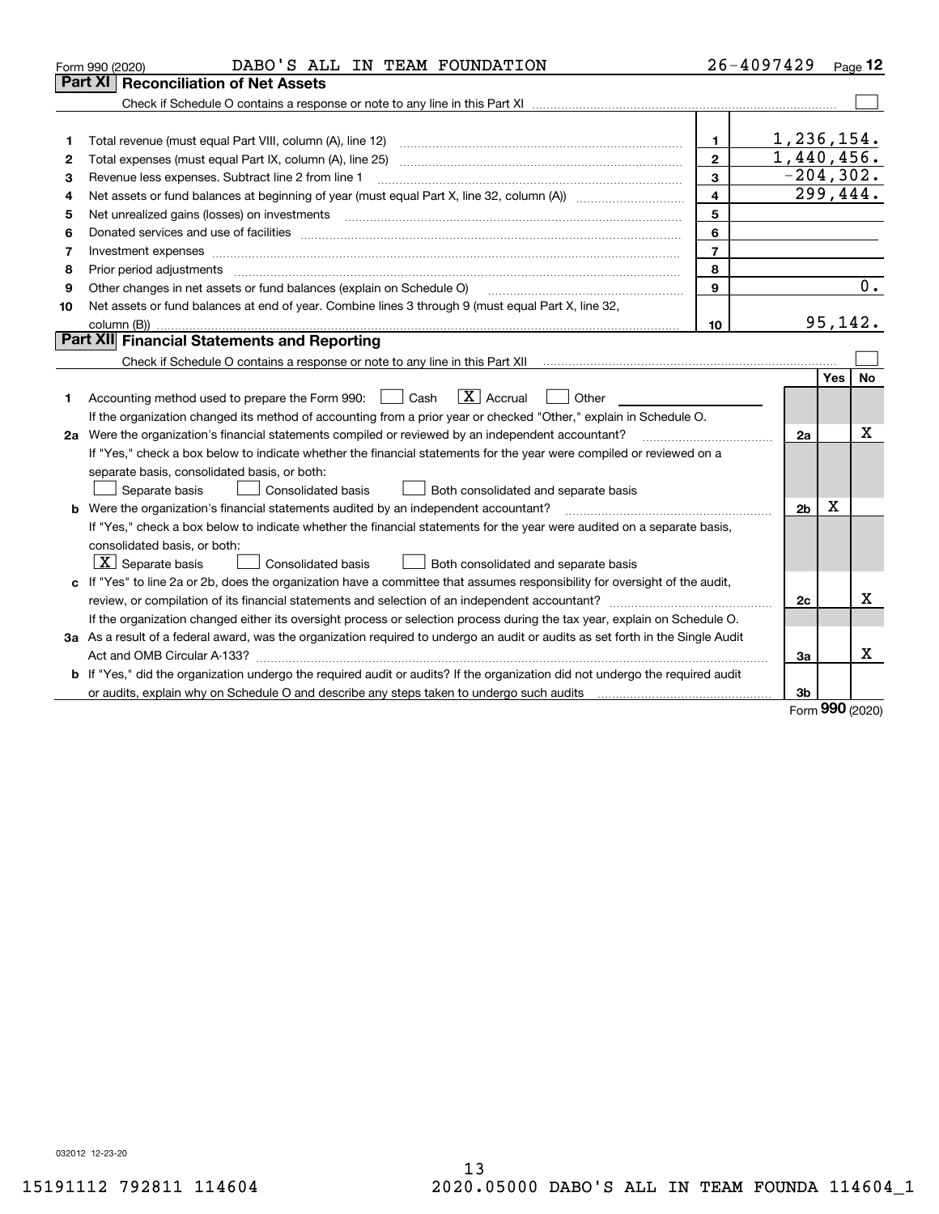Form 990 (2020) DABO'S ALL IN TEAM FOUNDATION 26-4097429 Page **12**

## Part XI Reconciliation of Net Assets

Check if Schedule O contains a response or note to any line in this Part XI ☐

| | | | |
|---|---|---|---|
| 1 | Total revenue (must equal Part VIII, column (A), line 12) | 1 | 1,236,154. |
| 2 | Total expenses (must equal Part IX, column (A), line 25) | 2 | 1,440,456. |
| 3 | Revenue less expenses. Subtract line 2 from line 1 | 3 | -204,302. |
| 4 | Net assets or fund balances at beginning of year (must equal Part X, line 32, column (A)) | 4 | 299,444. |
| 5 | Net unrealized gains (losses) on investments | 5 | |
| 6 | Donated services and use of facilities | 6 | |
| 7 | Investment expenses | 7 | |
| 8 | Prior period adjustments | 8 | |
| 9 | Other changes in net assets or fund balances (explain on Schedule O) | 9 | 0. |
| 10 | Net assets or fund balances at end of year. Combine lines 3 through 9 (must equal Part X, line 32, column (B)) | 10 | 95,142. |

## Part XII Financial Statements and Reporting

Check if Schedule O contains a response or note to any line in this Part XII ☐

| | | | Yes | No |
|---|---|---|---|---|
| 1 | Accounting method used to prepare the Form 990: ☐ Cash ☒ Accrual ☐ Other<br>If the organization changed its method of accounting from a prior year or checked "Other," explain in Schedule O. | | | |
| 2a | Were the organization's financial statements compiled or reviewed by an independent accountant?<br>If "Yes," check a box below to indicate whether the financial statements for the year were compiled or reviewed on a separate basis, consolidated basis, or both:<br>☐ Separate basis ☐ Consolidated basis ☐ Both consolidated and separate basis | 2a | | X |
| b | Were the organization's financial statements audited by an independent accountant?<br>If "Yes," check a box below to indicate whether the financial statements for the year were audited on a separate basis, consolidated basis, or both:<br>☒ Separate basis ☐ Consolidated basis ☐ Both consolidated and separate basis | 2b | X | |
| c | If "Yes" to line 2a or 2b, does the organization have a committee that assumes responsibility for oversight of the audit, review, or compilation of its financial statements and selection of an independent accountant?<br>If the organization changed either its oversight process or selection process during the tax year, explain on Schedule O. | 2c | | X |
| 3a | As a result of a federal award, was the organization required to undergo an audit or audits as set forth in the Single Audit Act and OMB Circular A-133? | 3a | | X |
| b | If "Yes," did the organization undergo the required audit or audits? If the organization did not undergo the required audit or audits, explain why on Schedule O and describe any steps taken to undergo such audits | 3b | | |

Form **990** (2020)

032012 12-23-20

15191112 792811 114604 2020.05000 DABO'S ALL IN TEAM FOUNDA 114604_1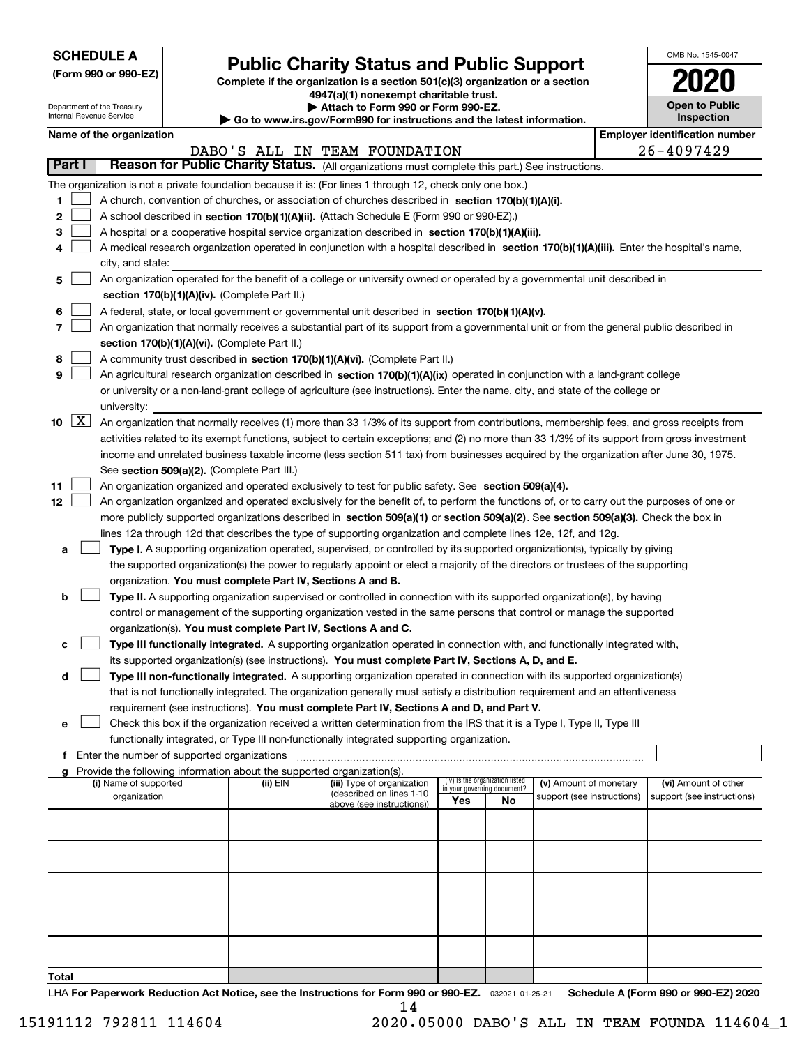**SCHEDULE A**
**(Form 990 or 990-EZ)**

Department of the Treasury
Internal Revenue Service

# Public Charity Status and Public Support

**Complete if the organization is a section 501(c)(3) organization or a section 4947(a)(1) nonexempt charitable trust.**
**▶ Attach to Form 990 or Form 990-EZ.**
**▶ Go to www.irs.gov/Form990 for instructions and the latest information.**

OMB No. 1545-0047

**2020**

**Open to Public Inspection**

**Name of the organization:** DABO'S ALL IN TEAM FOUNDATION
**Employer identification number:** 26-4097429

## Part I — Reason for Public Charity Status. (All organizations must complete this part.) See instructions.

The organization is not a private foundation because it is: (For lines 1 through 12, check only one box.)

1. [ ] A church, convention of churches, or association of churches described in **section 170(b)(1)(A)(i).**
2. [ ] A school described in **section 170(b)(1)(A)(ii).** (Attach Schedule E (Form 990 or 990-EZ).)
3. [ ] A hospital or a cooperative hospital service organization described in **section 170(b)(1)(A)(iii).**
4. [ ] A medical research organization operated in conjunction with a hospital described in **section 170(b)(1)(A)(iii).** Enter the hospital's name, city, and state: ______
5. [ ] An organization operated for the benefit of a college or university owned or operated by a governmental unit described in **section 170(b)(1)(A)(iv).** (Complete Part II.)
6. [ ] A federal, state, or local government or governmental unit described in **section 170(b)(1)(A)(v).**
7. [ ] An organization that normally receives a substantial part of its support from a governmental unit or from the general public described in **section 170(b)(1)(A)(vi).** (Complete Part II.)
8. [ ] A community trust described in **section 170(b)(1)(A)(vi).** (Complete Part II.)
9. [ ] An agricultural research organization described in **section 170(b)(1)(A)(ix)** operated in conjunction with a land-grant college or university or a non-land-grant college of agriculture (see instructions). Enter the name, city, and state of the college or university: ______
10. [X] An organization that normally receives (1) more than 33 1/3% of its support from contributions, membership fees, and gross receipts from activities related to its exempt functions, subject to certain exceptions; and (2) no more than 33 1/3% of its support from gross investment income and unrelated business taxable income (less section 511 tax) from businesses acquired by the organization after June 30, 1975. See **section 509(a)(2).** (Complete Part III.)
11. [ ] An organization organized and operated exclusively to test for public safety. See **section 509(a)(4).**
12. [ ] An organization organized and operated exclusively for the benefit of, to perform the functions of, or to carry out the purposes of one or more publicly supported organizations described in **section 509(a)(1)** or **section 509(a)(2)**. See **section 509(a)(3).** Check the box in lines 12a through 12d that describes the type of supporting organization and complete lines 12e, 12f, and 12g.
   - **a** [ ] **Type I.** A supporting organization operated, supervised, or controlled by its supported organization(s), typically by giving the supported organization(s) the power to regularly appoint or elect a majority of the directors or trustees of the supporting organization. **You must complete Part IV, Sections A and B.**
   - **b** [ ] **Type II.** A supporting organization supervised or controlled in connection with its supported organization(s), by having control or management of the supporting organization vested in the same persons that control or manage the supported organization(s). **You must complete Part IV, Sections A and C.**
   - **c** [ ] **Type III functionally integrated.** A supporting organization operated in connection with, and functionally integrated with, its supported organization(s) (see instructions). **You must complete Part IV, Sections A, D, and E.**
   - **d** [ ] **Type III non-functionally integrated.** A supporting organization operated in connection with its supported organization(s) that is not functionally integrated. The organization generally must satisfy a distribution requirement and an attentiveness requirement (see instructions). **You must complete Part IV, Sections A and D, and Part V.**
   - **e** [ ] Check this box if the organization received a written determination from the IRS that it is a Type I, Type II, Type III functionally integrated, or Type III non-functionally integrated supporting organization.
   - **f** Enter the number of supported organizations ______
   - **g** Provide the following information about the supported organization(s).

| (i) Name of supported organization | (ii) EIN | (iii) Type of organization (described on lines 1-10 above (see instructions)) | (iv) Is the organization listed in your governing document? Yes | No | (v) Amount of monetary support (see instructions) | (vi) Amount of other support (see instructions) |
|---|---|---|---|---|---|---|
| | | | | | | |
| | | | | | | |
| | | | | | | |
| | | | | | | |
| | | | | | | |
| **Total** | | | | | | |

LHA **For Paperwork Reduction Act Notice, see the Instructions for Form 990 or 990-EZ.** 032021 01-25-21 **Schedule A (Form 990 or 990-EZ) 2020**

15191112 792811 114604 2020.05000 DABO'S ALL IN TEAM FOUNDA 114604_1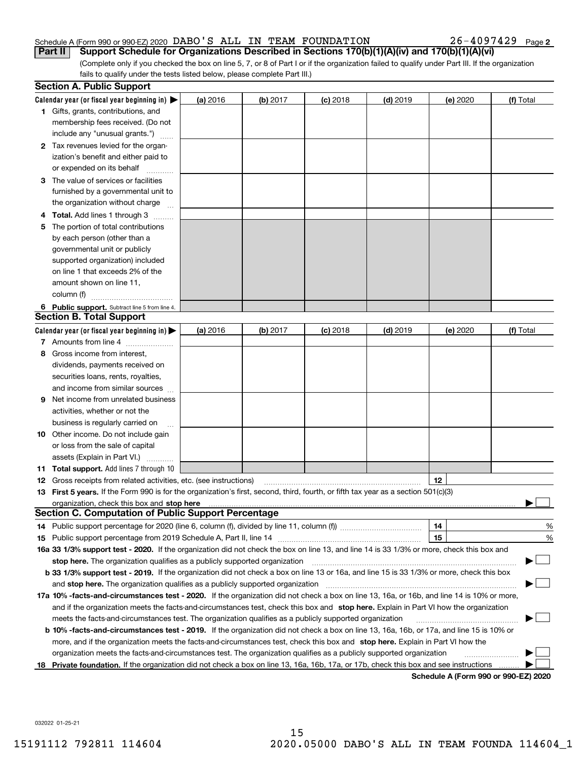Schedule A (Form 990 or 990-EZ) 2020 DABO'S ALL IN TEAM FOUNDATION 26-4097429 Page 2

**Part II** **Support Schedule for Organizations Described in Sections 170(b)(1)(A)(iv) and 170(b)(1)(A)(vi)**

(Complete only if you checked the box on line 5, 7, or 8 of Part I or if the organization failed to qualify under Part III. If the organization fails to qualify under the tests listed below, please complete Part III.)

## Section A. Public Support

| Calendar year (or fiscal year beginning in) ▶ | (a) 2016 | (b) 2017 | (c) 2018 | (d) 2019 | (e) 2020 | (f) Total |
|---|---|---|---|---|---|---|
| 1 Gifts, grants, contributions, and membership fees received. (Do not include any "unusual grants.") | | | | | | |
| 2 Tax revenues levied for the organization's benefit and either paid to or expended on its behalf | | | | | | |
| 3 The value of services or facilities furnished by a governmental unit to the organization without charge | | | | | | |
| 4 **Total.** Add lines 1 through 3 | | | | | | |
| 5 The portion of total contributions by each person (other than a governmental unit or publicly supported organization) included on line 1 that exceeds 2% of the amount shown on line 11, column (f) | | | | | | |
| 6 **Public support.** Subtract line 5 from line 4. | | | | | | |

## Section B. Total Support

| Calendar year (or fiscal year beginning in) ▶ | (a) 2016 | (b) 2017 | (c) 2018 | (d) 2019 | (e) 2020 | (f) Total |
|---|---|---|---|---|---|---|
| 7 Amounts from line 4 | | | | | | |
| 8 Gross income from interest, dividends, payments received on securities loans, rents, royalties, and income from similar sources | | | | | | |
| 9 Net income from unrelated business activities, whether or not the business is regularly carried on | | | | | | |
| 10 Other income. Do not include gain or loss from the sale of capital assets (Explain in Part VI.) | | | | | | |
| 11 **Total support.** Add lines 7 through 10 | | | | | | |

**12** Gross receipts from related activities, etc. (see instructions) | **12** |

**13** **First 5 years.** If the Form 990 is for the organization's first, second, third, fourth, or fifth tax year as a section 501(c)(3) organization, check this box and **stop here** ▶ ☐

## Section C. Computation of Public Support Percentage

**14** Public support percentage for 2020 (line 6, column (f), divided by line 11, column (f)) | **14** | %

**15** Public support percentage from 2019 Schedule A, Part II, line 14 | **15** | %

**16a 33 1/3% support test - 2020.** If the organization did not check the box on line 13, and line 14 is 33 1/3% or more, check this box and **stop here.** The organization qualifies as a publicly supported organization ▶ ☐

**b 33 1/3% support test - 2019.** If the organization did not check a box on line 13 or 16a, and line 15 is 33 1/3% or more, check this box and **stop here.** The organization qualifies as a publicly supported organization ▶ ☐

**17a 10% -facts-and-circumstances test - 2020.** If the organization did not check a box on line 13, 16a, or 16b, and line 14 is 10% or more, and if the organization meets the facts-and-circumstances test, check this box and **stop here.** Explain in Part VI how the organization meets the facts-and-circumstances test. The organization qualifies as a publicly supported organization ▶ ☐

**b 10% -facts-and-circumstances test - 2019.** If the organization did not check a box on line 13, 16a, 16b, or 17a, and line 15 is 10% or more, and if the organization meets the facts-and-circumstances test, check this box and **stop here.** Explain in Part VI how the organization meets the facts-and-circumstances test. The organization qualifies as a publicly supported organization ▶ ☐

**18** **Private foundation.** If the organization did not check a box on line 13, 16a, 16b, 17a, or 17b, check this box and see instructions ▶ ☐

**Schedule A (Form 990 or 990-EZ) 2020**

032022 01-25-21

15191112 792811 114604 2020.05000 DABO'S ALL IN TEAM FOUNDA 114604_1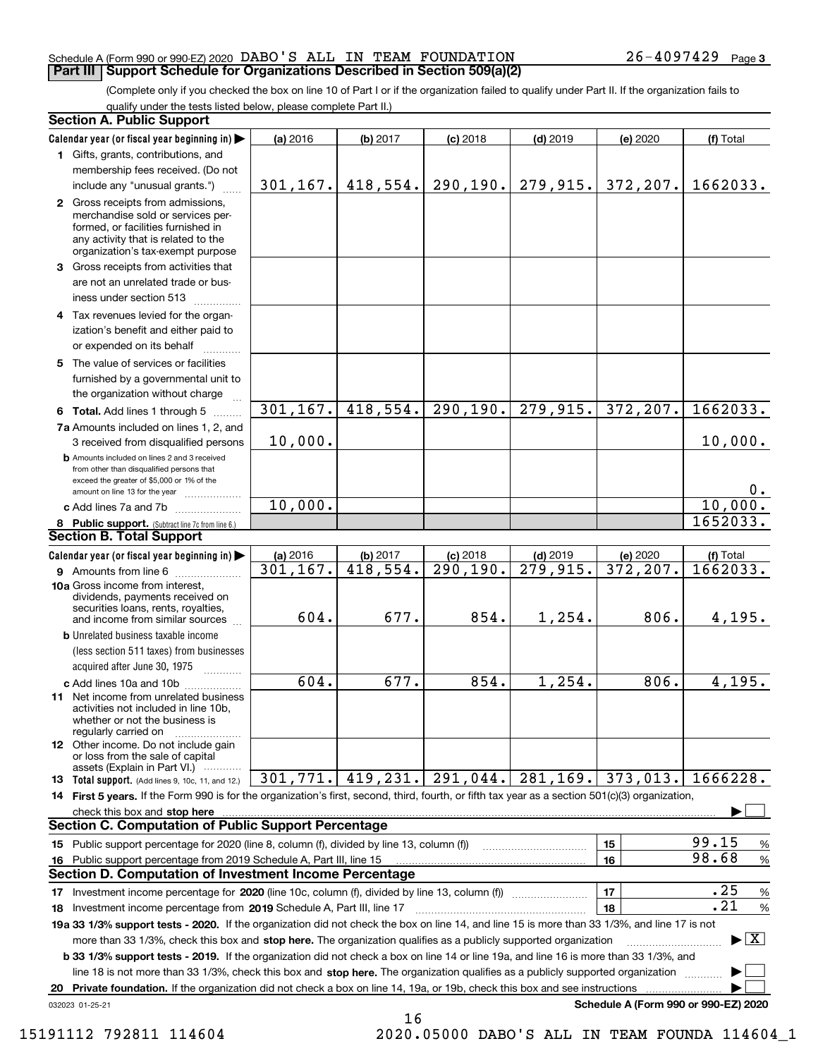Schedule A (Form 990 or 990-EZ) 2020 DABO'S ALL IN TEAM FOUNDATION 26-4097429 Page 3

## Part III Support Schedule for Organizations Described in Section 509(a)(2)

(Complete only if you checked the box on line 10 of Part I or if the organization failed to qualify under Part II. If the organization fails to qualify under the tests listed below, please complete Part II.)

### Section A. Public Support

| Calendar year (or fiscal year beginning in) ▶ | (a) 2016 | (b) 2017 | (c) 2018 | (d) 2019 | (e) 2020 | (f) Total |
|---|---|---|---|---|---|---|
| 1 Gifts, grants, contributions, and membership fees received. (Do not include any "unusual grants.") | 301,167. | 418,554. | 290,190. | 279,915. | 372,207. | 1662033. |
| 2 Gross receipts from admissions, merchandise sold or services performed, or facilities furnished in any activity that is related to the organization's tax-exempt purpose | | | | | | |
| 3 Gross receipts from activities that are not an unrelated trade or business under section 513 | | | | | | |
| 4 Tax revenues levied for the organization's benefit and either paid to or expended on its behalf | | | | | | |
| 5 The value of services or facilities furnished by a governmental unit to the organization without charge | | | | | | |
| 6 **Total.** Add lines 1 through 5 | 301,167. | 418,554. | 290,190. | 279,915. | 372,207. | 1662033. |
| 7a Amounts included on lines 1, 2, and 3 received from disqualified persons | 10,000. | | | | | 10,000. |
| b Amounts included on lines 2 and 3 received from other than disqualified persons that exceed the greater of $5,000 or 1% of the amount on line 13 for the year | | | | | | 0. |
| c Add lines 7a and 7b | 10,000. | | | | | 10,000. |
| 8 **Public support.** (Subtract line 7c from line 6.) | | | | | | 1652033. |

### Section B. Total Support

| Calendar year (or fiscal year beginning in) ▶ | (a) 2016 | (b) 2017 | (c) 2018 | (d) 2019 | (e) 2020 | (f) Total |
|---|---|---|---|---|---|---|
| 9 Amounts from line 6 | 301,167. | 418,554. | 290,190. | 279,915. | 372,207. | 1662033. |
| 10a Gross income from interest, dividends, payments received on securities loans, rents, royalties, and income from similar sources | 604. | 677. | 854. | 1,254. | 806. | 4,195. |
| b Unrelated business taxable income (less section 511 taxes) from businesses acquired after June 30, 1975 | | | | | | |
| c Add lines 10a and 10b | 604. | 677. | 854. | 1,254. | 806. | 4,195. |
| 11 Net income from unrelated business activities not included in line 10b, whether or not the business is regularly carried on | | | | | | |
| 12 Other income. Do not include gain or loss from the sale of capital assets (Explain in Part VI.) | | | | | | |
| 13 **Total support.** (Add lines 9, 10c, 11, and 12.) | 301,771. | 419,231. | 291,044. | 281,169. | 373,013. | 1666228. |

14 **First 5 years.** If the Form 990 is for the organization's first, second, third, fourth, or fifth tax year as a section 501(c)(3) organization, check this box and **stop here** ▶ ☐

### Section C. Computation of Public Support Percentage

| | | | |
|---|---|---|---|
| 15 Public support percentage for 2020 (line 8, column (f), divided by line 13, column (f)) | 15 | 99.15 | % |
| 16 Public support percentage from 2019 Schedule A, Part III, line 15 | 16 | 98.68 | % |

### Section D. Computation of Investment Income Percentage

| | | | |
|---|---|---|---|
| 17 Investment income percentage for **2020** (line 10c, column (f), divided by line 13, column (f)) | 17 | .25 | % |
| 18 Investment income percentage from **2019** Schedule A, Part III, line 17 | 18 | .21 | % |

**19a 33 1/3% support tests - 2020.** If the organization did not check the box on line 14, and line 15 is more than 33 1/3%, and line 17 is not more than 33 1/3%, check this box and **stop here.** The organization qualifies as a publicly supported organization ▶ ☒

**b 33 1/3% support tests - 2019.** If the organization did not check a box on line 14 or line 19a, and line 16 is more than 33 1/3%, and line 18 is not more than 33 1/3%, check this box and **stop here.** The organization qualifies as a publicly supported organization ▶ ☐

**20 Private foundation.** If the organization did not check a box on line 14, 19a, or 19b, check this box and see instructions ▶ ☐

032023 01-25-21 **Schedule A (Form 990 or 990-EZ) 2020**

15191112 792811 114604 2020.05000 DABO'S ALL IN TEAM FOUNDA 114604_1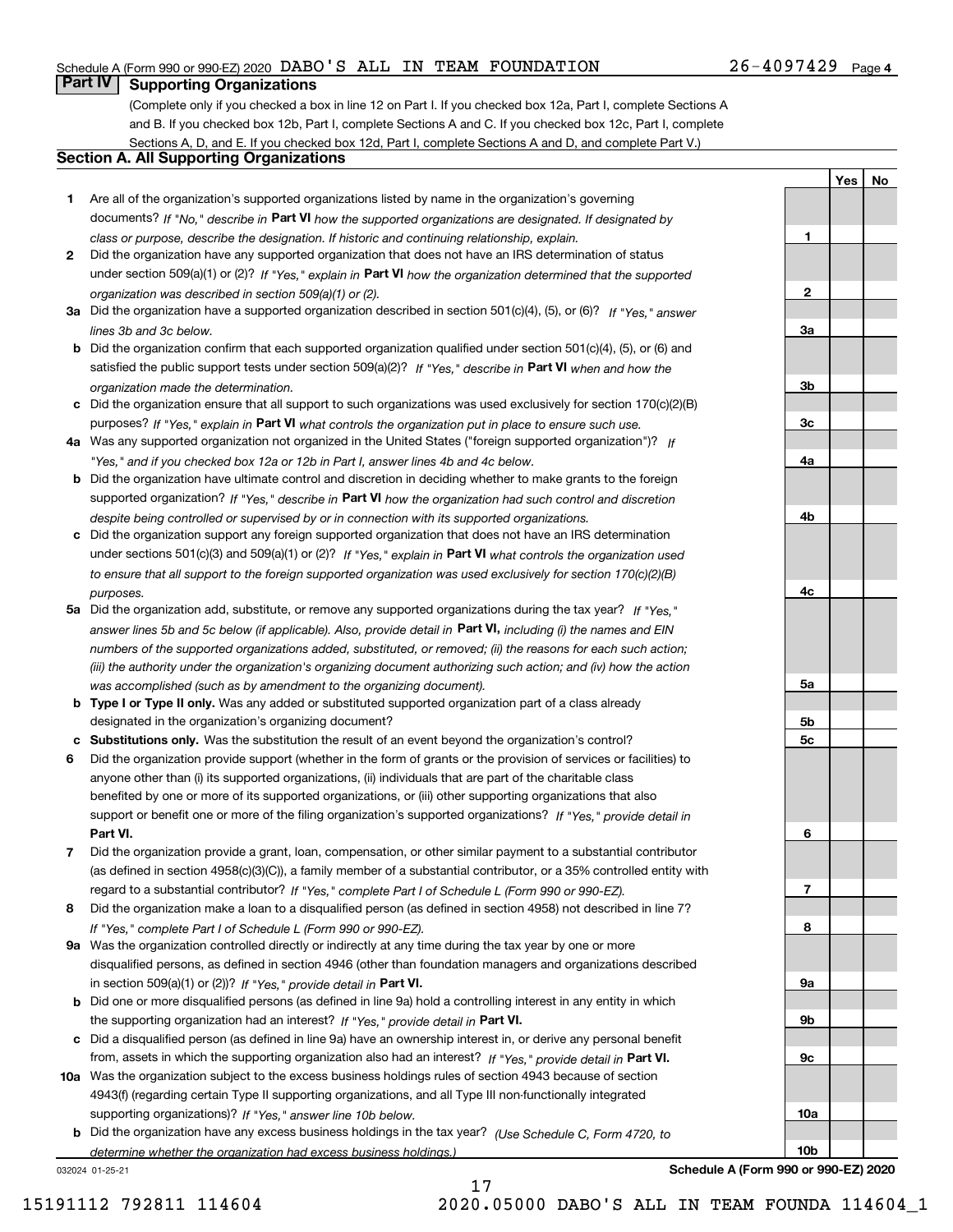Schedule A (Form 990 or 990-EZ) 2020 DABO'S ALL IN TEAM FOUNDATION 26-4097429 Page 4

## Part IV Supporting Organizations

(Complete only if you checked a box in line 12 on Part I. If you checked box 12a, Part I, complete Sections A and B. If you checked box 12b, Part I, complete Sections A and C. If you checked box 12c, Part I, complete Sections A, D, and E. If you checked box 12d, Part I, complete Sections A and D, and complete Part V.)

### Section A. All Supporting Organizations

| | | | Yes | No |
|---|---|---|---|---|
| **1** | Are all of the organization's supported organizations listed by name in the organization's governing documents? *If "No," describe in* **Part VI** *how the supported organizations are designated. If designated by class or purpose, describe the designation. If historic and continuing relationship, explain.* | 1 | | |
| **2** | Did the organization have any supported organization that does not have an IRS determination of status under section 509(a)(1) or (2)? *If "Yes," explain in* **Part VI** *how the organization determined that the supported organization was described in section 509(a)(1) or (2).* | 2 | | |
| **3a** | Did the organization have a supported organization described in section 501(c)(4), (5), or (6)? *If "Yes," answer lines 3b and 3c below.* | 3a | | |
| **b** | Did the organization confirm that each supported organization qualified under section 501(c)(4), (5), or (6) and satisfied the public support tests under section 509(a)(2)? *If "Yes," describe in* **Part VI** *when and how the organization made the determination.* | 3b | | |
| **c** | Did the organization ensure that all support to such organizations was used exclusively for section 170(c)(2)(B) purposes? *If "Yes," explain in* **Part VI** *what controls the organization put in place to ensure such use.* | 3c | | |
| **4a** | Was any supported organization not organized in the United States ("foreign supported organization")? *If "Yes," and if you checked box 12a or 12b in Part I, answer lines 4b and 4c below.* | 4a | | |
| **b** | Did the organization have ultimate control and discretion in deciding whether to make grants to the foreign supported organization? *If "Yes," describe in* **Part VI** *how the organization had such control and discretion despite being controlled or supervised by or in connection with its supported organizations.* | 4b | | |
| **c** | Did the organization support any foreign supported organization that does not have an IRS determination under sections 501(c)(3) and 509(a)(1) or (2)? *If "Yes," explain in* **Part VI** *what controls the organization used to ensure that all support to the foreign supported organization was used exclusively for section 170(c)(2)(B) purposes.* | 4c | | |
| **5a** | Did the organization add, substitute, or remove any supported organizations during the tax year? *If "Yes," answer lines 5b and 5c below (if applicable). Also, provide detail in* **Part VI,** *including (i) the names and EIN numbers of the supported organizations added, substituted, or removed; (ii) the reasons for each such action; (iii) the authority under the organization's organizing document authorizing such action; and (iv) how the action was accomplished (such as by amendment to the organizing document).* | 5a | | |
| **b** | **Type I or Type II only.** Was any added or substituted supported organization part of a class already designated in the organization's organizing document? | 5b | | |
| **c** | **Substitutions only.** Was the substitution the result of an event beyond the organization's control? | 5c | | |
| **6** | Did the organization provide support (whether in the form of grants or the provision of services or facilities) to anyone other than (i) its supported organizations, (ii) individuals that are part of the charitable class benefited by one or more of its supported organizations, or (iii) other supporting organizations that also support or benefit one or more of the filing organization's supported organizations? *If "Yes," provide detail in* **Part VI.** | 6 | | |
| **7** | Did the organization provide a grant, loan, compensation, or other similar payment to a substantial contributor (as defined in section 4958(c)(3)(C)), a family member of a substantial contributor, or a 35% controlled entity with regard to a substantial contributor? *If "Yes," complete Part I of Schedule L (Form 990 or 990-EZ).* | 7 | | |
| **8** | Did the organization make a loan to a disqualified person (as defined in section 4958) not described in line 7? *If "Yes," complete Part I of Schedule L (Form 990 or 990-EZ).* | 8 | | |
| **9a** | Was the organization controlled directly or indirectly at any time during the tax year by one or more disqualified persons, as defined in section 4946 (other than foundation managers and organizations described in section 509(a)(1) or (2))? *If "Yes," provide detail in* **Part VI.** | 9a | | |
| **b** | Did one or more disqualified persons (as defined in line 9a) hold a controlling interest in any entity in which the supporting organization had an interest? *If "Yes," provide detail in* **Part VI.** | 9b | | |
| **c** | Did a disqualified person (as defined in line 9a) have an ownership interest in, or derive any personal benefit from, assets in which the supporting organization also had an interest? *If "Yes," provide detail in* **Part VI.** | 9c | | |
| **10a** | Was the organization subject to the excess business holdings rules of section 4943 because of section 4943(f) (regarding certain Type II supporting organizations, and all Type III non-functionally integrated supporting organizations)? *If "Yes," answer line 10b below.* | 10a | | |
| **b** | Did the organization have any excess business holdings in the tax year? *(Use Schedule C, Form 4720, to determine whether the organization had excess business holdings.)* | 10b | | |

032024 01-25-21 **Schedule A (Form 990 or 990-EZ) 2020**

15191112 792811 114604 2020.05000 DABO'S ALL IN TEAM FOUNDA 114604_1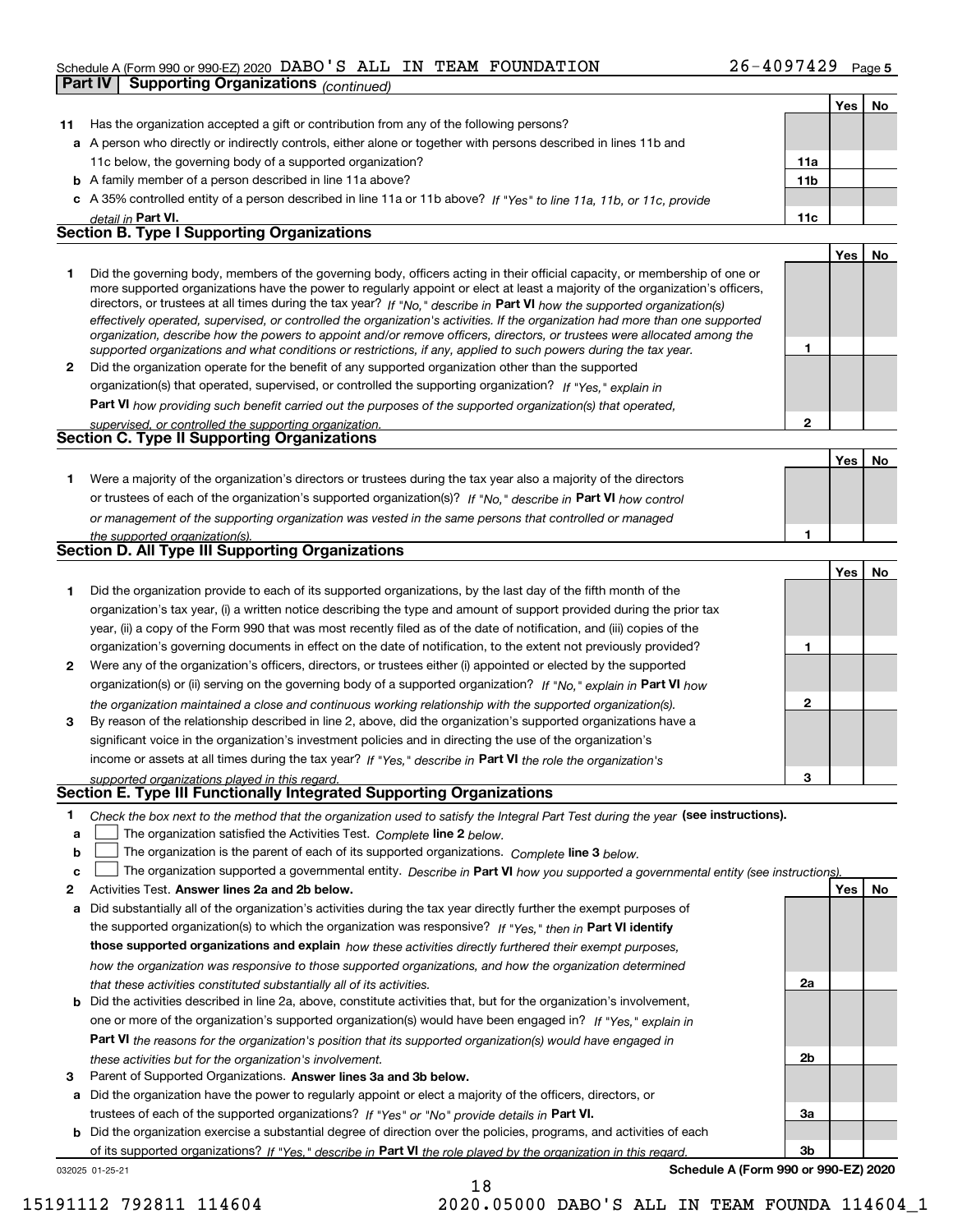Schedule A (Form 990 or 990-EZ) 2020 DABO'S ALL IN TEAM FOUNDATION 26-4097429 Page **5**

**Part IV | Supporting Organizations** *(continued)*

| | | | Yes | No |
|---|---|---|---|---|
| **11** | Has the organization accepted a gift or contribution from any of the following persons? | | | |
| **a** | A person who directly or indirectly controls, either alone or together with persons described in lines 11b and 11c below, the governing body of a supported organization? | **11a** | | |
| **b** | A family member of a person described in line 11a above? | **11b** | | |
| **c** | A 35% controlled entity of a person described in line 11a or 11b above? *If "Yes" to line 11a, 11b, or 11c, provide detail in* **Part VI.** | **11c** | | |

## Section B. Type I Supporting Organizations

| | | | Yes | No |
|---|---|---|---|---|
| **1** | Did the governing body, members of the governing body, officers acting in their official capacity, or membership of one or more supported organizations have the power to regularly appoint or elect at least a majority of the organization's officers, directors, or trustees at all times during the tax year? *If "No," describe in* **Part VI** *how the supported organization(s) effectively operated, supervised, or controlled the organization's activities. If the organization had more than one supported organization, describe how the powers to appoint and/or remove officers, directors, or trustees were allocated among the supported organizations and what conditions or restrictions, if any, applied to such powers during the tax year.* | **1** | | |
| **2** | Did the organization operate for the benefit of any supported organization other than the supported organization(s) that operated, supervised, or controlled the supporting organization? *If "Yes," explain in* **Part VI** *how providing such benefit carried out the purposes of the supported organization(s) that operated, supervised, or controlled the supporting organization.* | **2** | | |

## Section C. Type II Supporting Organizations

| | | | Yes | No |
|---|---|---|---|---|
| **1** | Were a majority of the organization's directors or trustees during the tax year also a majority of the directors or trustees of each of the organization's supported organization(s)? *If "No," describe in* **Part VI** *how control or management of the supporting organization was vested in the same persons that controlled or managed the supported organization(s).* | **1** | | |

## Section D. All Type III Supporting Organizations

| | | | Yes | No |
|---|---|---|---|---|
| **1** | Did the organization provide to each of its supported organizations, by the last day of the fifth month of the organization's tax year, (i) a written notice describing the type and amount of support provided during the prior tax year, (ii) a copy of the Form 990 that was most recently filed as of the date of notification, and (iii) copies of the organization's governing documents in effect on the date of notification, to the extent not previously provided? | **1** | | |
| **2** | Were any of the organization's officers, directors, or trustees either (i) appointed or elected by the supported organization(s) or (ii) serving on the governing body of a supported organization? *If "No," explain in* **Part VI** *how the organization maintained a close and continuous working relationship with the supported organization(s).* | **2** | | |
| **3** | By reason of the relationship described in line 2, above, did the organization's supported organizations have a significant voice in the organization's investment policies and in directing the use of the organization's income or assets at all times during the tax year? *If "Yes," describe in* **Part VI** *the role the organization's supported organizations played in this regard.* | **3** | | |

## Section E. Type III Functionally Integrated Supporting Organizations

**1** *Check the box next to the method that the organization used to satisfy the Integral Part Test during the year* **(see instructions).**

**a** ☐ The organization satisfied the Activities Test. *Complete* **line 2** *below.*

**b** ☐ The organization is the parent of each of its supported organizations. *Complete* **line 3** *below.*

**c** ☐ The organization supported a governmental entity. *Describe in* **Part VI** *how you supported a governmental entity (see instructions).*

| | | | Yes | No |
|---|---|---|---|---|
| **2** | Activities Test. **Answer lines 2a and 2b below.** | | | |
| **a** | Did substantially all of the organization's activities during the tax year directly further the exempt purposes of the supported organization(s) to which the organization was responsive? *If "Yes," then in* **Part VI identify those supported organizations and explain** *how these activities directly furthered their exempt purposes, how the organization was responsive to those supported organizations, and how the organization determined that these activities constituted substantially all of its activities.* | **2a** | | |
| **b** | Did the activities described in line 2a, above, constitute activities that, but for the organization's involvement, one or more of the organization's supported organization(s) would have been engaged in? *If "Yes," explain in* **Part VI** *the reasons for the organization's position that its supported organization(s) would have engaged in these activities but for the organization's involvement.* | **2b** | | |
| **3** | Parent of Supported Organizations. **Answer lines 3a and 3b below.** | | | |
| **a** | Did the organization have the power to regularly appoint or elect a majority of the officers, directors, or trustees of each of the supported organizations? *If "Yes" or "No" provide details in* **Part VI.** | **3a** | | |
| **b** | Did the organization exercise a substantial degree of direction over the policies, programs, and activities of each of its supported organizations? *If "Yes," describe in* **Part VI** *the role played by the organization in this regard.* | **3b** | | |

032025 01-25-21 **Schedule A (Form 990 or 990-EZ) 2020**

15191112 792811 114604 2020.05000 DABO'S ALL IN TEAM FOUNDA 114604_1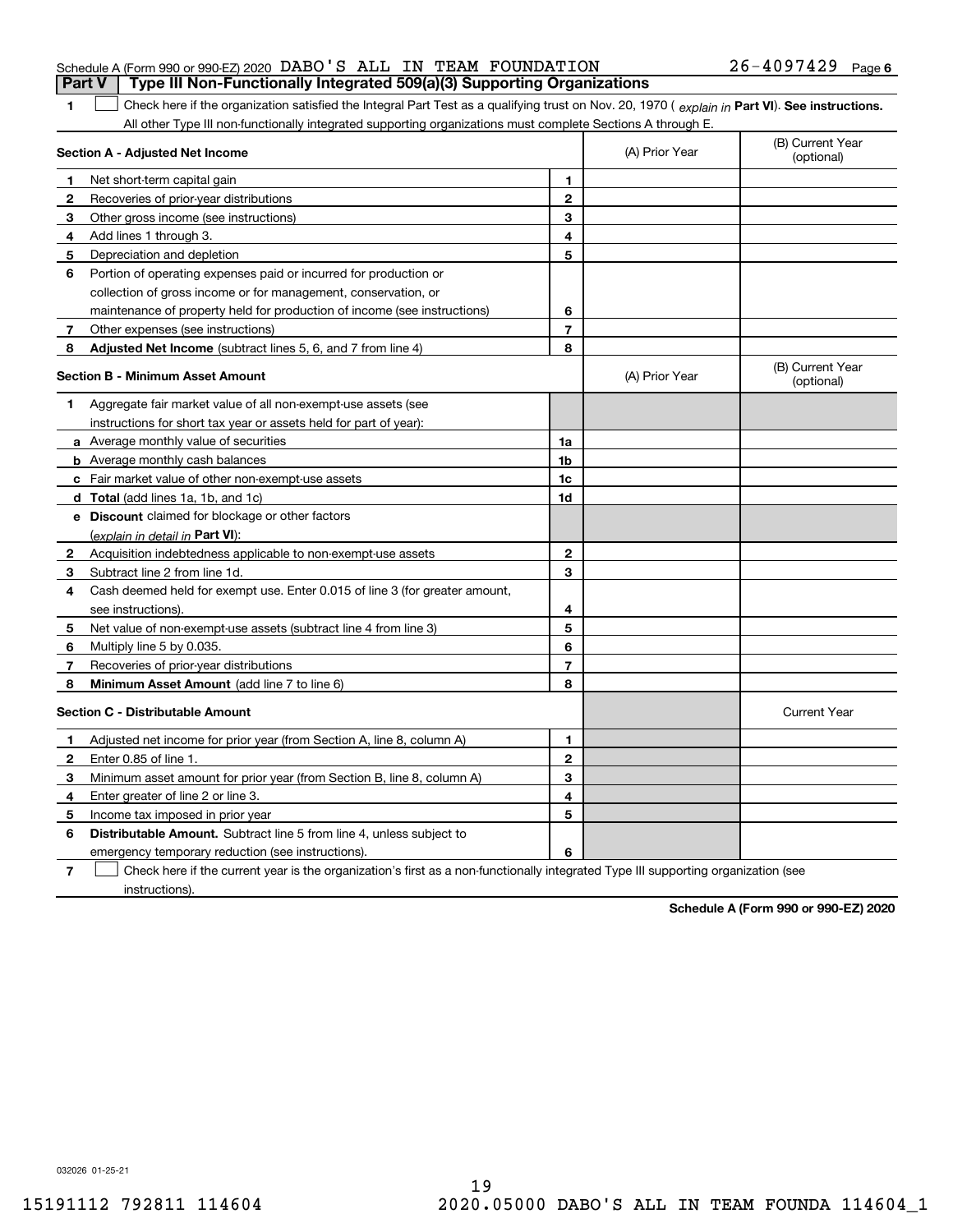Schedule A (Form 990 or 990-EZ) 2020 DABO'S ALL IN TEAM FOUNDATION 26-4097429 Page 6

## Part V Type III Non-Functionally Integrated 509(a)(3) Supporting Organizations

1 ☐ Check here if the organization satisfied the Integral Part Test as a qualifying trust on Nov. 20, 1970 ( *explain in* **Part VI**). **See instructions.** All other Type III non-functionally integrated supporting organizations must complete Sections A through E.

| **Section A - Adjusted Net Income** | | | (A) Prior Year | (B) Current Year (optional) |
|---|---|---|---|---|
| 1 | Net short-term capital gain | 1 | | |
| 2 | Recoveries of prior-year distributions | 2 | | |
| 3 | Other gross income (see instructions) | 3 | | |
| 4 | Add lines 1 through 3. | 4 | | |
| 5 | Depreciation and depletion | 5 | | |
| 6 | Portion of operating expenses paid or incurred for production or collection of gross income or for management, conservation, or maintenance of property held for production of income (see instructions) | 6 | | |
| 7 | Other expenses (see instructions) | 7 | | |
| 8 | **Adjusted Net Income** (subtract lines 5, 6, and 7 from line 4) | 8 | | |

| **Section B - Minimum Asset Amount** | | | (A) Prior Year | (B) Current Year (optional) |
|---|---|---|---|---|
| 1 | Aggregate fair market value of all non-exempt-use assets (see instructions for short tax year or assets held for part of year): | | | |
| a | Average monthly value of securities | 1a | | |
| b | Average monthly cash balances | 1b | | |
| c | Fair market value of other non-exempt-use assets | 1c | | |
| d | **Total** (add lines 1a, 1b, and 1c) | 1d | | |
| e | **Discount** claimed for blockage or other factors (*explain in detail in* **Part VI**): | | | |
| 2 | Acquisition indebtedness applicable to non-exempt-use assets | 2 | | |
| 3 | Subtract line 2 from line 1d. | 3 | | |
| 4 | Cash deemed held for exempt use. Enter 0.015 of line 3 (for greater amount, see instructions). | 4 | | |
| 5 | Net value of non-exempt-use assets (subtract line 4 from line 3) | 5 | | |
| 6 | Multiply line 5 by 0.035. | 6 | | |
| 7 | Recoveries of prior-year distributions | 7 | | |
| 8 | **Minimum Asset Amount** (add line 7 to line 6) | 8 | | |

| **Section C - Distributable Amount** | | | | Current Year |
|---|---|---|---|---|
| 1 | Adjusted net income for prior year (from Section A, line 8, column A) | 1 | | |
| 2 | Enter 0.85 of line 1. | 2 | | |
| 3 | Minimum asset amount for prior year (from Section B, line 8, column A) | 3 | | |
| 4 | Enter greater of line 2 or line 3. | 4 | | |
| 5 | Income tax imposed in prior year | 5 | | |
| 6 | **Distributable Amount.** Subtract line 5 from line 4, unless subject to emergency temporary reduction (see instructions). | 6 | | |

7 ☐ Check here if the current year is the organization's first as a non-functionally integrated Type III supporting organization (see instructions).

**Schedule A (Form 990 or 990-EZ) 2020**

032026 01-25-21

15191112 792811 114604 2020.05000 DABO'S ALL IN TEAM FOUNDA 114604_1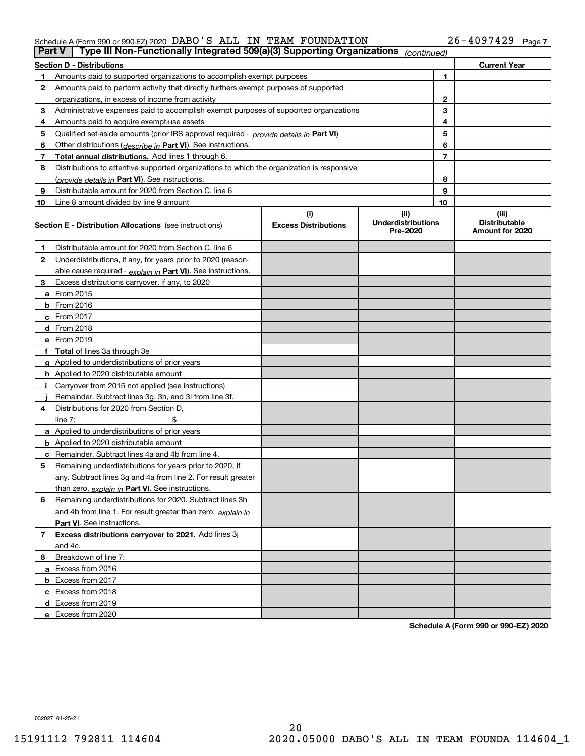Schedule A (Form 990 or 990-EZ) 2020 DABO'S ALL IN TEAM FOUNDATION 26-4097429 Page 7

**Part V | Type III Non-Functionally Integrated 509(a)(3) Supporting Organizations** *(continued)*

| Section D - Distributions | | | Current Year |
|---|---|---|---|
| 1 | Amounts paid to supported organizations to accomplish exempt purposes | 1 | |
| 2 | Amounts paid to perform activity that directly furthers exempt purposes of supported organizations, in excess of income from activity | 2 | |
| 3 | Administrative expenses paid to accomplish exempt purposes of supported organizations | 3 | |
| 4 | Amounts paid to acquire exempt-use assets | 4 | |
| 5 | Qualified set-aside amounts (prior IRS approval required - *provide details in* **Part VI**) | 5 | |
| 6 | Other distributions (*describe in* **Part VI**). See instructions. | 6 | |
| 7 | **Total annual distributions.** Add lines 1 through 6. | 7 | |
| 8 | Distributions to attentive supported organizations to which the organization is responsive (*provide details in* **Part VI**). See instructions. | 8 | |
| 9 | Distributable amount for 2020 from Section C, line 6 | 9 | |
| 10 | Line 8 amount divided by line 9 amount | 10 | |

| Section E - Distribution Allocations (see instructions) | (i) Excess Distributions | (ii) Underdistributions Pre-2020 | (iii) Distributable Amount for 2020 |
|---|---|---|---|
| **1** Distributable amount for 2020 from Section C, line 6 | | | |
| **2** Underdistributions, if any, for years prior to 2020 (reasonable cause required - *explain in* **Part VI**). See instructions. | | | |
| **3** Excess distributions carryover, if any, to 2020 | | | |
| **a** From 2015 | | | |
| **b** From 2016 | | | |
| **c** From 2017 | | | |
| **d** From 2018 | | | |
| **e** From 2019 | | | |
| **f** **Total** of lines 3a through 3e | | | |
| **g** Applied to underdistributions of prior years | | | |
| **h** Applied to 2020 distributable amount | | | |
| **i** Carryover from 2015 not applied (see instructions) | | | |
| **j** Remainder. Subtract lines 3g, 3h, and 3i from line 3f. | | | |
| **4** Distributions for 2020 from Section D, line 7: $ | | | |
| **a** Applied to underdistributions of prior years | | | |
| **b** Applied to 2020 distributable amount | | | |
| **c** Remainder. Subtract lines 4a and 4b from line 4. | | | |
| **5** Remaining underdistributions for years prior to 2020, if any. Subtract lines 3g and 4a from line 2. For result greater than zero, *explain in* **Part VI.** See instructions. | | | |
| **6** Remaining underdistributions for 2020. Subtract lines 3h and 4b from line 1. For result greater than zero, *explain in* **Part VI**. See instructions. | | | |
| **7** **Excess distributions carryover to 2021.** Add lines 3j and 4c. | | | |
| **8** Breakdown of line 7: | | | |
| **a** Excess from 2016 | | | |
| **b** Excess from 2017 | | | |
| **c** Excess from 2018 | | | |
| **d** Excess from 2019 | | | |
| **e** Excess from 2020 | | | |

**Schedule A (Form 990 or 990-EZ) 2020**

032027 01-25-21

15191112 792811 114604 2020.05000 DABO'S ALL IN TEAM FOUNDA 114604_1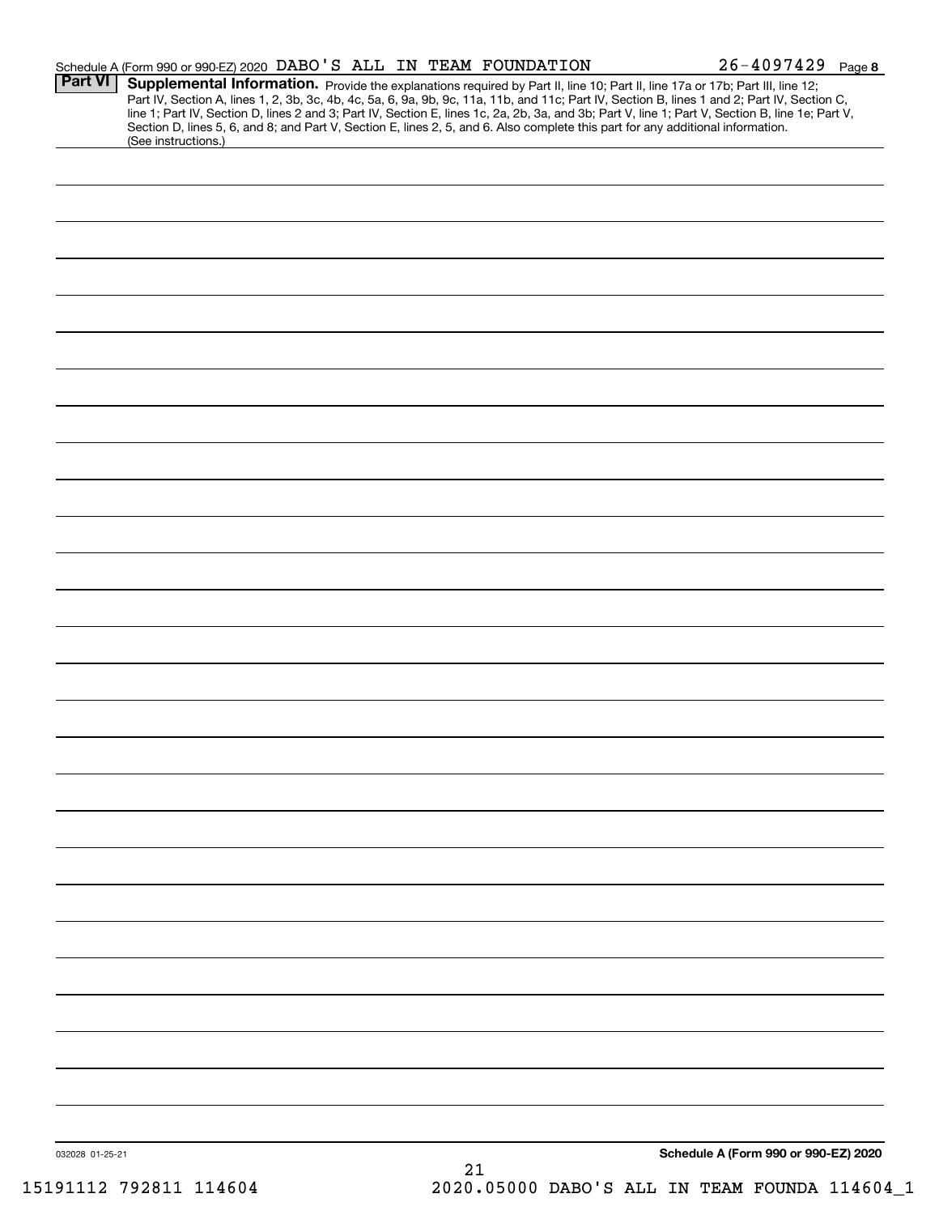Schedule A (Form 990 or 990-EZ) 2020 DABO'S ALL IN TEAM FOUNDATION 26-4097429 Page 8

**Part VI** **Supplemental Information.** Provide the explanations required by Part II, line 10; Part II, line 17a or 17b; Part III, line 12; Part IV, Section A, lines 1, 2, 3b, 3c, 4b, 4c, 5a, 6, 9a, 9b, 9c, 11a, 11b, and 11c; Part IV, Section B, lines 1 and 2; Part IV, Section C, line 1; Part IV, Section D, lines 2 and 3; Part IV, Section E, lines 1c, 2a, 2b, 3a, and 3b; Part V, line 1; Part V, Section B, line 1e; Part V, Section D, lines 5, 6, and 8; and Part V, Section E, lines 2, 5, and 6. Also complete this part for any additional information. (See instructions.)

032028 01-25-21

**Schedule A (Form 990 or 990-EZ) 2020**

15191112 792811 114604 2020.05000 DABO'S ALL IN TEAM FOUNDA 114604_1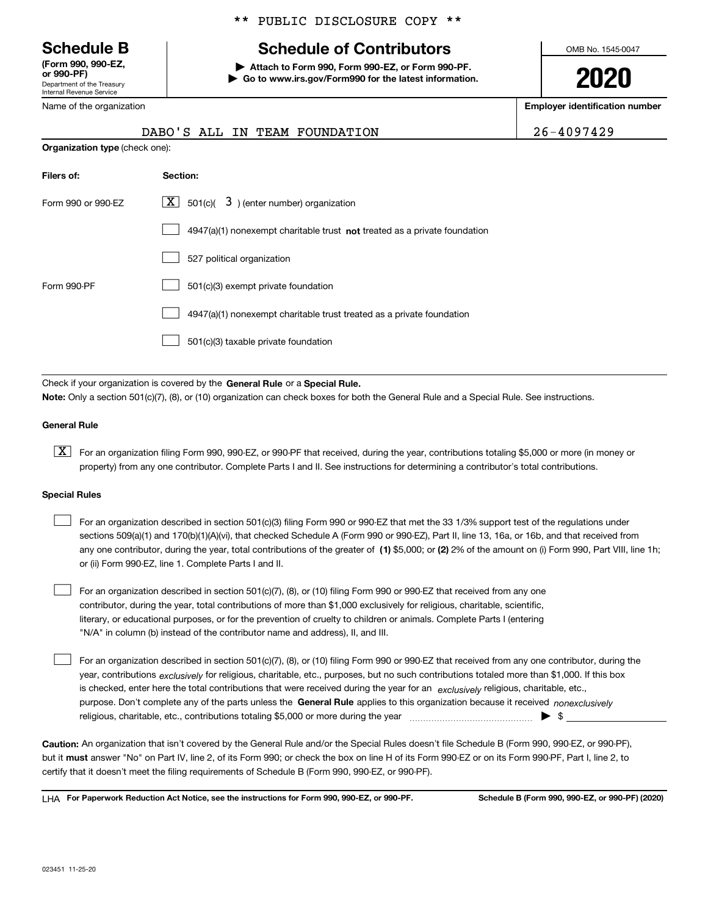\*\* PUBLIC DISCLOSURE COPY \*\*

# Schedule B

**(Form 990, 990-EZ, or 990-PF)**
Department of the Treasury
Internal Revenue Service

## Schedule of Contributors

**▶ Attach to Form 990, Form 990-EZ, or Form 990-PF.**
**▶ Go to www.irs.gov/Form990 for the latest information.**

OMB No. 1545-0047

**2020**

Name of the organization: DABO'S ALL IN TEAM FOUNDATION

**Employer identification number**: 26-4097429

**Organization type** (check one):

| **Filers of:** | **Section:** |
|---|---|
| Form 990 or 990-EZ | [X] 501(c)( 3 ) (enter number) organization |
| | [ ] 4947(a)(1) nonexempt charitable trust **not** treated as a private foundation |
| | [ ] 527 political organization |
| Form 990-PF | [ ] 501(c)(3) exempt private foundation |
| | [ ] 4947(a)(1) nonexempt charitable trust treated as a private foundation |
| | [ ] 501(c)(3) taxable private foundation |

Check if your organization is covered by the **General Rule** or a **Special Rule.**

**Note:** Only a section 501(c)(7), (8), or (10) organization can check boxes for both the General Rule and a Special Rule. See instructions.

### General Rule

[X] For an organization filing Form 990, 990-EZ, or 990-PF that received, during the year, contributions totaling $5,000 or more (in money or property) from any one contributor. Complete Parts I and II. See instructions for determining a contributor's total contributions.

### Special Rules

[ ] For an organization described in section 501(c)(3) filing Form 990 or 990-EZ that met the 33 1/3% support test of the regulations under sections 509(a)(1) and 170(b)(1)(A)(vi), that checked Schedule A (Form 990 or 990-EZ), Part II, line 13, 16a, or 16b, and that received from any one contributor, during the year, total contributions of the greater of **(1)** $5,000; or **(2)** 2% of the amount on (i) Form 990, Part VIII, line 1h; or (ii) Form 990-EZ, line 1. Complete Parts I and II.

[ ] For an organization described in section 501(c)(7), (8), or (10) filing Form 990 or 990-EZ that received from any one contributor, during the year, total contributions of more than $1,000 exclusively for religious, charitable, scientific, literary, or educational purposes, or for the prevention of cruelty to children or animals. Complete Parts I (entering "N/A" in column (b) instead of the contributor name and address), II, and III.

[ ] For an organization described in section 501(c)(7), (8), or (10) filing Form 990 or 990-EZ that received from any one contributor, during the year, contributions *exclusively* for religious, charitable, etc., purposes, but no such contributions totaled more than $1,000. If this box is checked, enter here the total contributions that were received during the year for an *exclusively* religious, charitable, etc., purpose. Don't complete any of the parts unless the **General Rule** applies to this organization because it received *nonexclusively* religious, charitable, etc., contributions totaling $5,000 or more during the year ▶ $ ____________

**Caution:** An organization that isn't covered by the General Rule and/or the Special Rules doesn't file Schedule B (Form 990, 990-EZ, or 990-PF), but it **must** answer "No" on Part IV, line 2, of its Form 990; or check the box on line H of its Form 990-EZ or on its Form 990-PF, Part I, line 2, to certify that it doesn't meet the filing requirements of Schedule B (Form 990, 990-EZ, or 990-PF).

LHA **For Paperwork Reduction Act Notice, see the instructions for Form 990, 990-EZ, or 990-PF.** **Schedule B (Form 990, 990-EZ, or 990-PF) (2020)**

023451 11-25-20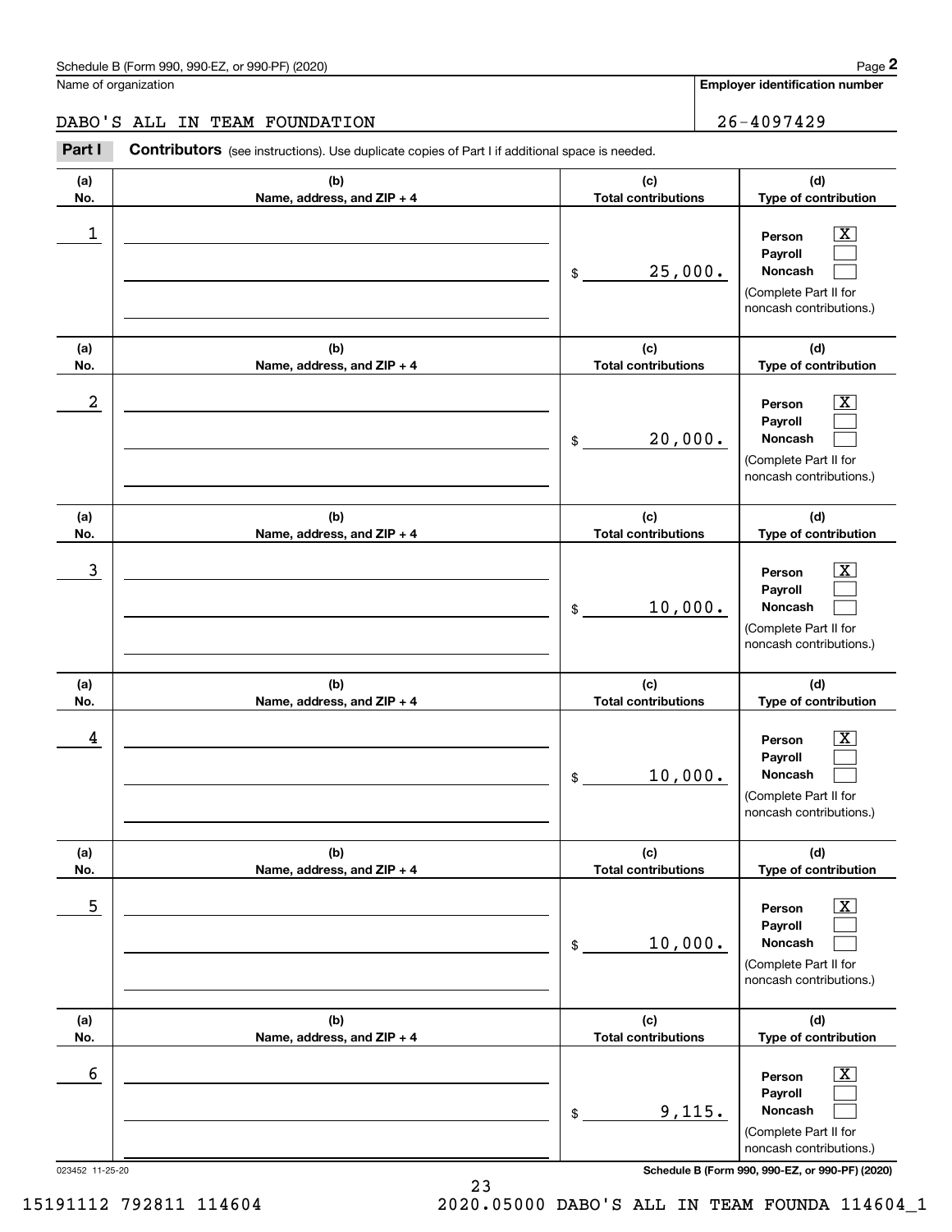Schedule B (Form 990, 990-EZ, or 990-PF) (2020)

Name of organization: DABO'S ALL IN TEAM FOUNDATION

Employer identification number: 26-4097429

**Part I** **Contributors** (see instructions). Use duplicate copies of Part I if additional space is needed.

| (a) No. | (b) Name, address, and ZIP + 4 | (c) Total contributions | (d) Type of contribution |
|---|---|---|---|
| 1 | | $ 25,000. | Person [X] Payroll [ ] Noncash [ ] (Complete Part II for noncash contributions.) |
| 2 | | $ 20,000. | Person [X] Payroll [ ] Noncash [ ] (Complete Part II for noncash contributions.) |
| 3 | | $ 10,000. | Person [X] Payroll [ ] Noncash [ ] (Complete Part II for noncash contributions.) |
| 4 | | $ 10,000. | Person [X] Payroll [ ] Noncash [ ] (Complete Part II for noncash contributions.) |
| 5 | | $ 10,000. | Person [X] Payroll [ ] Noncash [ ] (Complete Part II for noncash contributions.) |
| 6 | | $ 9,115. | Person [X] Payroll [ ] Noncash [ ] (Complete Part II for noncash contributions.) |

023452 11-25-20

Schedule B (Form 990, 990-EZ, or 990-PF) (2020)

15191112 792811 114604 2020.05000 DABO'S ALL IN TEAM FOUNDA 114604_1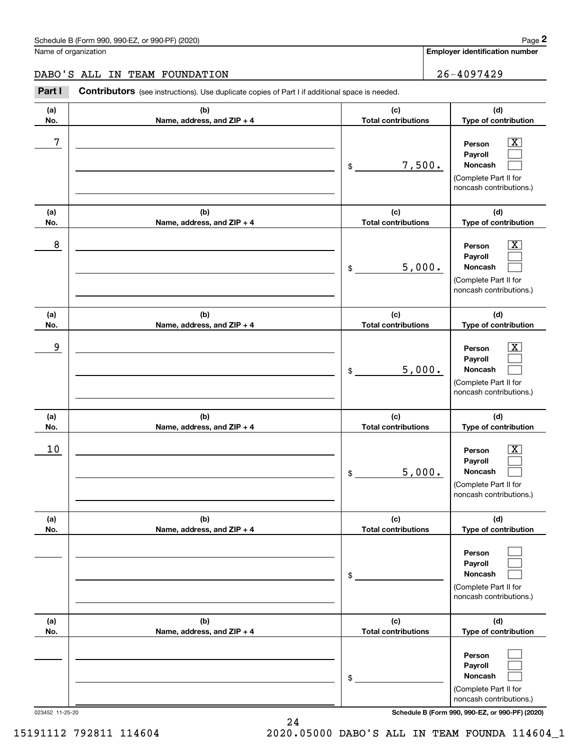Schedule B (Form 990, 990-EZ, or 990-PF) (2020)

Name of organization: DABO'S ALL IN TEAM FOUNDATION

Employer identification number: 26-4097429

**Part I** **Contributors** (see instructions). Use duplicate copies of Part I if additional space is needed.

| (a) No. | (b) Name, address, and ZIP + 4 | (c) Total contributions | (d) Type of contribution |
|---|---|---|---|
| 7 | | $ 7,500. | Person [X] Payroll [ ] Noncash [ ] (Complete Part II for noncash contributions.) |
| 8 | | $ 5,000. | Person [X] Payroll [ ] Noncash [ ] (Complete Part II for noncash contributions.) |
| 9 | | $ 5,000. | Person [X] Payroll [ ] Noncash [ ] (Complete Part II for noncash contributions.) |
| 10 | | $ 5,000. | Person [X] Payroll [ ] Noncash [ ] (Complete Part II for noncash contributions.) |
| | | $ | Person [ ] Payroll [ ] Noncash [ ] (Complete Part II for noncash contributions.) |
| | | $ | Person [ ] Payroll [ ] Noncash [ ] (Complete Part II for noncash contributions.) |

023452 11-25-20

Schedule B (Form 990, 990-EZ, or 990-PF) (2020)

15191112 792811 114604 2020.05000 DABO'S ALL IN TEAM FOUNDA 114604_1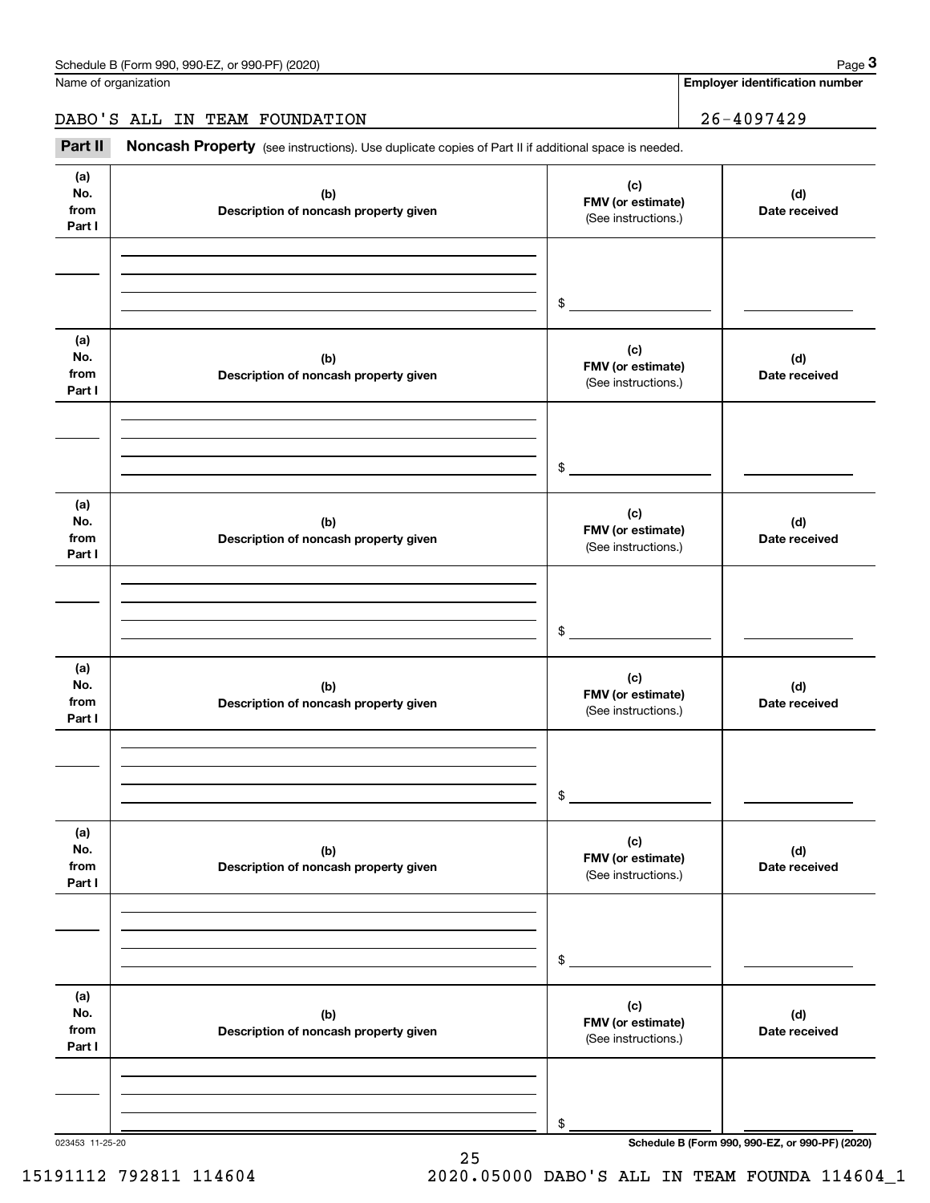Name of organization

**Employer identification number**

DABO'S ALL IN TEAM FOUNDATION 26-4097429

**Part II** **Noncash Property** (see instructions). Use duplicate copies of Part II if additional space is needed.

| (a) No. from Part I | (b) Description of noncash property given | (c) FMV (or estimate) (See instructions.) | (d) Date received |
|---|---|---|---|
| | | $ | |

| (a) No. from Part I | (b) Description of noncash property given | (c) FMV (or estimate) (See instructions.) | (d) Date received |
|---|---|---|---|
| | | $ | |

| (a) No. from Part I | (b) Description of noncash property given | (c) FMV (or estimate) (See instructions.) | (d) Date received |
|---|---|---|---|
| | | $ | |

| (a) No. from Part I | (b) Description of noncash property given | (c) FMV (or estimate) (See instructions.) | (d) Date received |
|---|---|---|---|
| | | $ | |

| (a) No. from Part I | (b) Description of noncash property given | (c) FMV (or estimate) (See instructions.) | (d) Date received |
|---|---|---|---|
| | | $ | |

| (a) No. from Part I | (b) Description of noncash property given | (c) FMV (or estimate) (See instructions.) | (d) Date received |
|---|---|---|---|
| | | $ | |

023453 11-25-20

**Schedule B (Form 990, 990-EZ, or 990-PF) (2020)**

15191112 792811 114604 2020.05000 DABO'S ALL IN TEAM FOUNDA 114604_1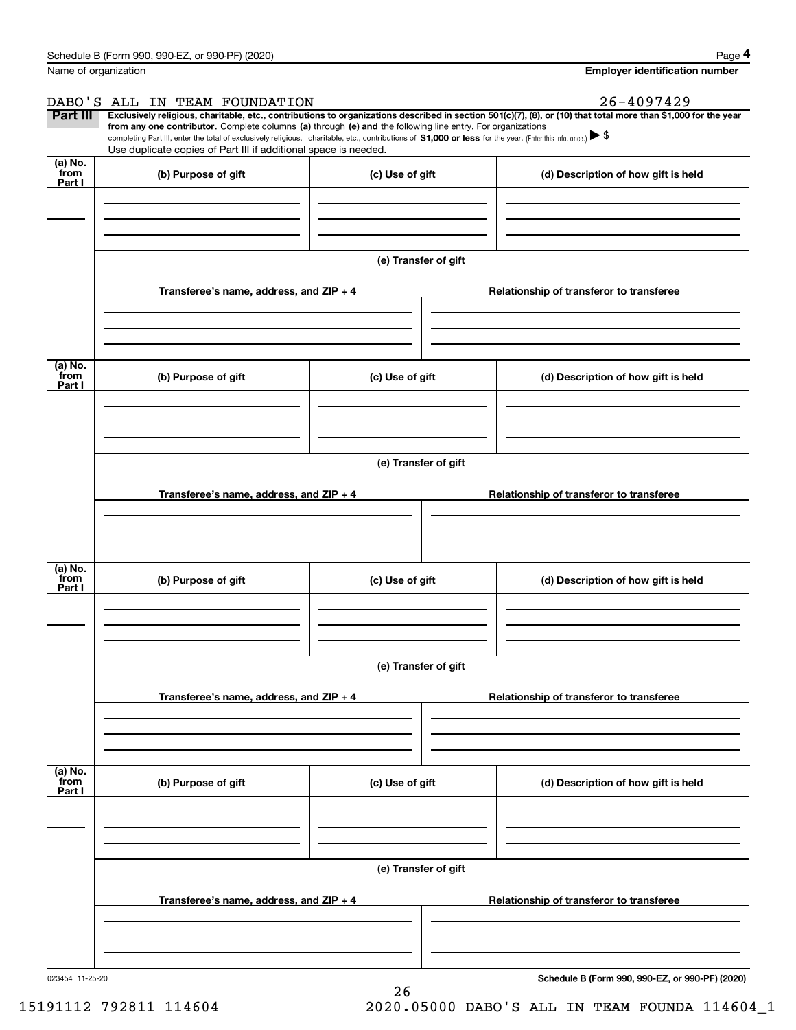Schedule B (Form 990, 990-EZ, or 990-PF) (2020)

Name of organization: DABO'S ALL IN TEAM FOUNDATION

Employer identification number: 26-4097429

**Part III** **Exclusively religious, charitable, etc., contributions to organizations described in section 501(c)(7), (8), or (10) that total more than $1,000 for the year from any one contributor.** Complete columns **(a)** through **(e)** and the following line entry. For organizations completing Part III, enter the total of exclusively religious, charitable, etc., contributions of **$1,000 or less** for the year. (Enter this info. once.) ▶ $

Use duplicate copies of Part III if additional space is needed.

| (a) No. from Part I | (b) Purpose of gift | (c) Use of gift | (d) Description of how gift is held |
|---|---|---|---|
| | | | |

(e) Transfer of gift

| Transferee's name, address, and ZIP + 4 | Relationship of transferor to transferee |
|---|---|
| | |

| (a) No. from Part I | (b) Purpose of gift | (c) Use of gift | (d) Description of how gift is held |
|---|---|---|---|
| | | | |

(e) Transfer of gift

| Transferee's name, address, and ZIP + 4 | Relationship of transferor to transferee |
|---|---|
| | |

| (a) No. from Part I | (b) Purpose of gift | (c) Use of gift | (d) Description of how gift is held |
|---|---|---|---|
| | | | |

(e) Transfer of gift

| Transferee's name, address, and ZIP + 4 | Relationship of transferor to transferee |
|---|---|
| | |

| (a) No. from Part I | (b) Purpose of gift | (c) Use of gift | (d) Description of how gift is held |
|---|---|---|---|
| | | | |

(e) Transfer of gift

| Transferee's name, address, and ZIP + 4 | Relationship of transferor to transferee |
|---|---|
| | |

023454 11-25-20

**Schedule B (Form 990, 990-EZ, or 990-PF) (2020)**

15191112 792811 114604 2020.05000 DABO'S ALL IN TEAM FOUNDA 114604_1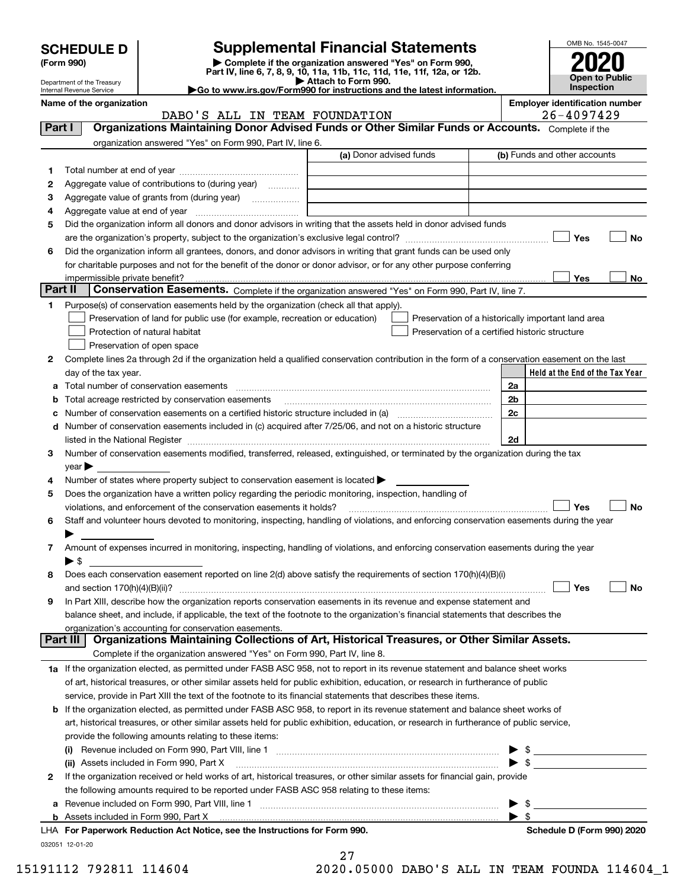# SCHEDULE D (Form 990)

Department of the Treasury
Internal Revenue Service

# Supplemental Financial Statements

▶ Complete if the organization answered "Yes" on Form 990, Part IV, line 6, 7, 8, 9, 10, 11a, 11b, 11c, 11d, 11e, 11f, 12a, or 12b.
▶ Attach to Form 990.
▶Go to www.irs.gov/Form990 for instructions and the latest information.

OMB No. 1545-0047

**2020**

**Open to Public Inspection**

**Name of the organization:** DABO'S ALL IN TEAM FOUNDATION

**Employer identification number:** 26-4097429

## Part I Organizations Maintaining Donor Advised Funds or Other Similar Funds or Accounts.

Complete if the organization answered "Yes" on Form 990, Part IV, line 6.

| | | (a) Donor advised funds | (b) Funds and other accounts |
|---|---|---|---|
| 1 | Total number at end of year | | |
| 2 | Aggregate value of contributions to (during year) | | |
| 3 | Aggregate value of grants from (during year) | | |
| 4 | Aggregate value at end of year | | |

5 Did the organization inform all donors and donor advisors in writing that the assets held in donor advised funds are the organization's property, subject to the organization's exclusive legal control? ☐ Yes ☐ No

6 Did the organization inform all grantees, donors, and donor advisors in writing that grant funds can be used only for charitable purposes and not for the benefit of the donor or donor advisor, or for any other purpose conferring impermissible private benefit? ☐ Yes ☐ No

## Part II Conservation Easements.

Complete if the organization answered "Yes" on Form 990, Part IV, line 7.

1 Purpose(s) of conservation easements held by the organization (check all that apply).

- ☐ Preservation of land for public use (for example, recreation or education)
- ☐ Protection of natural habitat
- ☐ Preservation of open space
- ☐ Preservation of a historically important land area
- ☐ Preservation of a certified historic structure

2 Complete lines 2a through 2d if the organization held a qualified conservation contribution in the form of a conservation easement on the last day of the tax year.

| | | | Held at the End of the Tax Year |
|---|---|---|---|
| a | Total number of conservation easements | 2a | |
| b | Total acreage restricted by conservation easements | 2b | |
| c | Number of conservation easements on a certified historic structure included in (a) | 2c | |
| d | Number of conservation easements included in (c) acquired after 7/25/06, and not on a historic structure listed in the National Register | 2d | |

3 Number of conservation easements modified, transferred, released, extinguished, or terminated by the organization during the tax year ▶

4 Number of states where property subject to conservation easement is located ▶

5 Does the organization have a written policy regarding the periodic monitoring, inspection, handling of violations, and enforcement of the conservation easements it holds? ☐ Yes ☐ No

6 Staff and volunteer hours devoted to monitoring, inspecting, handling of violations, and enforcing conservation easements during the year ▶

7 Amount of expenses incurred in monitoring, inspecting, handling of violations, and enforcing conservation easements during the year ▶ $

8 Does each conservation easement reported on line 2(d) above satisfy the requirements of section 170(h)(4)(B)(i) and section 170(h)(4)(B)(ii)? ☐ Yes ☐ No

9 In Part XIII, describe how the organization reports conservation easements in its revenue and expense statement and balance sheet, and include, if applicable, the text of the footnote to the organization's financial statements that describes the organization's accounting for conservation easements.

## Part III Organizations Maintaining Collections of Art, Historical Treasures, or Other Similar Assets.

Complete if the organization answered "Yes" on Form 990, Part IV, line 8.

1a If the organization elected, as permitted under FASB ASC 958, not to report in its revenue statement and balance sheet works of art, historical treasures, or other similar assets held for public exhibition, education, or research in furtherance of public service, provide in Part XIII the text of the footnote to its financial statements that describes these items.

b If the organization elected, as permitted under FASB ASC 958, to report in its revenue statement and balance sheet works of art, historical treasures, or other similar assets held for public exhibition, education, or research in furtherance of public service, provide the following amounts relating to these items:

(i) Revenue included on Form 990, Part VIII, line 1 ▶ $

(ii) Assets included in Form 990, Part X ▶ $

2 If the organization received or held works of art, historical treasures, or other similar assets for financial gain, provide the following amounts required to be reported under FASB ASC 958 relating to these items:

a Revenue included on Form 990, Part VIII, line 1 ▶ $

b Assets included in Form 990, Part X ▶ $

LHA For Paperwork Reduction Act Notice, see the Instructions for Form 990. Schedule D (Form 990) 2020

032051 12-01-20

15191112 792811 114604 2020.05000 DABO'S ALL IN TEAM FOUNDA 114604_1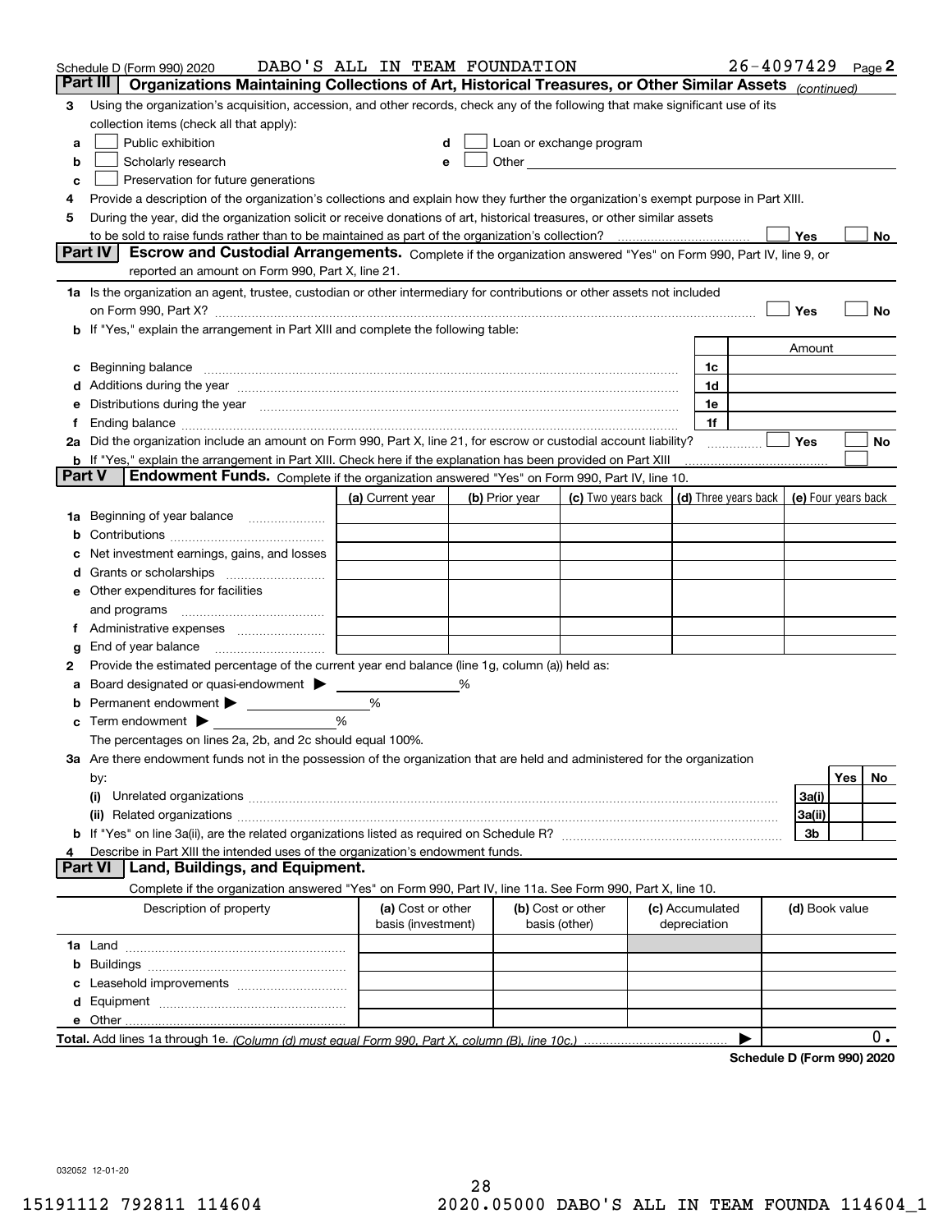Schedule D (Form 990) 2020 DABO'S ALL IN TEAM FOUNDATION 26-4097429 Page 2

## Part III Organizations Maintaining Collections of Art, Historical Treasures, or Other Similar Assets *(continued)*

3 Using the organization's acquisition, accession, and other records, check any of the following that make significant use of its collection items (check all that apply):

- a ☐ Public exhibition
- b ☐ Scholarly research
- c ☐ Preservation for future generations
- d ☐ Loan or exchange program
- e ☐ Other

4 Provide a description of the organization's collections and explain how they further the organization's exempt purpose in Part XIII.

5 During the year, did the organization solicit or receive donations of art, historical treasures, or other similar assets to be sold to raise funds rather than to be maintained as part of the organization's collection? ☐ Yes ☐ No

## Part IV Escrow and Custodial Arrangements.

Complete if the organization answered "Yes" on Form 990, Part IV, line 9, or reported an amount on Form 990, Part X, line 21.

1a Is the organization an agent, trustee, custodian or other intermediary for contributions or other assets not included on Form 990, Part X? ☐ Yes ☐ No

b If "Yes," explain the arrangement in Part XIII and complete the following table:

| | | Amount |
|---|---|---|
| c Beginning balance | 1c | |
| d Additions during the year | 1d | |
| e Distributions during the year | 1e | |
| f Ending balance | 1f | |

2a Did the organization include an amount on Form 990, Part X, line 21, for escrow or custodial account liability? ☐ Yes ☐ No

b If "Yes," explain the arrangement in Part XIII. Check here if the explanation has been provided on Part XIII ☐

## Part V Endowment Funds.

Complete if the organization answered "Yes" on Form 990, Part IV, line 10.

| | (a) Current year | (b) Prior year | (c) Two years back | (d) Three years back | (e) Four years back |
|---|---|---|---|---|---|
| 1a Beginning of year balance | | | | | |
| b Contributions | | | | | |
| c Net investment earnings, gains, and losses | | | | | |
| d Grants or scholarships | | | | | |
| e Other expenditures for facilities and programs | | | | | |
| f Administrative expenses | | | | | |
| g End of year balance | | | | | |

2 Provide the estimated percentage of the current year end balance (line 1g, column (a)) held as:

- a Board designated or quasi-endowment ▶ %
- b Permanent endowment ▶ %
- c Term endowment ▶ %

The percentages on lines 2a, 2b, and 2c should equal 100%.

3a Are there endowment funds not in the possession of the organization that are held and administered for the organization by:

| | | Yes | No |
|---|---|---|---|
| (i) Unrelated organizations | 3a(i) | | |
| (ii) Related organizations | 3a(ii) | | |
| b If "Yes" on line 3a(ii), are the related organizations listed as required on Schedule R? | 3b | | |

4 Describe in Part XIII the intended uses of the organization's endowment funds.

## Part VI Land, Buildings, and Equipment.

Complete if the organization answered "Yes" on Form 990, Part IV, line 11a. See Form 990, Part X, line 10.

| Description of property | (a) Cost or other basis (investment) | (b) Cost or other basis (other) | (c) Accumulated depreciation | (d) Book value |
|---|---|---|---|---|
| 1a Land | | | | |
| b Buildings | | | | |
| c Leasehold improvements | | | | |
| d Equipment | | | | |
| e Other | | | | |

**Total.** Add lines 1a through 1e. *(Column (d) must equal Form 990, Part X, column (B), line 10c.)* ▶ 0.

**Schedule D (Form 990) 2020**

032052 12-01-20

15191112 792811 114604 2020.05000 DABO'S ALL IN TEAM FOUNDA 114604_1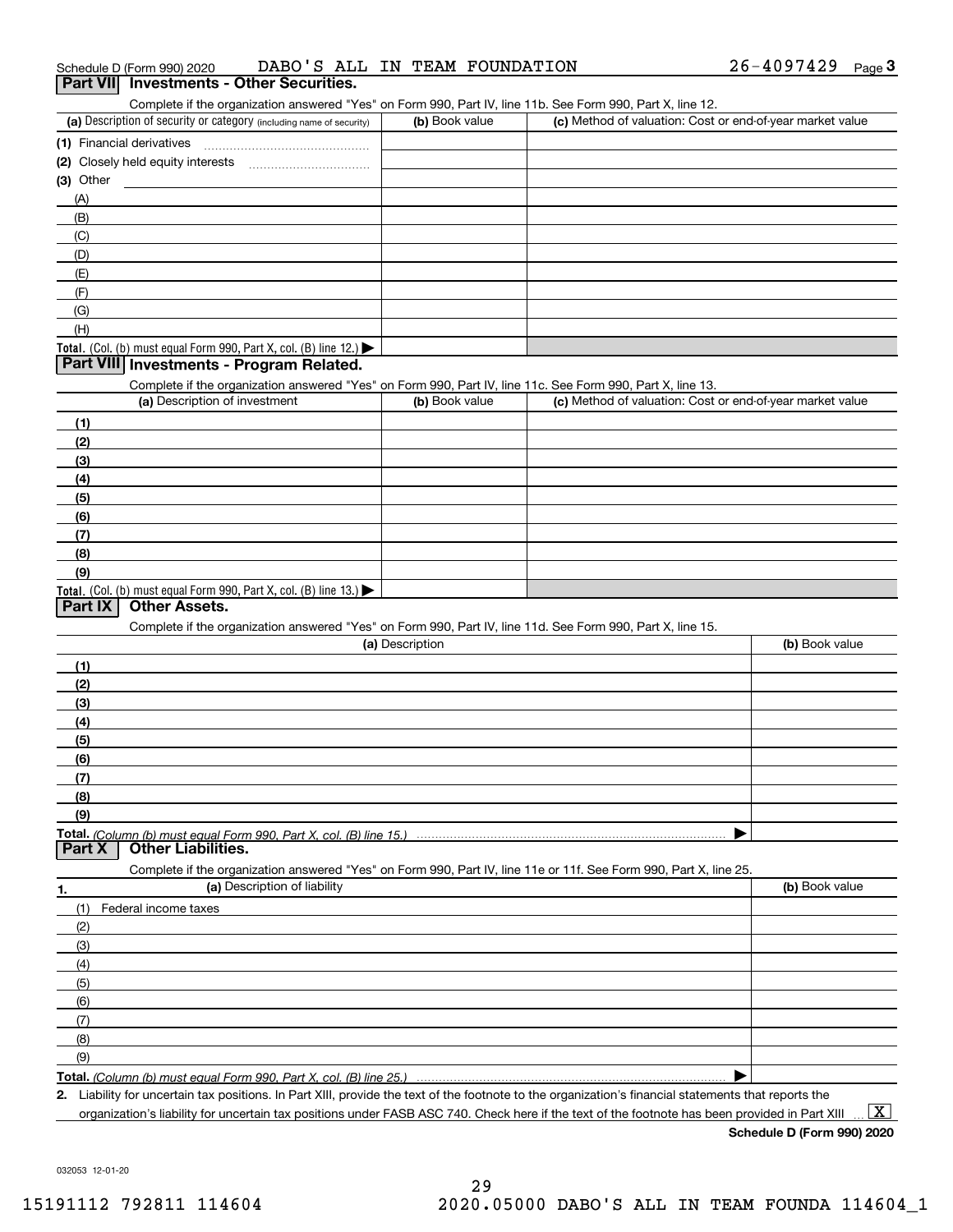Schedule D (Form 990) 2020 DABO'S ALL IN TEAM FOUNDATION 26-4097429 Page 3

## Part VII Investments - Other Securities.

Complete if the organization answered "Yes" on Form 990, Part IV, line 11b. See Form 990, Part X, line 12.

| (a) Description of security or category (including name of security) | (b) Book value | (c) Method of valuation: Cost or end-of-year market value |
|---|---|---|
| (1) Financial derivatives | | |
| (2) Closely held equity interests | | |
| (3) Other | | |
| (A) | | |
| (B) | | |
| (C) | | |
| (D) | | |
| (E) | | |
| (F) | | |
| (G) | | |
| (H) | | |
| Total. (Col. (b) must equal Form 990, Part X, col. (B) line 12.) | | |

## Part VIII Investments - Program Related.

Complete if the organization answered "Yes" on Form 990, Part IV, line 11c. See Form 990, Part X, line 13.

| (a) Description of investment | (b) Book value | (c) Method of valuation: Cost or end-of-year market value |
|---|---|---|
| (1) | | |
| (2) | | |
| (3) | | |
| (4) | | |
| (5) | | |
| (6) | | |
| (7) | | |
| (8) | | |
| (9) | | |
| Total. (Col. (b) must equal Form 990, Part X, col. (B) line 13.) | | |

## Part IX Other Assets.

Complete if the organization answered "Yes" on Form 990, Part IV, line 11d. See Form 990, Part X, line 15.

| (a) Description | (b) Book value |
|---|---|
| (1) | |
| (2) | |
| (3) | |
| (4) | |
| (5) | |
| (6) | |
| (7) | |
| (8) | |
| (9) | |
| Total. *(Column (b) must equal Form 990, Part X, col. (B) line 15.)* | |

## Part X Other Liabilities.

Complete if the organization answered "Yes" on Form 990, Part IV, line 11e or 11f. See Form 990, Part X, line 25.

| 1. (a) Description of liability | (b) Book value |
|---|---|
| (1) Federal income taxes | |
| (2) | |
| (3) | |
| (4) | |
| (5) | |
| (6) | |
| (7) | |
| (8) | |
| (9) | |
| Total. *(Column (b) must equal Form 990, Part X, col. (B) line 25.)* | |

2. Liability for uncertain tax positions. In Part XIII, provide the text of the footnote to the organization's financial statements that reports the organization's liability for uncertain tax positions under FASB ASC 740. Check here if the text of the footnote has been provided in Part XIII ... [X]

Schedule D (Form 990) 2020

032053 12-01-20

15191112 792811 114604 2020.05000 DABO'S ALL IN TEAM FOUNDA 114604_1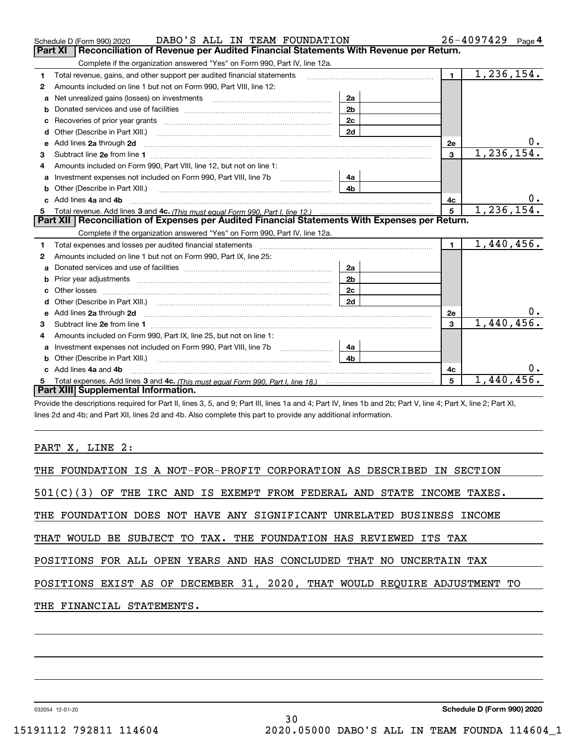Schedule D (Form 990) 2020 DABO'S ALL IN TEAM FOUNDATION 26-4097429 Page 4

## Part XI Reconciliation of Revenue per Audited Financial Statements With Revenue per Return.

Complete if the organization answered "Yes" on Form 990, Part IV, line 12a.

| | | | | | |
|---|---|---|---|---|---|
| 1 | Total revenue, gains, and other support per audited financial statements | | | 1 | 1,236,154. |
| 2 | Amounts included on line 1 but not on Form 990, Part VIII, line 12: | | | | |
| a | Net unrealized gains (losses) on investments | 2a | | | |
| b | Donated services and use of facilities | 2b | | | |
| c | Recoveries of prior year grants | 2c | | | |
| d | Other (Describe in Part XIII.) | 2d | | | |
| e | Add lines 2a through 2d | | | 2e | 0. |
| 3 | Subtract line 2e from line 1 | | | 3 | 1,236,154. |
| 4 | Amounts included on Form 990, Part VIII, line 12, but not on line 1: | | | | |
| a | Investment expenses not included on Form 990, Part VIII, line 7b | 4a | | | |
| b | Other (Describe in Part XIII.) | 4b | | | |
| c | Add lines 4a and 4b | | | 4c | 0. |
| 5 | Total revenue. Add lines 3 and 4c. *(This must equal Form 990, Part I, line 12.)* | | | 5 | 1,236,154. |

## Part XII Reconciliation of Expenses per Audited Financial Statements With Expenses per Return.

Complete if the organization answered "Yes" on Form 990, Part IV, line 12a.

| | | | | | |
|---|---|---|---|---|---|
| 1 | Total expenses and losses per audited financial statements | | | 1 | 1,440,456. |
| 2 | Amounts included on line 1 but not on Form 990, Part IX, line 25: | | | | |
| a | Donated services and use of facilities | 2a | | | |
| b | Prior year adjustments | 2b | | | |
| c | Other losses | 2c | | | |
| d | Other (Describe in Part XIII.) | 2d | | | |
| e | Add lines 2a through 2d | | | 2e | 0. |
| 3 | Subtract line 2e from line 1 | | | 3 | 1,440,456. |
| 4 | Amounts included on Form 990, Part IX, line 25, but not on line 1: | | | | |
| a | Investment expenses not included on Form 990, Part VIII, line 7b | 4a | | | |
| b | Other (Describe in Part XIII.) | 4b | | | |
| c | Add lines 4a and 4b | | | 4c | 0. |
| 5 | Total expenses. Add lines 3 and 4c. *(This must equal Form 990, Part I, line 18.)* | | | 5 | 1,440,456. |

## Part XIII Supplemental Information.

Provide the descriptions required for Part II, lines 3, 5, and 9; Part III, lines 1a and 4; Part IV, lines 1b and 2b; Part V, line 4; Part X, line 2; Part XI, lines 2d and 4b; and Part XII, lines 2d and 4b. Also complete this part to provide any additional information.

PART X, LINE 2:

THE FOUNDATION IS A NOT-FOR-PROFIT CORPORATION AS DESCRIBED IN SECTION 501(C)(3) OF THE IRC AND IS EXEMPT FROM FEDERAL AND STATE INCOME TAXES. THE FOUNDATION DOES NOT HAVE ANY SIGNIFICANT UNRELATED BUSINESS INCOME THAT WOULD BE SUBJECT TO TAX. THE FOUNDATION HAS REVIEWED ITS TAX POSITIONS FOR ALL OPEN YEARS AND HAS CONCLUDED THAT NO UNCERTAIN TAX POSITIONS EXIST AS OF DECEMBER 31, 2020, THAT WOULD REQUIRE ADJUSTMENT TO THE FINANCIAL STATEMENTS.

032054 12-01-20 Schedule D (Form 990) 2020

15191112 792811 114604 2020.05000 DABO'S ALL IN TEAM FOUNDA 114604_1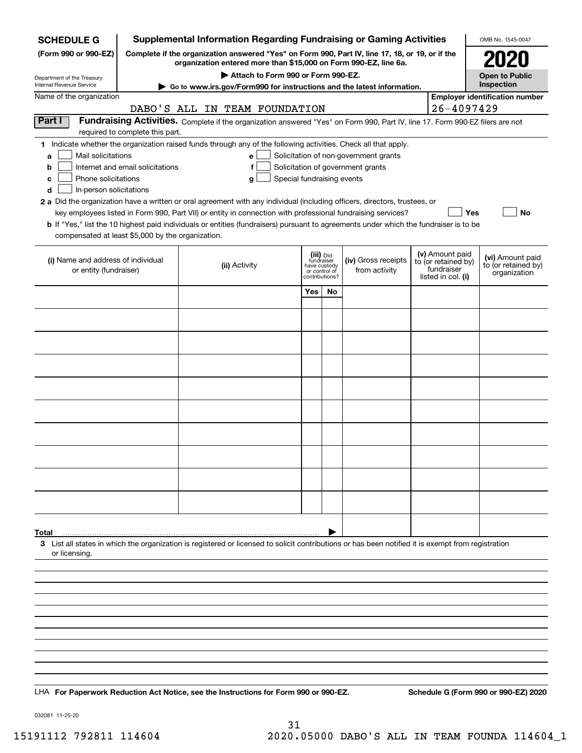**SCHEDULE G** (Form 990 or 990-EZ)

Department of the Treasury Internal Revenue Service

# Supplemental Information Regarding Fundraising or Gaming Activities

**Complete if the organization answered "Yes" on Form 990, Part IV, line 17, 18, or 19, or if the organization entered more than $15,000 on Form 990-EZ, line 6a.**

▶ **Attach to Form 990 or Form 990-EZ.**

▶ **Go to www.irs.gov/Form990 for instructions and the latest information.**

OMB No. 1545-0047

**2020**

**Open to Public Inspection**

Name of the organization: DABO'S ALL IN TEAM FOUNDATION

**Employer identification number** 26-4097429

## Part I Fundraising Activities.

Complete if the organization answered "Yes" on Form 990, Part IV, line 17. Form 990-EZ filers are not required to complete this part.

**1** Indicate whether the organization raised funds through any of the following activities. Check all that apply.

- **a** ☐ Mail solicitations
- **b** ☐ Internet and email solicitations
- **c** ☐ Phone solicitations
- **d** ☐ In-person solicitations
- **e** ☐ Solicitation of non-government grants
- **f** ☐ Solicitation of government grants
- **g** ☐ Special fundraising events

**2 a** Did the organization have a written or oral agreement with any individual (including officers, directors, trustees, or key employees listed in Form 990, Part VII) or entity in connection with professional fundraising services? ☐ **Yes** ☐ **No**

**b** If "Yes," list the 10 highest paid individuals or entities (fundraisers) pursuant to agreements under which the fundraiser is to be compensated at least $5,000 by the organization.

| (i) Name and address of individual or entity (fundraiser) | (ii) Activity | (iii) Did fundraiser have custody or control of contributions? Yes | No | (iv) Gross receipts from activity | (v) Amount paid to (or retained by) fundraiser listed in col. (i) | (vi) Amount paid to (or retained by) organization |
|---|---|---|---|---|---|---|
| | | | | | | |
| | | | | | | |
| | | | | | | |
| | | | | | | |
| | | | | | | |
| | | | | | | |
| | | | | | | |
| | | | | | | |
| | | | | | | |
| | | | | | | |
| **Total** ▶ | | | | | | |

**3** List all states in which the organization is registered or licensed to solicit contributions or has been notified it is exempt from registration or licensing.

LHA **For Paperwork Reduction Act Notice, see the Instructions for Form 990 or 990-EZ.** **Schedule G (Form 990 or 990-EZ) 2020**

032081 11-25-20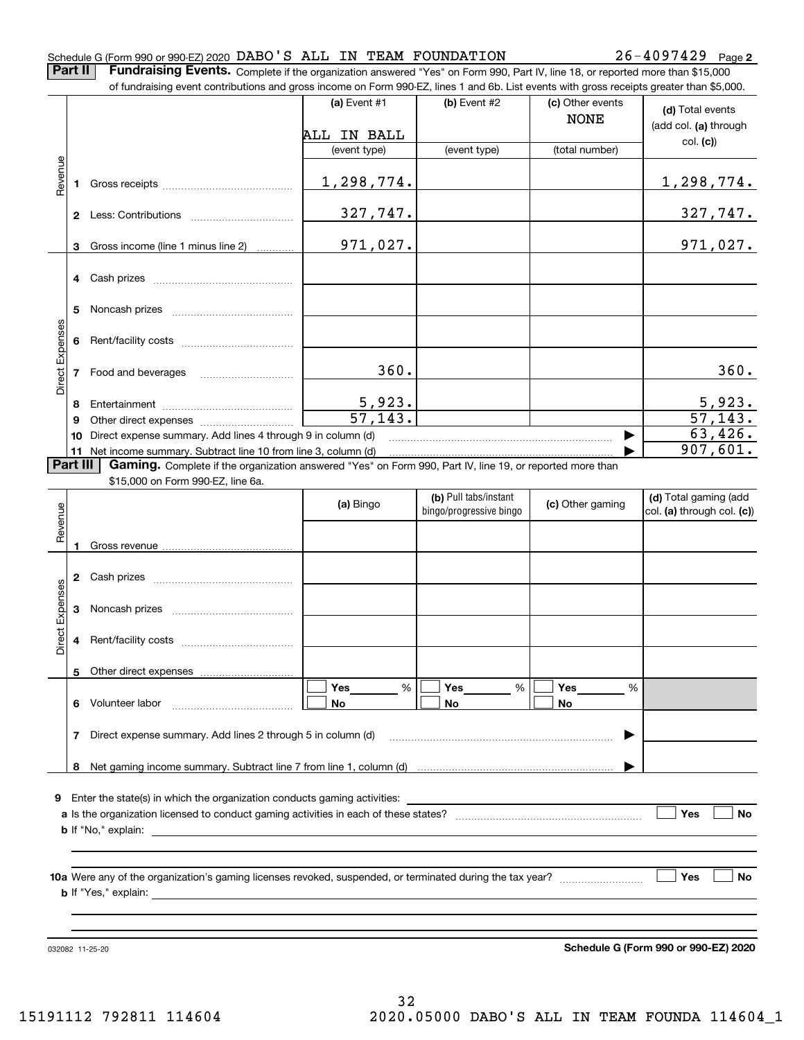Schedule G (Form 990 or 990-EZ) 2020 DABO'S ALL IN TEAM FOUNDATION 26-4097429 Page **2**

**Part II** **Fundraising Events.** Complete if the organization answered "Yes" on Form 990, Part IV, line 18, or reported more than $15,000 of fundraising event contributions and gross income on Form 990-EZ, lines 1 and 6b. List events with gross receipts greater than $5,000.

| | | (a) Event #1 | (b) Event #2 | (c) Other events | (d) Total events (add col. (a) through col. (c)) |
|---|---|---|---|---|---|
| | | ALL IN BALL | | NONE | |
| | | (event type) | (event type) | (total number) | |
| Revenue | 1 Gross receipts | 1,298,774. | | | 1,298,774. |
| | 2 Less: Contributions | 327,747. | | | 327,747. |
| | 3 Gross income (line 1 minus line 2) | 971,027. | | | 971,027. |
| Direct Expenses | 4 Cash prizes | | | | |
| | 5 Noncash prizes | | | | |
| | 6 Rent/facility costs | | | | |
| | 7 Food and beverages | 360. | | | 360. |
| | 8 Entertainment | 5,923. | | | 5,923. |
| | 9 Other direct expenses | 57,143. | | | 57,143. |
| | 10 Direct expense summary. Add lines 4 through 9 in column (d) | | | ▶ | 63,426. |
| | 11 Net income summary. Subtract line 10 from line 3, column (d) | | | ▶ | 907,601. |

**Part III** **Gaming.** Complete if the organization answered "Yes" on Form 990, Part IV, line 19, or reported more than $15,000 on Form 990-EZ, line 6a.

| | | (a) Bingo | (b) Pull tabs/instant bingo/progressive bingo | (c) Other gaming | (d) Total gaming (add col. (a) through col. (c)) |
|---|---|---|---|---|---|
| Revenue | 1 Gross revenue | | | | |
| Direct Expenses | 2 Cash prizes | | | | |
| | 3 Noncash prizes | | | | |
| | 4 Rent/facility costs | | | | |
| | 5 Other direct expenses | | | | |
| | 6 Volunteer labor | ☐ Yes ___ % ☐ No | ☐ Yes ___ % ☐ No | ☐ Yes ___ % ☐ No | |
| | 7 Direct expense summary. Add lines 2 through 5 in column (d) | | | ▶ | |
| | 8 Net gaming income summary. Subtract line 7 from line 1, column (d) | | | ▶ | |

**9** Enter the state(s) in which the organization conducts gaming activities: ____________

**a** Is the organization licensed to conduct gaming activities in each of these states? ☐ Yes ☐ No

**b** If "No," explain: ____________

**10a** Were any of the organization's gaming licenses revoked, suspended, or terminated during the tax year? ☐ Yes ☐ No

**b** If "Yes," explain: ____________

032082 11-25-20 **Schedule G (Form 990 or 990-EZ) 2020**

15191112 792811 114604 2020.05000 DABO'S ALL IN TEAM FOUNDA 114604_1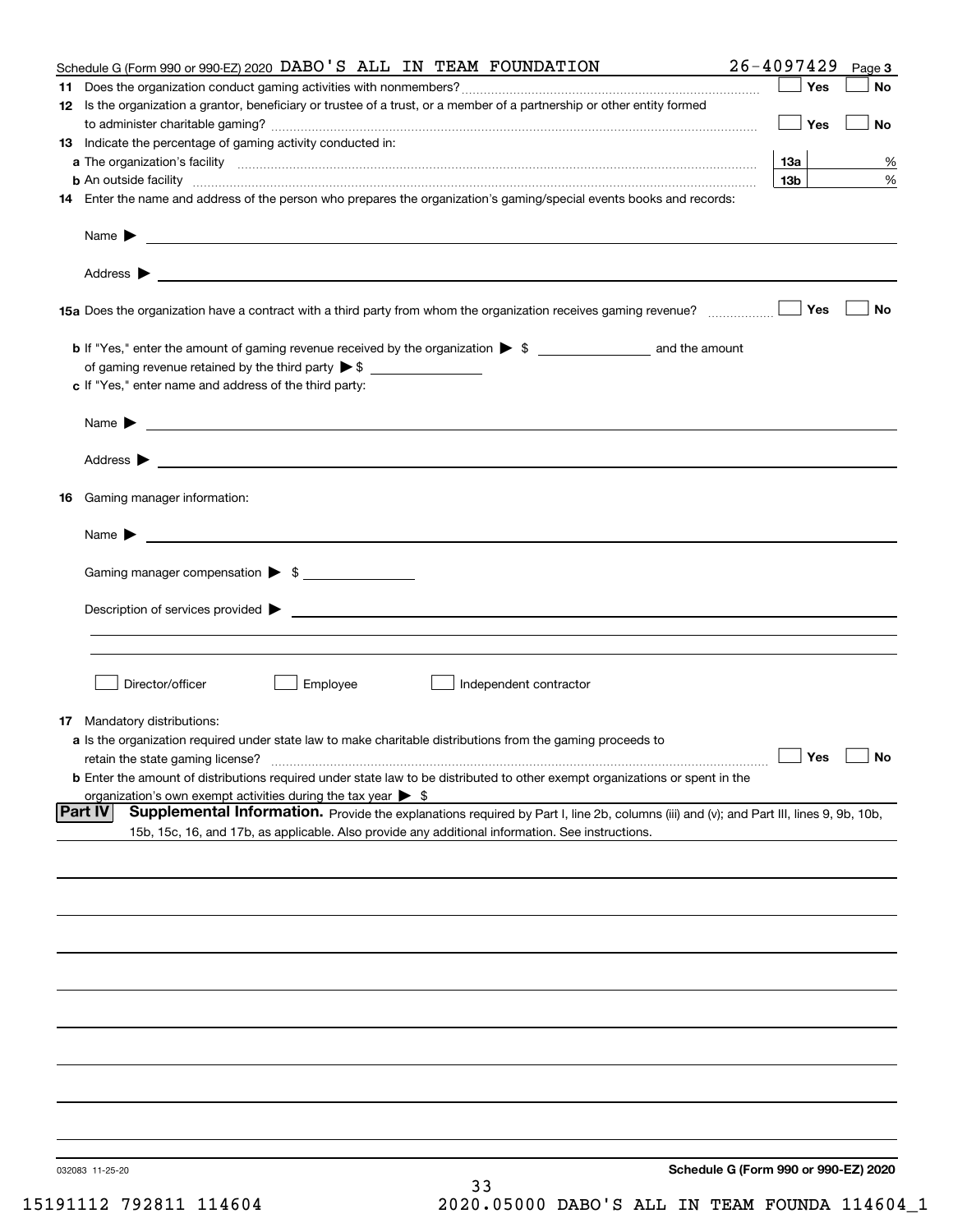Schedule G (Form 990 or 990-EZ) 2020 DABO'S ALL IN TEAM FOUNDATION 26-4097429 Page 3

**11** Does the organization conduct gaming activities with nonmembers? ☐ Yes ☐ No

**12** Is the organization a grantor, beneficiary or trustee of a trust, or a member of a partnership or other entity formed to administer charitable gaming? ☐ Yes ☐ No

**13** Indicate the percentage of gaming activity conducted in:

**a** The organization's facility **13a** %

**b** An outside facility **13b** %

**14** Enter the name and address of the person who prepares the organization's gaming/special events books and records:

Name ▶

Address ▶

**15a** Does the organization have a contract with a third party from whom the organization receives gaming revenue? ☐ Yes ☐ No

**b** If "Yes," enter the amount of gaming revenue received by the organization ▶ $ \_\_\_\_\_\_\_\_ and the amount of gaming revenue retained by the third party ▶ $ \_\_\_\_\_\_\_\_

**c** If "Yes," enter name and address of the third party:

Name ▶

Address ▶

**16** Gaming manager information:

Name ▶

Gaming manager compensation ▶ $

Description of services provided ▶

☐ Director/officer ☐ Employee ☐ Independent contractor

**17** Mandatory distributions:

**a** Is the organization required under state law to make charitable distributions from the gaming proceeds to retain the state gaming license? ☐ Yes ☐ No

**b** Enter the amount of distributions required under state law to be distributed to other exempt organizations or spent in the organization's own exempt activities during the tax year ▶ $

**Part IV** **Supplemental Information.** Provide the explanations required by Part I, line 2b, columns (iii) and (v); and Part III, lines 9, 9b, 10b, 15b, 15c, 16, and 17b, as applicable. Also provide any additional information. See instructions.

032083 11-25-20

**Schedule G (Form 990 or 990-EZ) 2020**

15191112 792811 114604 2020.05000 DABO'S ALL IN TEAM FOUNDA 114604_1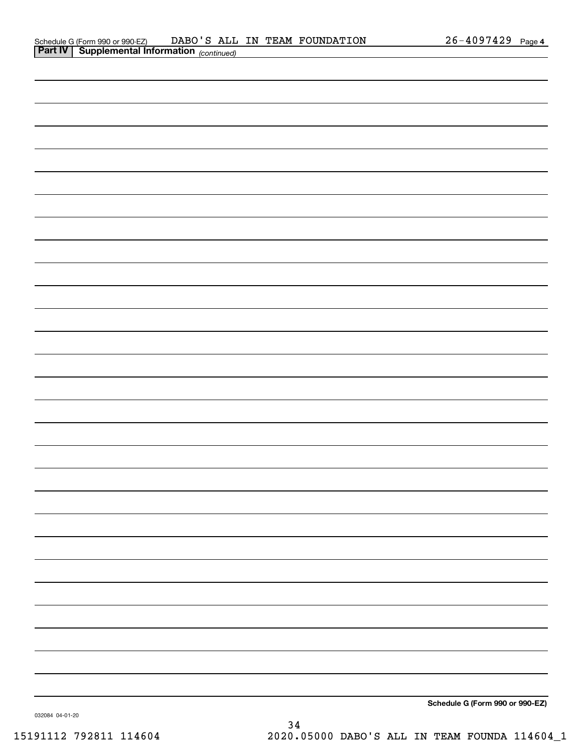Schedule G (Form 990 or 990-EZ) DABO'S ALL IN TEAM FOUNDATION 26-4097429 Page 4

**Part IV | Supplemental Information** *(continued)*

**Schedule G (Form 990 or 990-EZ)**

032084 04-01-20

15191112 792811 114604 2020.05000 DABO'S ALL IN TEAM FOUNDA 114604_1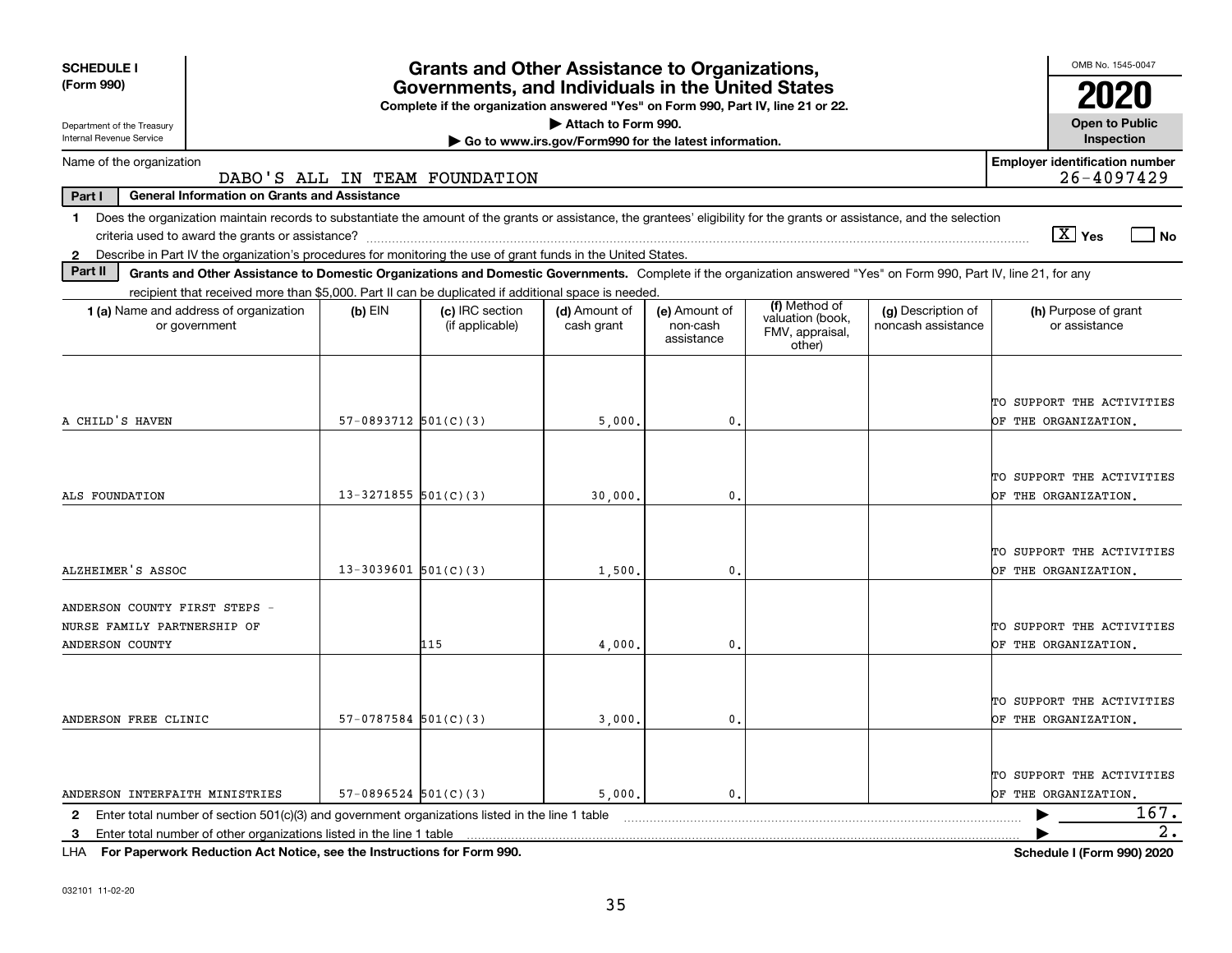**SCHEDULE I**
**(Form 990)**

Department of the Treasury
Internal Revenue Service

# Grants and Other Assistance to Organizations, Governments, and Individuals in the United States

**Complete if the organization answered "Yes" on Form 990, Part IV, line 21 or 22.**
**▶ Attach to Form 990.**
**▶ Go to www.irs.gov/Form990 for the latest information.**

OMB No. 1545-0047

**2020**

**Open to Public Inspection**

Name of the organization: DABO'S ALL IN TEAM FOUNDATION

**Employer identification number** 26-4097429

**Part I — General Information on Grants and Assistance**

1 Does the organization maintain records to substantiate the amount of the grants or assistance, the grantees' eligibility for the grants or assistance, and the selection criteria used to award the grants or assistance? [X] Yes [ ] No

2 Describe in Part IV the organization's procedures for monitoring the use of grant funds in the United States.

**Part II — Grants and Other Assistance to Domestic Organizations and Domestic Governments.** Complete if the organization answered "Yes" on Form 990, Part IV, line 21, for any recipient that received more than $5,000. Part II can be duplicated if additional space is needed.

| 1 (a) Name and address of organization or government | (b) EIN | (c) IRC section (if applicable) | (d) Amount of cash grant | (e) Amount of non-cash assistance | (f) Method of valuation (book, FMV, appraisal, other) | (g) Description of noncash assistance | (h) Purpose of grant or assistance |
|---|---|---|---|---|---|---|---|
| A CHILD'S HAVEN | 57-0893712 | 501(C)(3) | 5,000. | 0. | | | TO SUPPORT THE ACTIVITIES OF THE ORGANIZATION. |
| ALS FOUNDATION | 13-3271855 | 501(C)(3) | 30,000. | 0. | | | TO SUPPORT THE ACTIVITIES OF THE ORGANIZATION. |
| ALZHEIMER'S ASSOC | 13-3039601 | 501(C)(3) | 1,500. | 0. | | | TO SUPPORT THE ACTIVITIES OF THE ORGANIZATION. |
| ANDERSON COUNTY FIRST STEPS - NURSE FAMILY PARTNERSHIP OF ANDERSON COUNTY | | 115 | 4,000. | 0. | | | TO SUPPORT THE ACTIVITIES OF THE ORGANIZATION. |
| ANDERSON FREE CLINIC | 57-0787584 | 501(C)(3) | 3,000. | 0. | | | TO SUPPORT THE ACTIVITIES OF THE ORGANIZATION. |
| ANDERSON INTERFAITH MINISTRIES | 57-0896524 | 501(C)(3) | 5,000. | 0. | | | TO SUPPORT THE ACTIVITIES OF THE ORGANIZATION. |

2 Enter total number of section 501(c)(3) and government organizations listed in the line 1 table ▶ 167.

3 Enter total number of other organizations listed in the line 1 table ▶ 2.

LHA **For Paperwork Reduction Act Notice, see the Instructions for Form 990.** **Schedule I (Form 990) 2020**

032101 11-02-20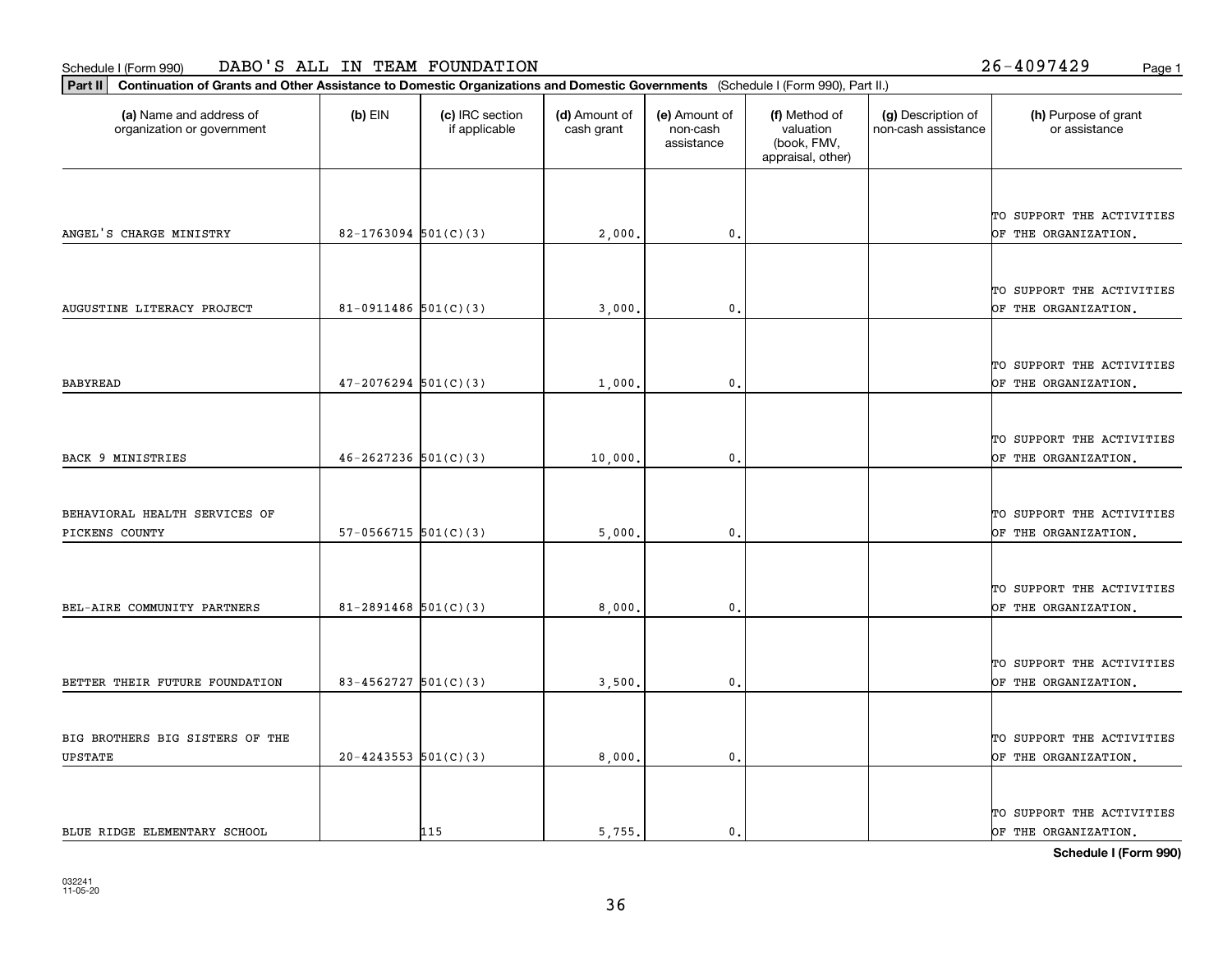Schedule I (Form 990) DABO'S ALL IN TEAM FOUNDATION 26-4097429

**Part II Continuation of Grants and Other Assistance to Domestic Organizations and Domestic Governments** (Schedule I (Form 990), Part II.)

| (a) Name and address of organization or government | (b) EIN | (c) IRC section if applicable | (d) Amount of cash grant | (e) Amount of non-cash assistance | (f) Method of valuation (book, FMV, appraisal, other) | (g) Description of non-cash assistance | (h) Purpose of grant or assistance |
|---|---|---|---|---|---|---|---|
| ANGEL'S CHARGE MINISTRY | 82-1763094 | 501(C)(3) | 2,000. | 0. | | | TO SUPPORT THE ACTIVITIES OF THE ORGANIZATION. |
| AUGUSTINE LITERACY PROJECT | 81-0911486 | 501(C)(3) | 3,000. | 0. | | | TO SUPPORT THE ACTIVITIES OF THE ORGANIZATION. |
| BABYREAD | 47-2076294 | 501(C)(3) | 1,000. | 0. | | | TO SUPPORT THE ACTIVITIES OF THE ORGANIZATION. |
| BACK 9 MINISTRIES | 46-2627236 | 501(C)(3) | 10,000. | 0. | | | TO SUPPORT THE ACTIVITIES OF THE ORGANIZATION. |
| BEHAVIORAL HEALTH SERVICES OF PICKENS COUNTY | 57-0566715 | 501(C)(3) | 5,000. | 0. | | | TO SUPPORT THE ACTIVITIES OF THE ORGANIZATION. |
| BEL-AIRE COMMUNITY PARTNERS | 81-2891468 | 501(C)(3) | 8,000. | 0. | | | TO SUPPORT THE ACTIVITIES OF THE ORGANIZATION. |
| BETTER THEIR FUTURE FOUNDATION | 83-4562727 | 501(C)(3) | 3,500. | 0. | | | TO SUPPORT THE ACTIVITIES OF THE ORGANIZATION. |
| BIG BROTHERS BIG SISTERS OF THE UPSTATE | 20-4243553 | 501(C)(3) | 8,000. | 0. | | | TO SUPPORT THE ACTIVITIES OF THE ORGANIZATION. |
| BLUE RIDGE ELEMENTARY SCHOOL | | 115 | 5,755. | 0. | | | TO SUPPORT THE ACTIVITIES OF THE ORGANIZATION. |

**Schedule I (Form 990)**

032241
11-05-20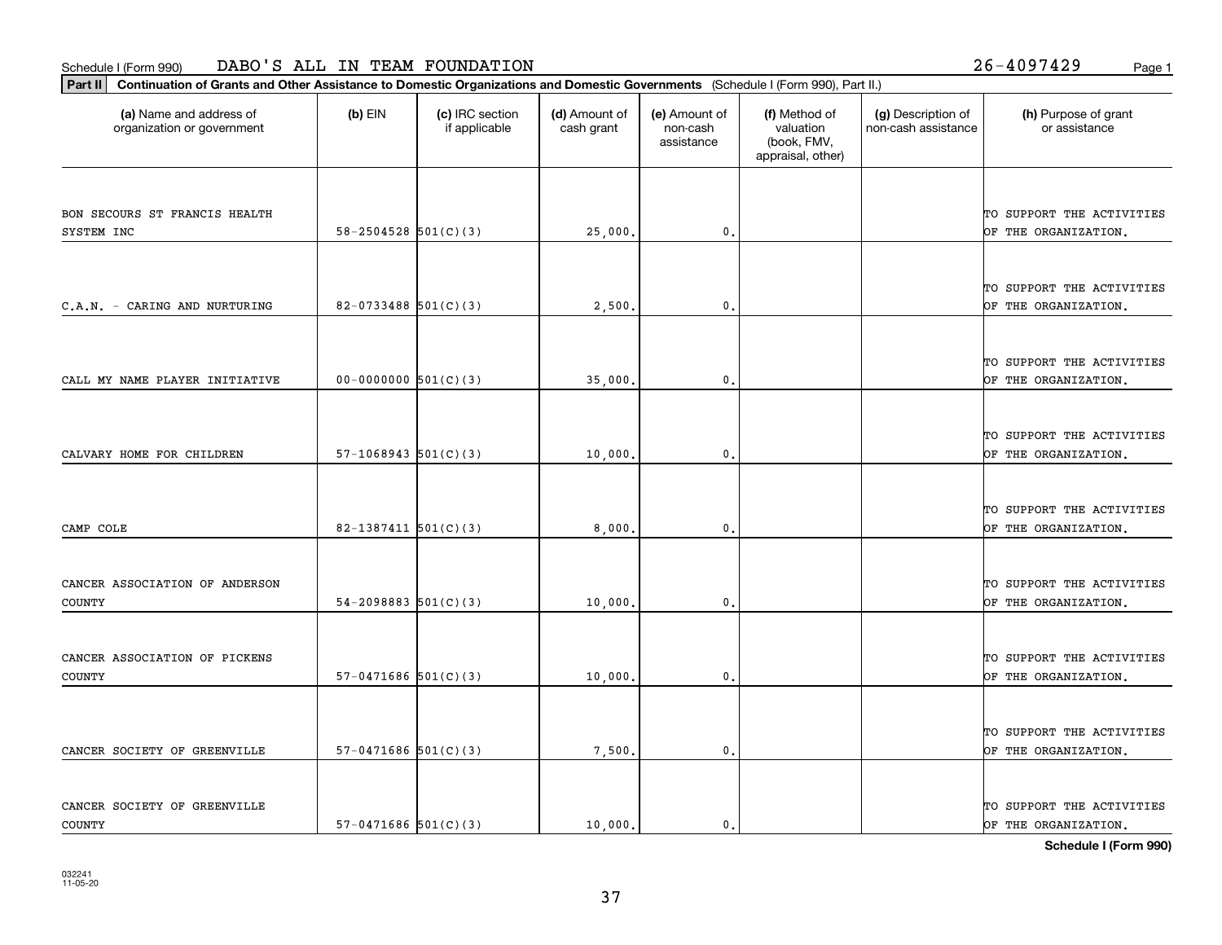Schedule I (Form 990) DABO'S ALL IN TEAM FOUNDATION 26-4097429

**Part II** **Continuation of Grants and Other Assistance to Domestic Organizations and Domestic Governments** (Schedule I (Form 990), Part II.)

| (a) Name and address of organization or government | (b) EIN | (c) IRC section if applicable | (d) Amount of cash grant | (e) Amount of non-cash assistance | (f) Method of valuation (book, FMV, appraisal, other) | (g) Description of non-cash assistance | (h) Purpose of grant or assistance |
|---|---|---|---|---|---|---|---|
| BON SECOURS ST FRANCIS HEALTH SYSTEM INC | 58-2504528 | 501(C)(3) | 25,000. | 0. | | | TO SUPPORT THE ACTIVITIES OF THE ORGANIZATION. |
| C.A.N. - CARING AND NURTURING | 82-0733488 | 501(C)(3) | 2,500. | 0. | | | TO SUPPORT THE ACTIVITIES OF THE ORGANIZATION. |
| CALL MY NAME PLAYER INITIATIVE | 00-0000000 | 501(C)(3) | 35,000. | 0. | | | TO SUPPORT THE ACTIVITIES OF THE ORGANIZATION. |
| CALVARY HOME FOR CHILDREN | 57-1068943 | 501(C)(3) | 10,000. | 0. | | | TO SUPPORT THE ACTIVITIES OF THE ORGANIZATION. |
| CAMP COLE | 82-1387411 | 501(C)(3) | 8,000. | 0. | | | TO SUPPORT THE ACTIVITIES OF THE ORGANIZATION. |
| CANCER ASSOCIATION OF ANDERSON COUNTY | 54-2098883 | 501(C)(3) | 10,000. | 0. | | | TO SUPPORT THE ACTIVITIES OF THE ORGANIZATION. |
| CANCER ASSOCIATION OF PICKENS COUNTY | 57-0471686 | 501(C)(3) | 10,000. | 0. | | | TO SUPPORT THE ACTIVITIES OF THE ORGANIZATION. |
| CANCER SOCIETY OF GREENVILLE | 57-0471686 | 501(C)(3) | 7,500. | 0. | | | TO SUPPORT THE ACTIVITIES OF THE ORGANIZATION. |
| CANCER SOCIETY OF GREENVILLE COUNTY | 57-0471686 | 501(C)(3) | 10,000. | 0. | | | TO SUPPORT THE ACTIVITIES OF THE ORGANIZATION. |

**Schedule I (Form 990)**

032241
11-05-20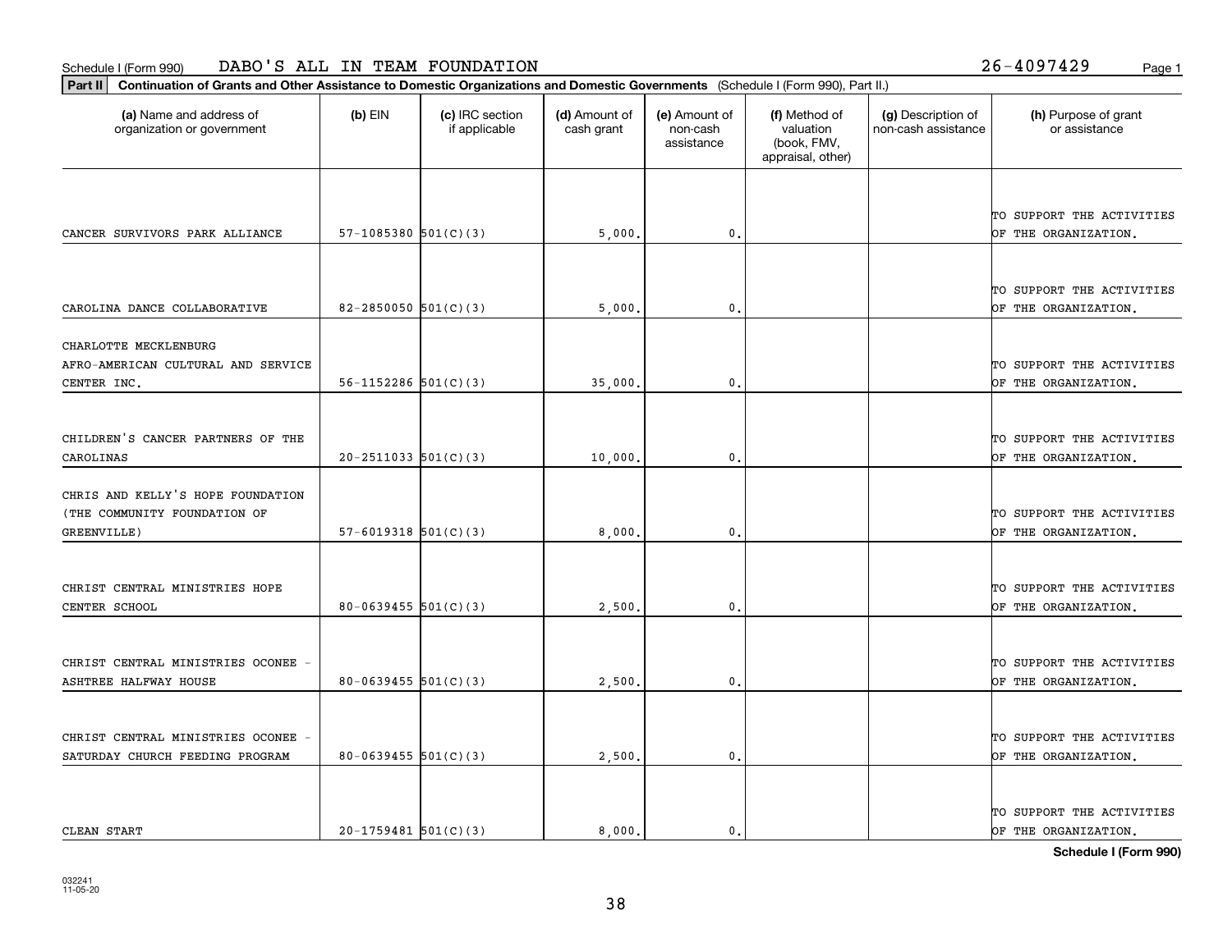Schedule I (Form 990) DABO'S ALL IN TEAM FOUNDATION 26-4097429

**Part II** **Continuation of Grants and Other Assistance to Domestic Organizations and Domestic Governments** (Schedule I (Form 990), Part II.)

| (a) Name and address of organization or government | (b) EIN | (c) IRC section if applicable | (d) Amount of cash grant | (e) Amount of non-cash assistance | (f) Method of valuation (book, FMV, appraisal, other) | (g) Description of non-cash assistance | (h) Purpose of grant or assistance |
|---|---|---|---|---|---|---|---|
| CANCER SURVIVORS PARK ALLIANCE | 57-1085380 | 501(C)(3) | 5,000. | 0. | | | TO SUPPORT THE ACTIVITIES OF THE ORGANIZATION. |
| CAROLINA DANCE COLLABORATIVE | 82-2850050 | 501(C)(3) | 5,000. | 0. | | | TO SUPPORT THE ACTIVITIES OF THE ORGANIZATION. |
| CHARLOTTE MECKLENBURG AFRO-AMERICAN CULTURAL AND SERVICE CENTER INC. | 56-1152286 | 501(C)(3) | 35,000. | 0. | | | TO SUPPORT THE ACTIVITIES OF THE ORGANIZATION. |
| CHILDREN'S CANCER PARTNERS OF THE CAROLINAS | 20-2511033 | 501(C)(3) | 10,000. | 0. | | | TO SUPPORT THE ACTIVITIES OF THE ORGANIZATION. |
| CHRIS AND KELLY'S HOPE FOUNDATION (THE COMMUNITY FOUNDATION OF GREENVILLE) | 57-6019318 | 501(C)(3) | 8,000. | 0. | | | TO SUPPORT THE ACTIVITIES OF THE ORGANIZATION. |
| CHRIST CENTRAL MINISTRIES HOPE CENTER SCHOOL | 80-0639455 | 501(C)(3) | 2,500. | 0. | | | TO SUPPORT THE ACTIVITIES OF THE ORGANIZATION. |
| CHRIST CENTRAL MINISTRIES OCONEE - ASHTREE HALFWAY HOUSE | 80-0639455 | 501(C)(3) | 2,500. | 0. | | | TO SUPPORT THE ACTIVITIES OF THE ORGANIZATION. |
| CHRIST CENTRAL MINISTRIES OCONEE - SATURDAY CHURCH FEEDING PROGRAM | 80-0639455 | 501(C)(3) | 2,500. | 0. | | | TO SUPPORT THE ACTIVITIES OF THE ORGANIZATION. |
| CLEAN START | 20-1759481 | 501(C)(3) | 8,000. | 0. | | | TO SUPPORT THE ACTIVITIES OF THE ORGANIZATION. |

**Schedule I (Form 990)**

032241 11-05-20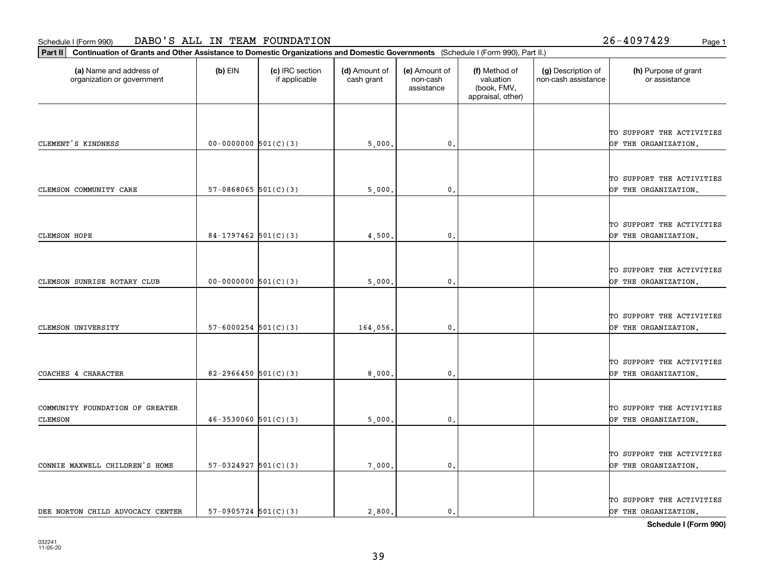Schedule I (Form 990) DABO'S ALL IN TEAM FOUNDATION 26-4097429

**Part II** **Continuation of Grants and Other Assistance to Domestic Organizations and Domestic Governments** (Schedule I (Form 990), Part II.)

| (a) Name and address of organization or government | (b) EIN | (c) IRC section if applicable | (d) Amount of cash grant | (e) Amount of non-cash assistance | (f) Method of valuation (book, FMV, appraisal, other) | (g) Description of non-cash assistance | (h) Purpose of grant or assistance |
|---|---|---|---|---|---|---|---|
| CLEMENT'S KINDNESS | 00-0000000 | 501(C)(3) | 5,000. | 0. | | | TO SUPPORT THE ACTIVITIES OF THE ORGANIZATION. |
| CLEMSON COMMUNITY CARE | 57-0868065 | 501(C)(3) | 5,000. | 0. | | | TO SUPPORT THE ACTIVITIES OF THE ORGANIZATION. |
| CLEMSON HOPE | 84-1797462 | 501(C)(3) | 4,500. | 0. | | | TO SUPPORT THE ACTIVITIES OF THE ORGANIZATION. |
| CLEMSON SUNRISE ROTARY CLUB | 00-0000000 | 501(C)(3) | 5,000. | 0. | | | TO SUPPORT THE ACTIVITIES OF THE ORGANIZATION. |
| CLEMSON UNIVERSITY | 57-6000254 | 501(C)(3) | 164,056. | 0. | | | TO SUPPORT THE ACTIVITIES OF THE ORGANIZATION. |
| COACHES 4 CHARACTER | 82-2966450 | 501(C)(3) | 8,000. | 0. | | | TO SUPPORT THE ACTIVITIES OF THE ORGANIZATION. |
| COMMUNITY FOUNDATION OF GREATER CLEMSON | 46-3530060 | 501(C)(3) | 5,000. | 0. | | | TO SUPPORT THE ACTIVITIES OF THE ORGANIZATION. |
| CONNIE MAXWELL CHILDREN'S HOME | 57-0324927 | 501(C)(3) | 7,000. | 0. | | | TO SUPPORT THE ACTIVITIES OF THE ORGANIZATION. |
| DEE NORTON CHILD ADVOCACY CENTER | 57-0905724 | 501(C)(3) | 2,800. | 0. | | | TO SUPPORT THE ACTIVITIES OF THE ORGANIZATION. |

**Schedule I (Form 990)**

032241
11-05-20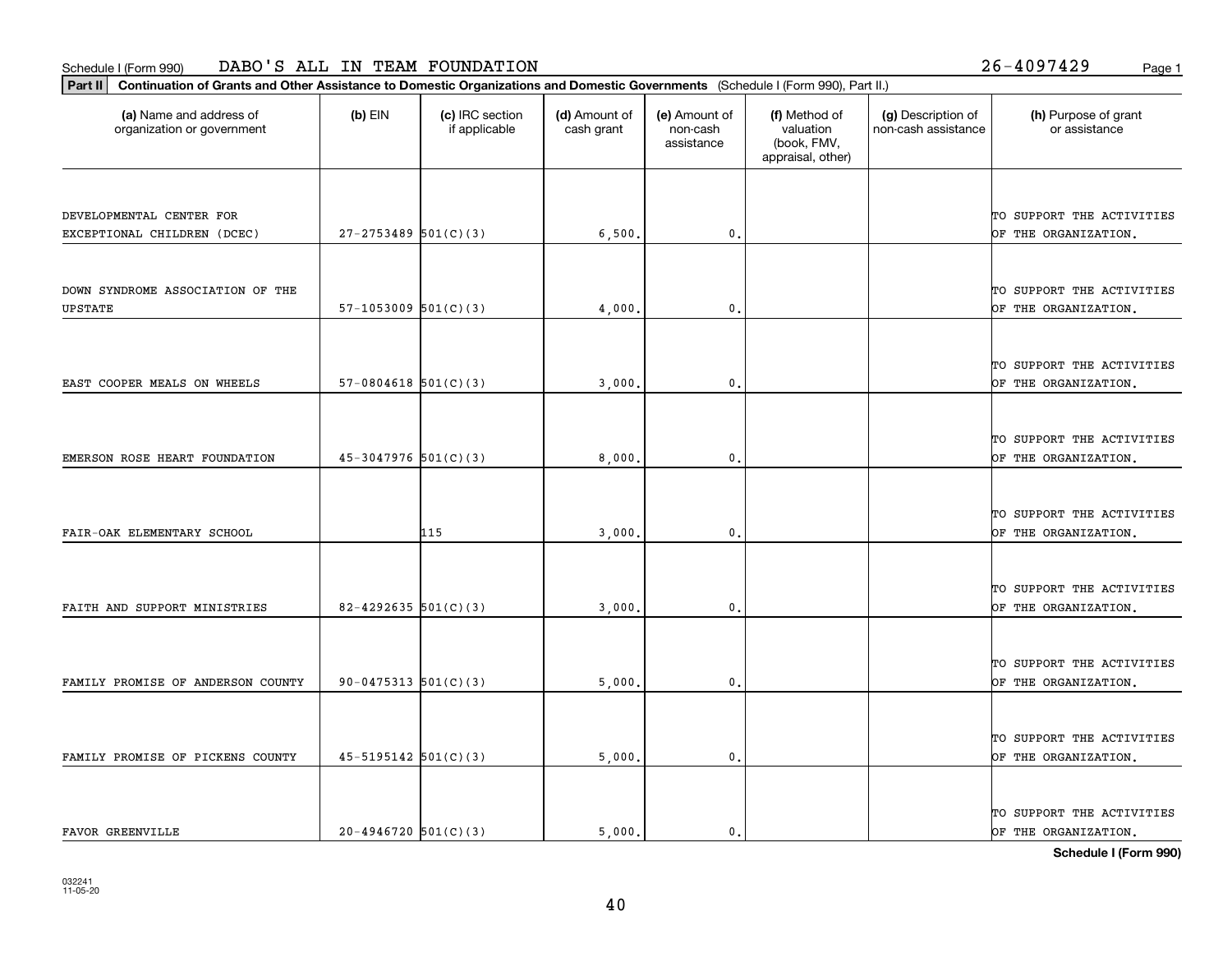Schedule I (Form 990) DABO'S ALL IN TEAM FOUNDATION 26-4097429

**Part II** **Continuation of Grants and Other Assistance to Domestic Organizations and Domestic Governments** (Schedule I (Form 990), Part II.)

| (a) Name and address of organization or government | (b) EIN | (c) IRC section if applicable | (d) Amount of cash grant | (e) Amount of non-cash assistance | (f) Method of valuation (book, FMV, appraisal, other) | (g) Description of non-cash assistance | (h) Purpose of grant or assistance |
|---|---|---|---|---|---|---|---|
| DEVELOPMENTAL CENTER FOR EXCEPTIONAL CHILDREN (DCEC) | 27-2753489 | 501(C)(3) | 6,500. | 0. | | | TO SUPPORT THE ACTIVITIES OF THE ORGANIZATION. |
| DOWN SYNDROME ASSOCIATION OF THE UPSTATE | 57-1053009 | 501(C)(3) | 4,000. | 0. | | | TO SUPPORT THE ACTIVITIES OF THE ORGANIZATION. |
| EAST COOPER MEALS ON WHEELS | 57-0804618 | 501(C)(3) | 3,000. | 0. | | | TO SUPPORT THE ACTIVITIES OF THE ORGANIZATION. |
| EMERSON ROSE HEART FOUNDATION | 45-3047976 | 501(C)(3) | 8,000. | 0. | | | TO SUPPORT THE ACTIVITIES OF THE ORGANIZATION. |
| FAIR-OAK ELEMENTARY SCHOOL | | 115 | 3,000. | 0. | | | TO SUPPORT THE ACTIVITIES OF THE ORGANIZATION. |
| FAITH AND SUPPORT MINISTRIES | 82-4292635 | 501(C)(3) | 3,000. | 0. | | | TO SUPPORT THE ACTIVITIES OF THE ORGANIZATION. |
| FAMILY PROMISE OF ANDERSON COUNTY | 90-0475313 | 501(C)(3) | 5,000. | 0. | | | TO SUPPORT THE ACTIVITIES OF THE ORGANIZATION. |
| FAMILY PROMISE OF PICKENS COUNTY | 45-5195142 | 501(C)(3) | 5,000. | 0. | | | TO SUPPORT THE ACTIVITIES OF THE ORGANIZATION. |
| FAVOR GREENVILLE | 20-4946720 | 501(C)(3) | 5,000. | 0. | | | TO SUPPORT THE ACTIVITIES OF THE ORGANIZATION. |

**Schedule I (Form 990)**

032241
11-05-20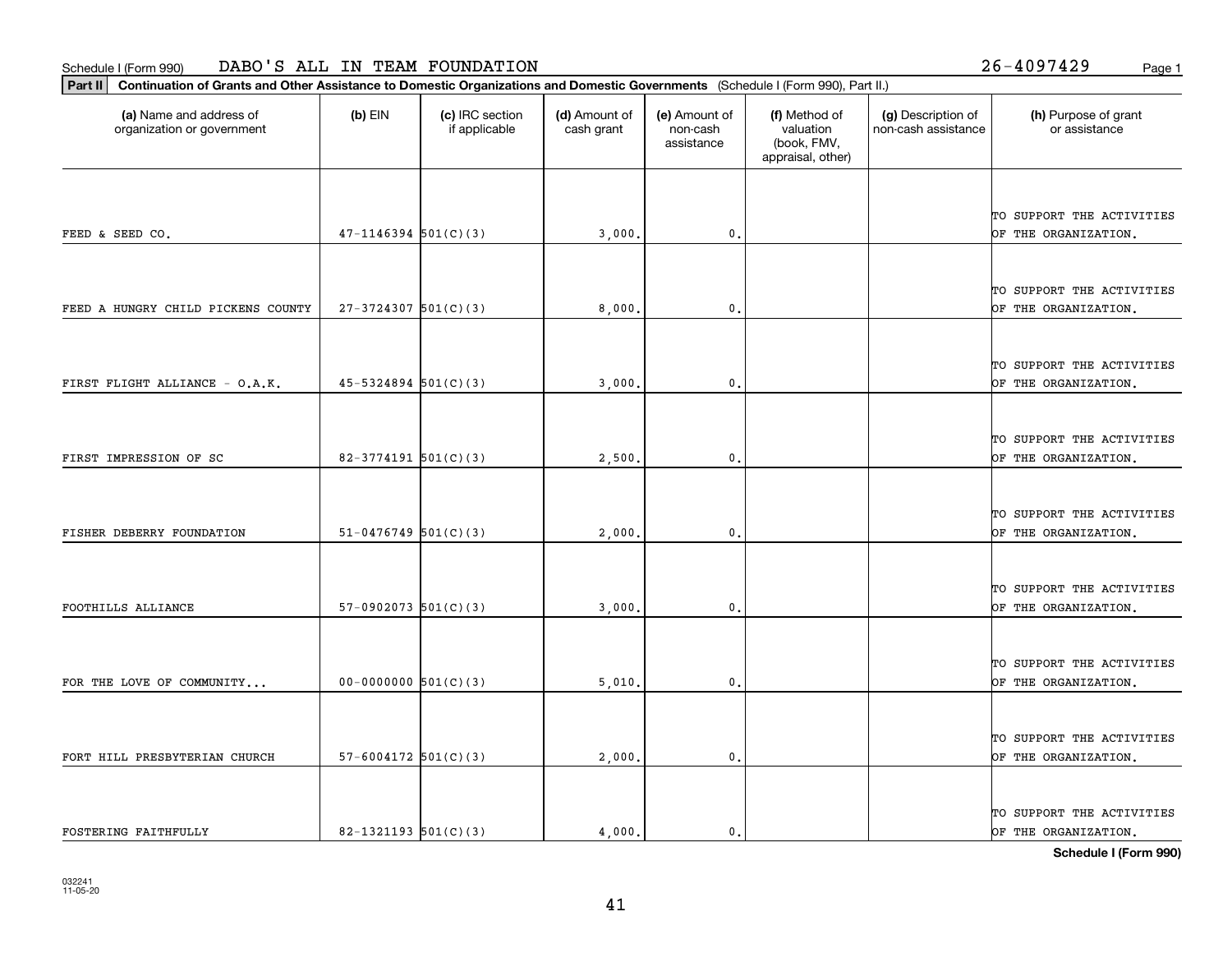Schedule I (Form 990) DABO'S ALL IN TEAM FOUNDATION 26-4097429

**Part II** **Continuation of Grants and Other Assistance to Domestic Organizations and Domestic Governments** (Schedule I (Form 990), Part II.)

| (a) Name and address of organization or government | (b) EIN | (c) IRC section if applicable | (d) Amount of cash grant | (e) Amount of non-cash assistance | (f) Method of valuation (book, FMV, appraisal, other) | (g) Description of non-cash assistance | (h) Purpose of grant or assistance |
|---|---|---|---|---|---|---|---|
| FEED & SEED CO. | 47-1146394 | 501(C)(3) | 3,000. | 0. | | | TO SUPPORT THE ACTIVITIES OF THE ORGANIZATION. |
| FEED A HUNGRY CHILD PICKENS COUNTY | 27-3724307 | 501(C)(3) | 8,000. | 0. | | | TO SUPPORT THE ACTIVITIES OF THE ORGANIZATION. |
| FIRST FLIGHT ALLIANCE - O.A.K. | 45-5324894 | 501(C)(3) | 3,000. | 0. | | | TO SUPPORT THE ACTIVITIES OF THE ORGANIZATION. |
| FIRST IMPRESSION OF SC | 82-3774191 | 501(C)(3) | 2,500. | 0. | | | TO SUPPORT THE ACTIVITIES OF THE ORGANIZATION. |
| FISHER DEBERRY FOUNDATION | 51-0476749 | 501(C)(3) | 2,000. | 0. | | | TO SUPPORT THE ACTIVITIES OF THE ORGANIZATION. |
| FOOTHILLS ALLIANCE | 57-0902073 | 501(C)(3) | 3,000. | 0. | | | TO SUPPORT THE ACTIVITIES OF THE ORGANIZATION. |
| FOR THE LOVE OF COMMUNITY... | 00-0000000 | 501(C)(3) | 5,010. | 0. | | | TO SUPPORT THE ACTIVITIES OF THE ORGANIZATION. |
| FORT HILL PRESBYTERIAN CHURCH | 57-6004172 | 501(C)(3) | 2,000. | 0. | | | TO SUPPORT THE ACTIVITIES OF THE ORGANIZATION. |
| FOSTERING FAITHFULLY | 82-1321193 | 501(C)(3) | 4,000. | 0. | | | TO SUPPORT THE ACTIVITIES OF THE ORGANIZATION. |

**Schedule I (Form 990)**

032241
11-05-20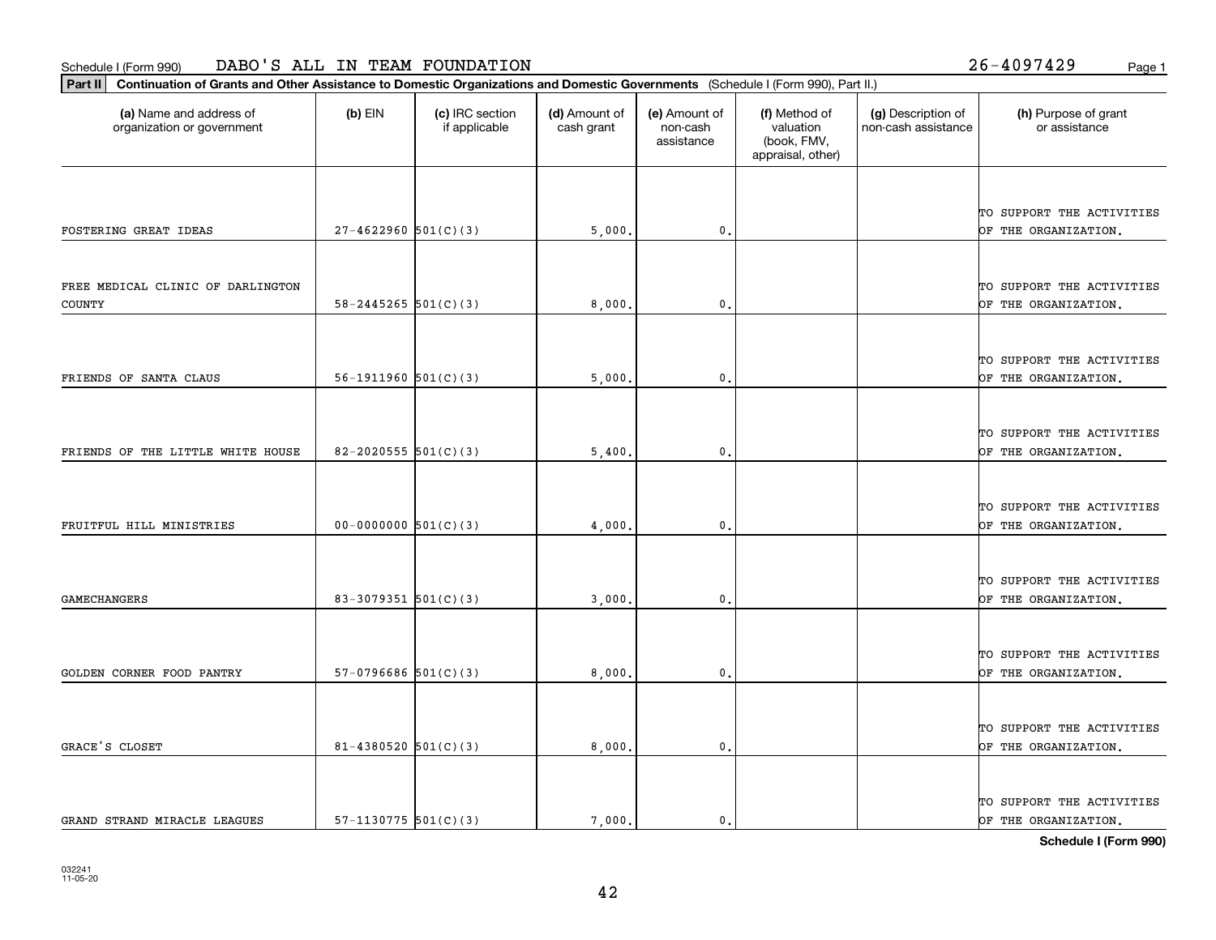Schedule I (Form 990) DABO'S ALL IN TEAM FOUNDATION 26-4097429

**Part II** **Continuation of Grants and Other Assistance to Domestic Organizations and Domestic Governments** (Schedule I (Form 990), Part II.)

| (a) Name and address of organization or government | (b) EIN | (c) IRC section if applicable | (d) Amount of cash grant | (e) Amount of non-cash assistance | (f) Method of valuation (book, FMV, appraisal, other) | (g) Description of non-cash assistance | (h) Purpose of grant or assistance |
|---|---|---|---|---|---|---|---|
| FOSTERING GREAT IDEAS | 27-4622960 | 501(C)(3) | 5,000. | 0. | | | TO SUPPORT THE ACTIVITIES OF THE ORGANIZATION. |
| FREE MEDICAL CLINIC OF DARLINGTON COUNTY | 58-2445265 | 501(C)(3) | 8,000. | 0. | | | TO SUPPORT THE ACTIVITIES OF THE ORGANIZATION. |
| FRIENDS OF SANTA CLAUS | 56-1911960 | 501(C)(3) | 5,000. | 0. | | | TO SUPPORT THE ACTIVITIES OF THE ORGANIZATION. |
| FRIENDS OF THE LITTLE WHITE HOUSE | 82-2020555 | 501(C)(3) | 5,400. | 0. | | | TO SUPPORT THE ACTIVITIES OF THE ORGANIZATION. |
| FRUITFUL HILL MINISTRIES | 00-0000000 | 501(C)(3) | 4,000. | 0. | | | TO SUPPORT THE ACTIVITIES OF THE ORGANIZATION. |
| GAMECHANGERS | 83-3079351 | 501(C)(3) | 3,000. | 0. | | | TO SUPPORT THE ACTIVITIES OF THE ORGANIZATION. |
| GOLDEN CORNER FOOD PANTRY | 57-0796686 | 501(C)(3) | 8,000. | 0. | | | TO SUPPORT THE ACTIVITIES OF THE ORGANIZATION. |
| GRACE'S CLOSET | 81-4380520 | 501(C)(3) | 8,000. | 0. | | | TO SUPPORT THE ACTIVITIES OF THE ORGANIZATION. |
| GRAND STRAND MIRACLE LEAGUES | 57-1130775 | 501(C)(3) | 7,000. | 0. | | | TO SUPPORT THE ACTIVITIES OF THE ORGANIZATION. |

**Schedule I (Form 990)**

032241
11-05-20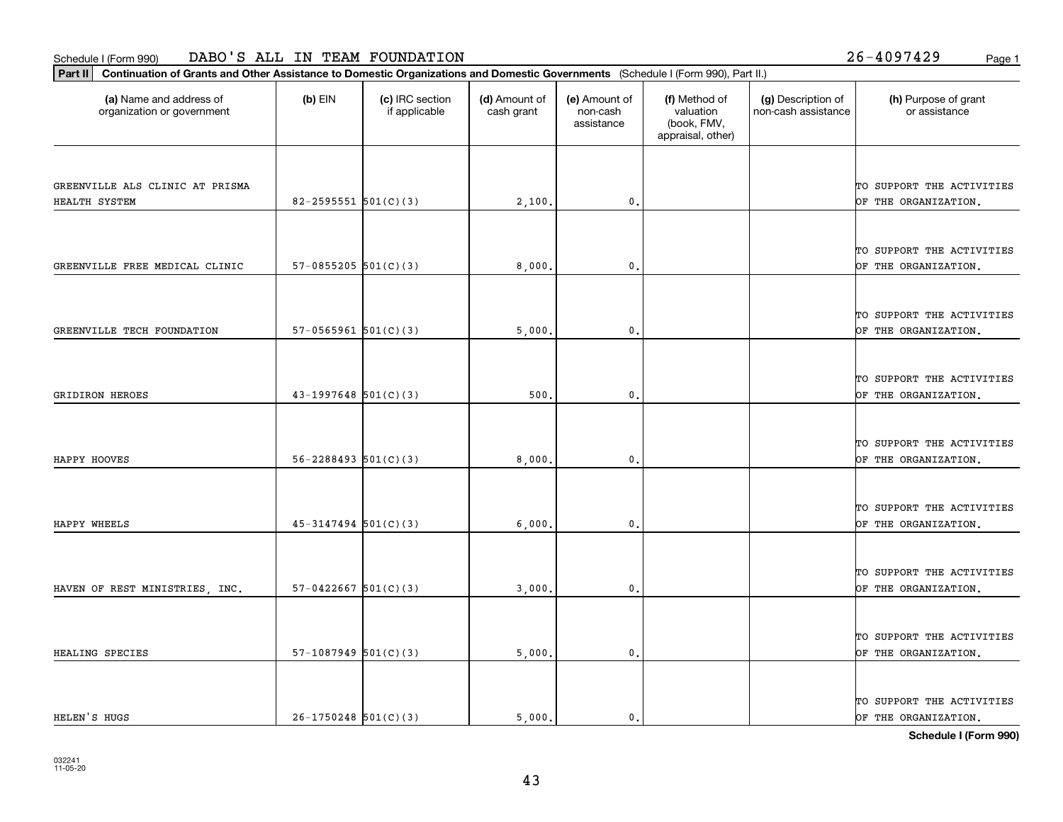Schedule I (Form 990) DABO'S ALL IN TEAM FOUNDATION 26-4097429

**Part II** **Continuation of Grants and Other Assistance to Domestic Organizations and Domestic Governments** (Schedule I (Form 990), Part II.)

| (a) Name and address of organization or government | (b) EIN | (c) IRC section if applicable | (d) Amount of cash grant | (e) Amount of non-cash assistance | (f) Method of valuation (book, FMV, appraisal, other) | (g) Description of non-cash assistance | (h) Purpose of grant or assistance |
|---|---|---|---|---|---|---|---|
| GREENVILLE ALS CLINIC AT PRISMA HEALTH SYSTEM | 82-2595551 | 501(C)(3) | 2,100. | 0. | | | TO SUPPORT THE ACTIVITIES OF THE ORGANIZATION. |
| GREENVILLE FREE MEDICAL CLINIC | 57-0855205 | 501(C)(3) | 8,000. | 0. | | | TO SUPPORT THE ACTIVITIES OF THE ORGANIZATION. |
| GREENVILLE TECH FOUNDATION | 57-0565961 | 501(C)(3) | 5,000. | 0. | | | TO SUPPORT THE ACTIVITIES OF THE ORGANIZATION. |
| GRIDIRON HEROES | 43-1997648 | 501(C)(3) | 500. | 0. | | | TO SUPPORT THE ACTIVITIES OF THE ORGANIZATION. |
| HAPPY HOOVES | 56-2288493 | 501(C)(3) | 8,000. | 0. | | | TO SUPPORT THE ACTIVITIES OF THE ORGANIZATION. |
| HAPPY WHEELS | 45-3147494 | 501(C)(3) | 6,000. | 0. | | | TO SUPPORT THE ACTIVITIES OF THE ORGANIZATION. |
| HAVEN OF REST MINISTRIES, INC. | 57-0422667 | 501(C)(3) | 3,000. | 0. | | | TO SUPPORT THE ACTIVITIES OF THE ORGANIZATION. |
| HEALING SPECIES | 57-1087949 | 501(C)(3) | 5,000. | 0. | | | TO SUPPORT THE ACTIVITIES OF THE ORGANIZATION. |
| HELEN'S HUGS | 26-1750248 | 501(C)(3) | 5,000. | 0. | | | TO SUPPORT THE ACTIVITIES OF THE ORGANIZATION. |

**Schedule I (Form 990)**

032241
11-05-20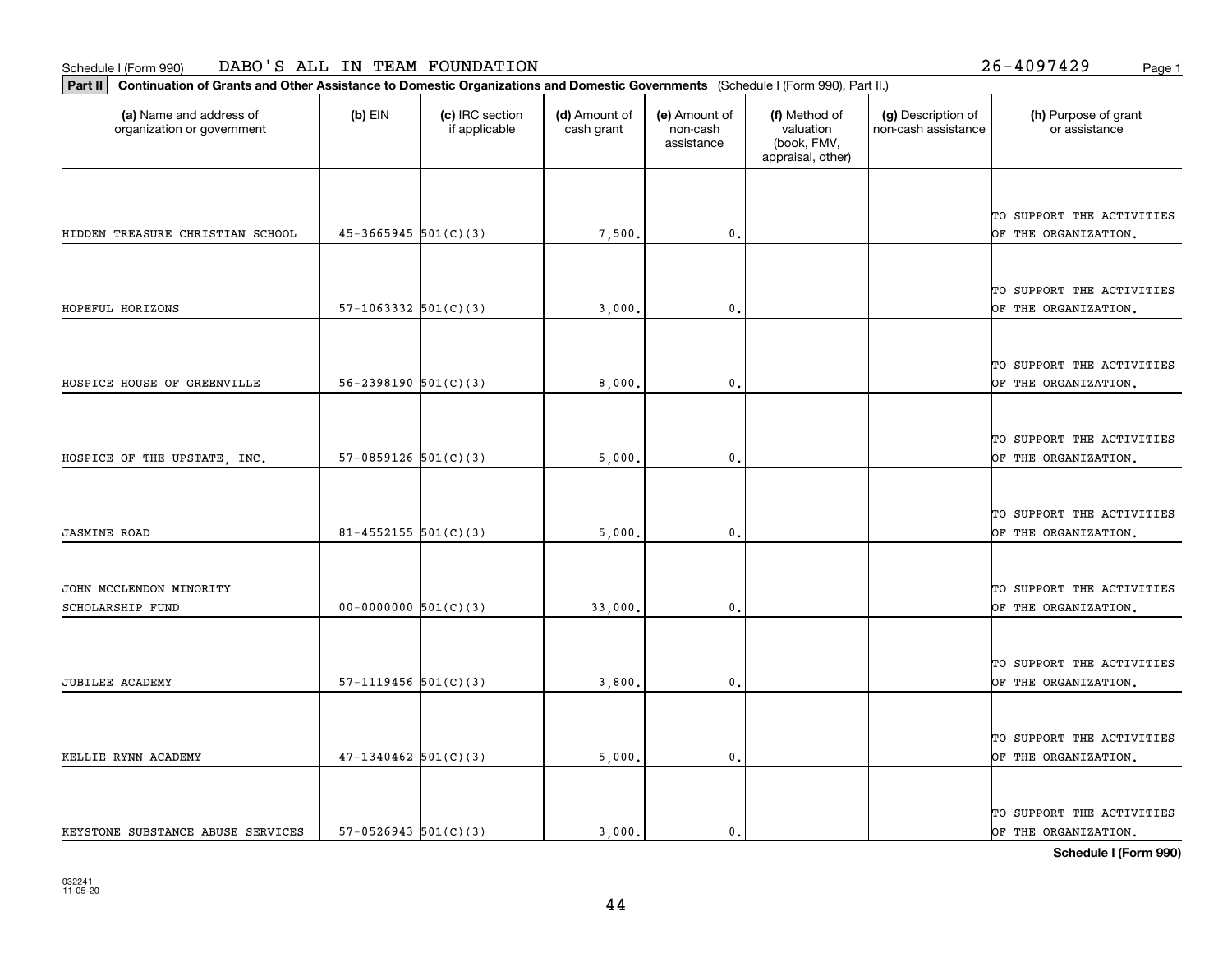Schedule I (Form 990) DABO'S ALL IN TEAM FOUNDATION 26-4097429 Page 1

**Part II** **Continuation of Grants and Other Assistance to Domestic Organizations and Domestic Governments** (Schedule I (Form 990), Part II.)

| (a) Name and address of organization or government | (b) EIN | (c) IRC section if applicable | (d) Amount of cash grant | (e) Amount of non-cash assistance | (f) Method of valuation (book, FMV, appraisal, other) | (g) Description of non-cash assistance | (h) Purpose of grant or assistance |
|---|---|---|---|---|---|---|---|
| HIDDEN TREASURE CHRISTIAN SCHOOL | 45-3665945 | 501(C)(3) | 7,500. | 0. | | | TO SUPPORT THE ACTIVITIES OF THE ORGANIZATION. |
| HOPEFUL HORIZONS | 57-1063332 | 501(C)(3) | 3,000. | 0. | | | TO SUPPORT THE ACTIVITIES OF THE ORGANIZATION. |
| HOSPICE HOUSE OF GREENVILLE | 56-2398190 | 501(C)(3) | 8,000. | 0. | | | TO SUPPORT THE ACTIVITIES OF THE ORGANIZATION. |
| HOSPICE OF THE UPSTATE, INC. | 57-0859126 | 501(C)(3) | 5,000. | 0. | | | TO SUPPORT THE ACTIVITIES OF THE ORGANIZATION. |
| JASMINE ROAD | 81-4552155 | 501(C)(3) | 5,000. | 0. | | | TO SUPPORT THE ACTIVITIES OF THE ORGANIZATION. |
| JOHN MCCLENDON MINORITY SCHOLARSHIP FUND | 00-0000000 | 501(C)(3) | 33,000. | 0. | | | TO SUPPORT THE ACTIVITIES OF THE ORGANIZATION. |
| JUBILEE ACADEMY | 57-1119456 | 501(C)(3) | 3,800. | 0. | | | TO SUPPORT THE ACTIVITIES OF THE ORGANIZATION. |
| KELLIE RYNN ACADEMY | 47-1340462 | 501(C)(3) | 5,000. | 0. | | | TO SUPPORT THE ACTIVITIES OF THE ORGANIZATION. |
| KEYSTONE SUBSTANCE ABUSE SERVICES | 57-0526943 | 501(C)(3) | 3,000. | 0. | | | TO SUPPORT THE ACTIVITIES OF THE ORGANIZATION. |

**Schedule I (Form 990)**

032241
11-05-20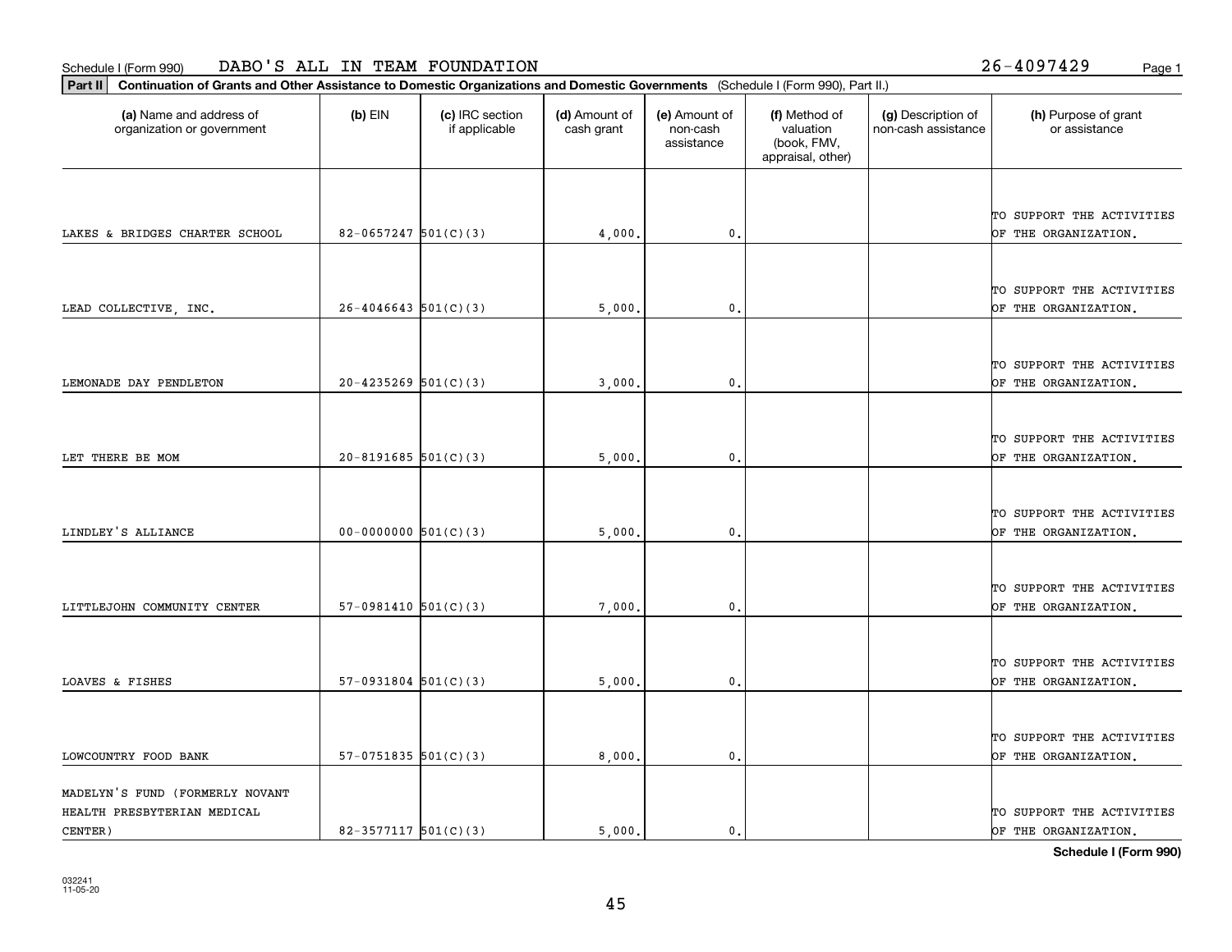Schedule I (Form 990) DABO'S ALL IN TEAM FOUNDATION 26-4097429

**Part II** **Continuation of Grants and Other Assistance to Domestic Organizations and Domestic Governments** (Schedule I (Form 990), Part II.)

| (a) Name and address of organization or government | (b) EIN | (c) IRC section if applicable | (d) Amount of cash grant | (e) Amount of non-cash assistance | (f) Method of valuation (book, FMV, appraisal, other) | (g) Description of non-cash assistance | (h) Purpose of grant or assistance |
|---|---|---|---|---|---|---|---|
| LAKES & BRIDGES CHARTER SCHOOL | 82-0657247 | 501(C)(3) | 4,000. | 0. | | | TO SUPPORT THE ACTIVITIES OF THE ORGANIZATION. |
| LEAD COLLECTIVE, INC. | 26-4046643 | 501(C)(3) | 5,000. | 0. | | | TO SUPPORT THE ACTIVITIES OF THE ORGANIZATION. |
| LEMONADE DAY PENDLETON | 20-4235269 | 501(C)(3) | 3,000. | 0. | | | TO SUPPORT THE ACTIVITIES OF THE ORGANIZATION. |
| LET THERE BE MOM | 20-8191685 | 501(C)(3) | 5,000. | 0. | | | TO SUPPORT THE ACTIVITIES OF THE ORGANIZATION. |
| LINDLEY'S ALLIANCE | 00-0000000 | 501(C)(3) | 5,000. | 0. | | | TO SUPPORT THE ACTIVITIES OF THE ORGANIZATION. |
| LITTLEJOHN COMMUNITY CENTER | 57-0981410 | 501(C)(3) | 7,000. | 0. | | | TO SUPPORT THE ACTIVITIES OF THE ORGANIZATION. |
| LOAVES & FISHES | 57-0931804 | 501(C)(3) | 5,000. | 0. | | | TO SUPPORT THE ACTIVITIES OF THE ORGANIZATION. |
| LOWCOUNTRY FOOD BANK | 57-0751835 | 501(C)(3) | 8,000. | 0. | | | TO SUPPORT THE ACTIVITIES OF THE ORGANIZATION. |
| MADELYN'S FUND (FORMERLY NOVANT HEALTH PRESBYTERIAN MEDICAL CENTER) | 82-3577117 | 501(C)(3) | 5,000. | 0. | | | TO SUPPORT THE ACTIVITIES OF THE ORGANIZATION. |

**Schedule I (Form 990)**

032241 11-05-20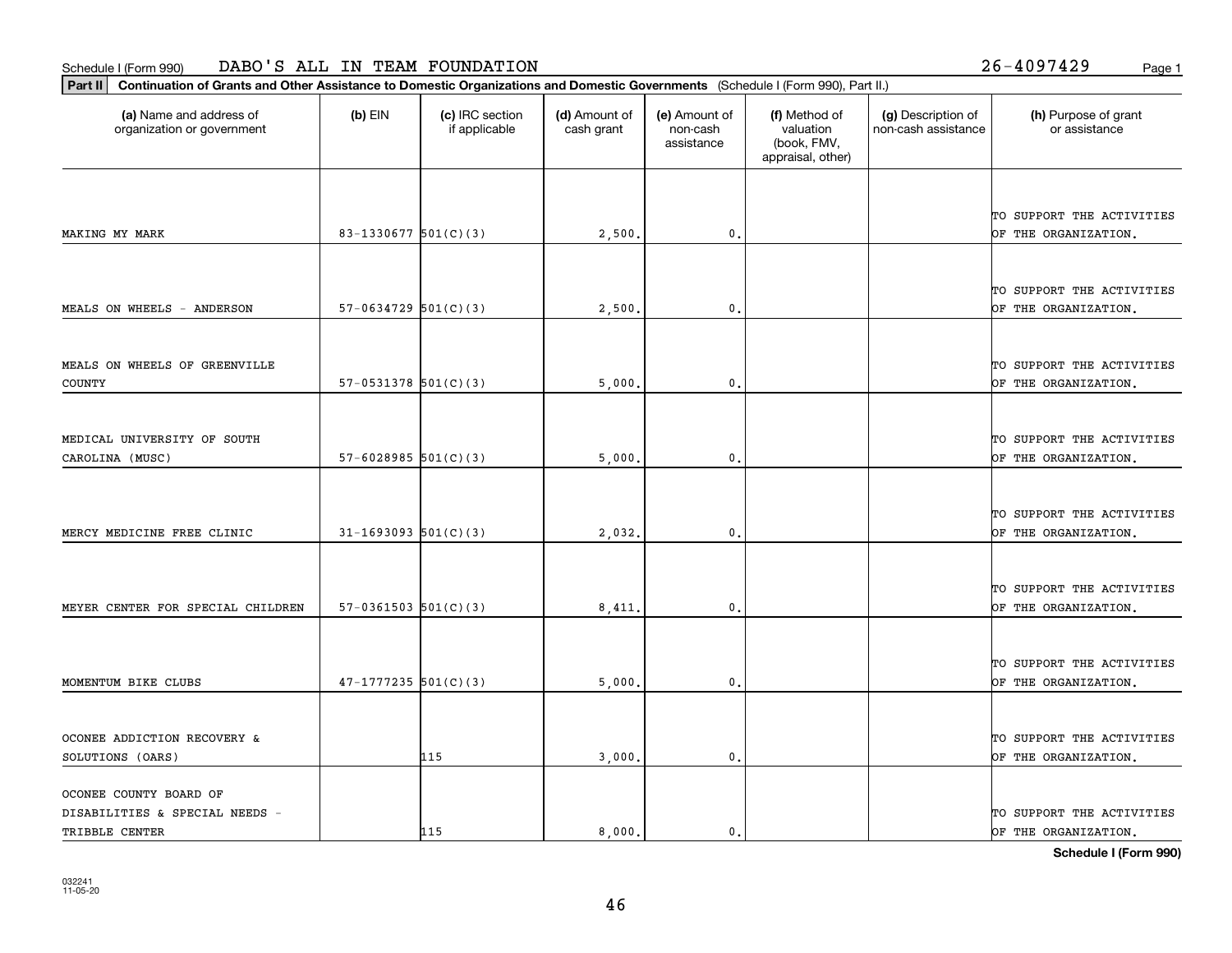Schedule I (Form 990) DABO'S ALL IN TEAM FOUNDATION 26-4097429

**Part II** **Continuation of Grants and Other Assistance to Domestic Organizations and Domestic Governments** (Schedule I (Form 990), Part II.)

| (a) Name and address of organization or government | (b) EIN | (c) IRC section if applicable | (d) Amount of cash grant | (e) Amount of non-cash assistance | (f) Method of valuation (book, FMV, appraisal, other) | (g) Description of non-cash assistance | (h) Purpose of grant or assistance |
|---|---|---|---|---|---|---|---|
| MAKING MY MARK | 83-1330677 | 501(C)(3) | 2,500. | 0. | | | TO SUPPORT THE ACTIVITIES OF THE ORGANIZATION. |
| MEALS ON WHEELS - ANDERSON | 57-0634729 | 501(C)(3) | 2,500. | 0. | | | TO SUPPORT THE ACTIVITIES OF THE ORGANIZATION. |
| MEALS ON WHEELS OF GREENVILLE COUNTY | 57-0531378 | 501(C)(3) | 5,000. | 0. | | | TO SUPPORT THE ACTIVITIES OF THE ORGANIZATION. |
| MEDICAL UNIVERSITY OF SOUTH CAROLINA (MUSC) | 57-6028985 | 501(C)(3) | 5,000. | 0. | | | TO SUPPORT THE ACTIVITIES OF THE ORGANIZATION. |
| MERCY MEDICINE FREE CLINIC | 31-1693093 | 501(C)(3) | 2,032. | 0. | | | TO SUPPORT THE ACTIVITIES OF THE ORGANIZATION. |
| MEYER CENTER FOR SPECIAL CHILDREN | 57-0361503 | 501(C)(3) | 8,411. | 0. | | | TO SUPPORT THE ACTIVITIES OF THE ORGANIZATION. |
| MOMENTUM BIKE CLUBS | 47-1777235 | 501(C)(3) | 5,000. | 0. | | | TO SUPPORT THE ACTIVITIES OF THE ORGANIZATION. |
| OCONEE ADDICTION RECOVERY & SOLUTIONS (OARS) | | 115 | 3,000. | 0. | | | TO SUPPORT THE ACTIVITIES OF THE ORGANIZATION. |
| OCONEE COUNTY BOARD OF DISABILITIES & SPECIAL NEEDS - TRIBBLE CENTER | | 115 | 8,000. | 0. | | | TO SUPPORT THE ACTIVITIES OF THE ORGANIZATION. |

**Schedule I (Form 990)**

032241
11-05-20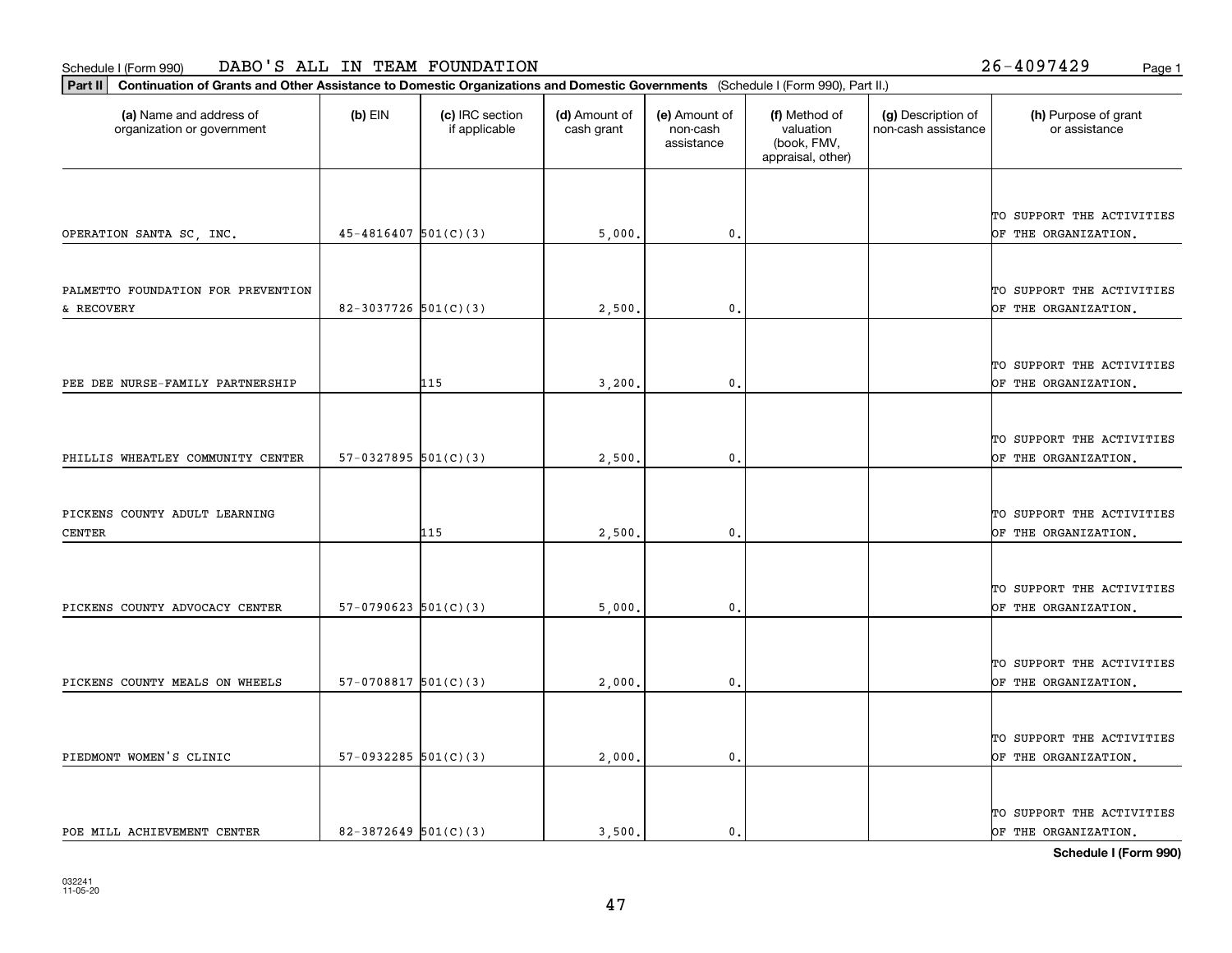Schedule I (Form 990) DABO'S ALL IN TEAM FOUNDATION 26-4097429

**Part II** **Continuation of Grants and Other Assistance to Domestic Organizations and Domestic Governments** (Schedule I (Form 990), Part II.)

| (a) Name and address of organization or government | (b) EIN | (c) IRC section if applicable | (d) Amount of cash grant | (e) Amount of non-cash assistance | (f) Method of valuation (book, FMV, appraisal, other) | (g) Description of non-cash assistance | (h) Purpose of grant or assistance |
|---|---|---|---|---|---|---|---|
| OPERATION SANTA SC, INC. | 45-4816407 | 501(C)(3) | 5,000. | 0. | | | TO SUPPORT THE ACTIVITIES OF THE ORGANIZATION. |
| PALMETTO FOUNDATION FOR PREVENTION & RECOVERY | 82-3037726 | 501(C)(3) | 2,500. | 0. | | | TO SUPPORT THE ACTIVITIES OF THE ORGANIZATION. |
| PEE DEE NURSE-FAMILY PARTNERSHIP | | 115 | 3,200. | 0. | | | TO SUPPORT THE ACTIVITIES OF THE ORGANIZATION. |
| PHILLIS WHEATLEY COMMUNITY CENTER | 57-0327895 | 501(C)(3) | 2,500. | 0. | | | TO SUPPORT THE ACTIVITIES OF THE ORGANIZATION. |
| PICKENS COUNTY ADULT LEARNING CENTER | | 115 | 2,500. | 0. | | | TO SUPPORT THE ACTIVITIES OF THE ORGANIZATION. |
| PICKENS COUNTY ADVOCACY CENTER | 57-0790623 | 501(C)(3) | 5,000. | 0. | | | TO SUPPORT THE ACTIVITIES OF THE ORGANIZATION. |
| PICKENS COUNTY MEALS ON WHEELS | 57-0708817 | 501(C)(3) | 2,000. | 0. | | | TO SUPPORT THE ACTIVITIES OF THE ORGANIZATION. |
| PIEDMONT WOMEN'S CLINIC | 57-0932285 | 501(C)(3) | 2,000. | 0. | | | TO SUPPORT THE ACTIVITIES OF THE ORGANIZATION. |
| POE MILL ACHIEVEMENT CENTER | 82-3872649 | 501(C)(3) | 3,500. | 0. | | | TO SUPPORT THE ACTIVITIES OF THE ORGANIZATION. |

**Schedule I (Form 990)**

032241
11-05-20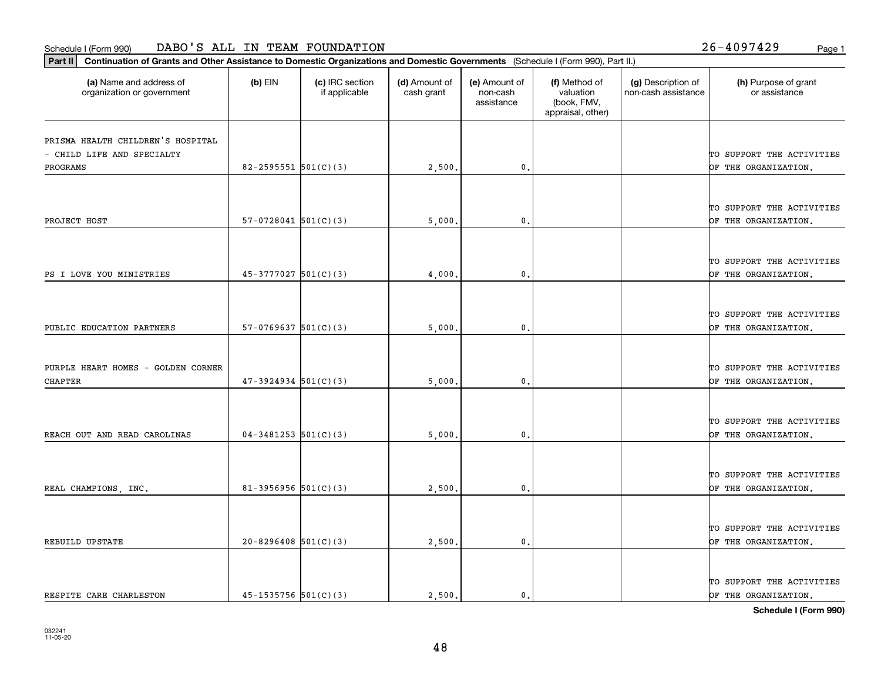Schedule I (Form 990) DABO'S ALL IN TEAM FOUNDATION 26-4097429 Page 1

**Part II** **Continuation of Grants and Other Assistance to Domestic Organizations and Domestic Governments** (Schedule I (Form 990), Part II.)

| (a) Name and address of organization or government | (b) EIN | (c) IRC section if applicable | (d) Amount of cash grant | (e) Amount of non-cash assistance | (f) Method of valuation (book, FMV, appraisal, other) | (g) Description of non-cash assistance | (h) Purpose of grant or assistance |
|---|---|---|---|---|---|---|---|
| PRISMA HEALTH CHILDREN'S HOSPITAL - CHILD LIFE AND SPECIALTY PROGRAMS | 82-2595551 | 501(C)(3) | 2,500. | 0. | | | TO SUPPORT THE ACTIVITIES OF THE ORGANIZATION. |
| PROJECT HOST | 57-0728041 | 501(C)(3) | 5,000. | 0. | | | TO SUPPORT THE ACTIVITIES OF THE ORGANIZATION. |
| PS I LOVE YOU MINISTRIES | 45-3777027 | 501(C)(3) | 4,000. | 0. | | | TO SUPPORT THE ACTIVITIES OF THE ORGANIZATION. |
| PUBLIC EDUCATION PARTNERS | 57-0769637 | 501(C)(3) | 5,000. | 0. | | | TO SUPPORT THE ACTIVITIES OF THE ORGANIZATION. |
| PURPLE HEART HOMES - GOLDEN CORNER CHAPTER | 47-3924934 | 501(C)(3) | 5,000. | 0. | | | TO SUPPORT THE ACTIVITIES OF THE ORGANIZATION. |
| REACH OUT AND READ CAROLINAS | 04-3481253 | 501(C)(3) | 5,000. | 0. | | | TO SUPPORT THE ACTIVITIES OF THE ORGANIZATION. |
| REAL CHAMPIONS, INC. | 81-3956956 | 501(C)(3) | 2,500. | 0. | | | TO SUPPORT THE ACTIVITIES OF THE ORGANIZATION. |
| REBUILD UPSTATE | 20-8296408 | 501(C)(3) | 2,500. | 0. | | | TO SUPPORT THE ACTIVITIES OF THE ORGANIZATION. |
| RESPITE CARE CHARLESTON | 45-1535756 | 501(C)(3) | 2,500. | 0. | | | TO SUPPORT THE ACTIVITIES OF THE ORGANIZATION. |

**Schedule I (Form 990)**

032241
11-05-20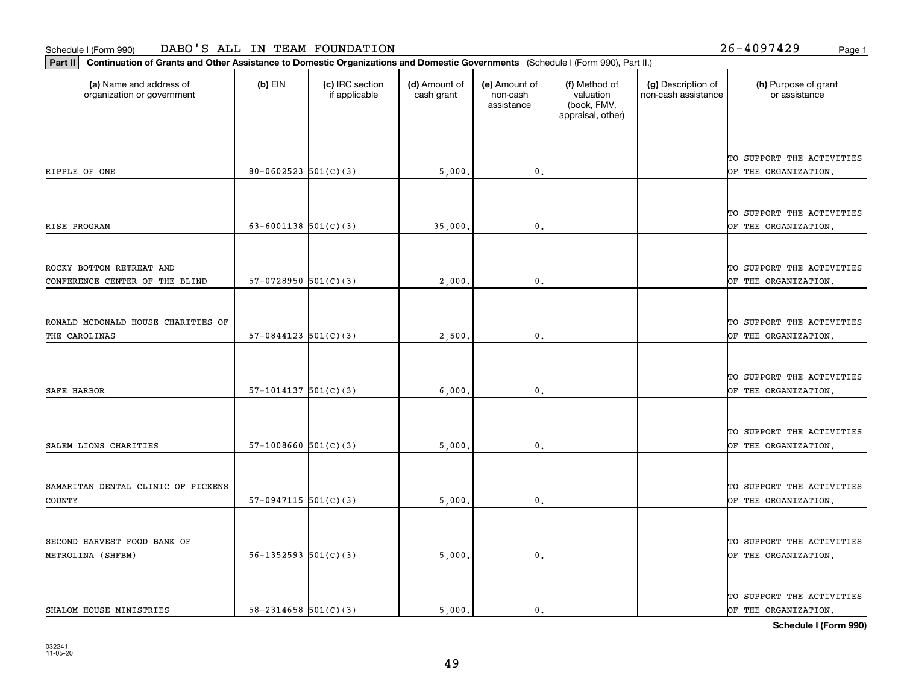Schedule I (Form 990) DABO'S ALL IN TEAM FOUNDATION 26-4097429 Page 1

**Part II** **Continuation of Grants and Other Assistance to Domestic Organizations and Domestic Governments** (Schedule I (Form 990), Part II.)

| (a) Name and address of organization or government | (b) EIN | (c) IRC section if applicable | (d) Amount of cash grant | (e) Amount of non-cash assistance | (f) Method of valuation (book, FMV, appraisal, other) | (g) Description of non-cash assistance | (h) Purpose of grant or assistance |
|---|---|---|---|---|---|---|---|
| RIPPLE OF ONE | 80-0602523 | 501(C)(3) | 5,000. | 0. | | | TO SUPPORT THE ACTIVITIES OF THE ORGANIZATION. |
| RISE PROGRAM | 63-6001138 | 501(C)(3) | 35,000. | 0. | | | TO SUPPORT THE ACTIVITIES OF THE ORGANIZATION. |
| ROCKY BOTTOM RETREAT AND CONFERENCE CENTER OF THE BLIND | 57-0728950 | 501(C)(3) | 2,000. | 0. | | | TO SUPPORT THE ACTIVITIES OF THE ORGANIZATION. |
| RONALD MCDONALD HOUSE CHARITIES OF THE CAROLINAS | 57-0844123 | 501(C)(3) | 2,500. | 0. | | | TO SUPPORT THE ACTIVITIES OF THE ORGANIZATION. |
| SAFE HARBOR | 57-1014137 | 501(C)(3) | 6,000. | 0. | | | TO SUPPORT THE ACTIVITIES OF THE ORGANIZATION. |
| SALEM LIONS CHARITIES | 57-1008660 | 501(C)(3) | 5,000. | 0. | | | TO SUPPORT THE ACTIVITIES OF THE ORGANIZATION. |
| SAMARITAN DENTAL CLINIC OF PICKENS COUNTY | 57-0947115 | 501(C)(3) | 5,000. | 0. | | | TO SUPPORT THE ACTIVITIES OF THE ORGANIZATION. |
| SECOND HARVEST FOOD BANK OF METROLINA (SHFBM) | 56-1352593 | 501(C)(3) | 5,000. | 0. | | | TO SUPPORT THE ACTIVITIES OF THE ORGANIZATION. |
| SHALOM HOUSE MINISTRIES | 58-2314658 | 501(C)(3) | 5,000. | 0. | | | TO SUPPORT THE ACTIVITIES OF THE ORGANIZATION. |

**Schedule I (Form 990)**

032241
11-05-20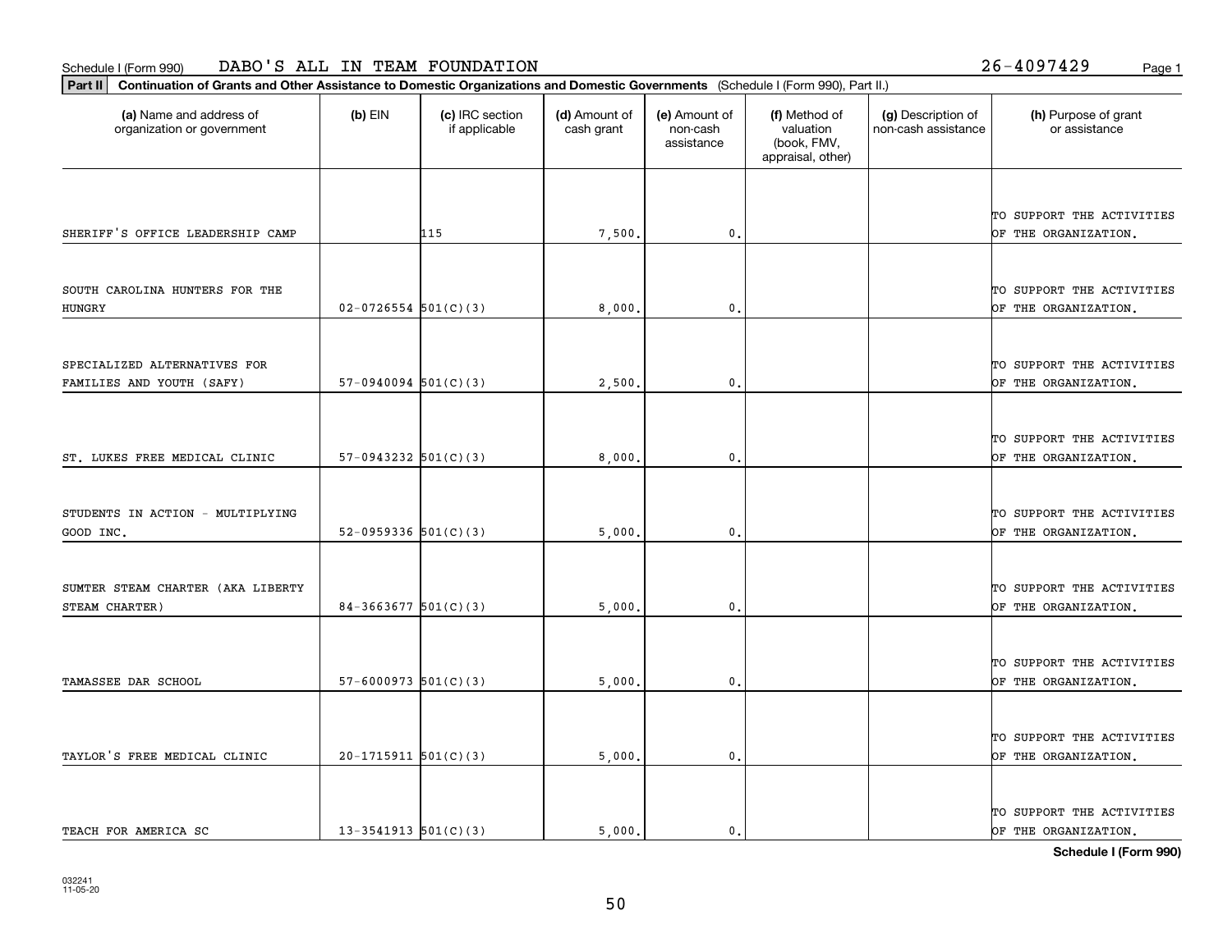Schedule I (Form 990) DABO'S ALL IN TEAM FOUNDATION 26-4097429 Page 1

**Part II** **Continuation of Grants and Other Assistance to Domestic Organizations and Domestic Governments** (Schedule I (Form 990), Part II.)

| (a) Name and address of organization or government | (b) EIN | (c) IRC section if applicable | (d) Amount of cash grant | (e) Amount of non-cash assistance | (f) Method of valuation (book, FMV, appraisal, other) | (g) Description of non-cash assistance | (h) Purpose of grant or assistance |
|---|---|---|---|---|---|---|---|
| SHERIFF'S OFFICE LEADERSHIP CAMP | | 115 | 7,500. | 0. | | | TO SUPPORT THE ACTIVITIES OF THE ORGANIZATION. |
| SOUTH CAROLINA HUNTERS FOR THE HUNGRY | 02-0726554 | 501(C)(3) | 8,000. | 0. | | | TO SUPPORT THE ACTIVITIES OF THE ORGANIZATION. |
| SPECIALIZED ALTERNATIVES FOR FAMILIES AND YOUTH (SAFY) | 57-0940094 | 501(C)(3) | 2,500. | 0. | | | TO SUPPORT THE ACTIVITIES OF THE ORGANIZATION. |
| ST. LUKES FREE MEDICAL CLINIC | 57-0943232 | 501(C)(3) | 8,000. | 0. | | | TO SUPPORT THE ACTIVITIES OF THE ORGANIZATION. |
| STUDENTS IN ACTION - MULTIPLYING GOOD INC. | 52-0959336 | 501(C)(3) | 5,000. | 0. | | | TO SUPPORT THE ACTIVITIES OF THE ORGANIZATION. |
| SUMTER STEAM CHARTER (AKA LIBERTY STEAM CHARTER) | 84-3663677 | 501(C)(3) | 5,000. | 0. | | | TO SUPPORT THE ACTIVITIES OF THE ORGANIZATION. |
| TAMASSEE DAR SCHOOL | 57-6000973 | 501(C)(3) | 5,000. | 0. | | | TO SUPPORT THE ACTIVITIES OF THE ORGANIZATION. |
| TAYLOR'S FREE MEDICAL CLINIC | 20-1715911 | 501(C)(3) | 5,000. | 0. | | | TO SUPPORT THE ACTIVITIES OF THE ORGANIZATION. |
| TEACH FOR AMERICA SC | 13-3541913 | 501(C)(3) | 5,000. | 0. | | | TO SUPPORT THE ACTIVITIES OF THE ORGANIZATION. |

**Schedule I (Form 990)**

032241
11-05-20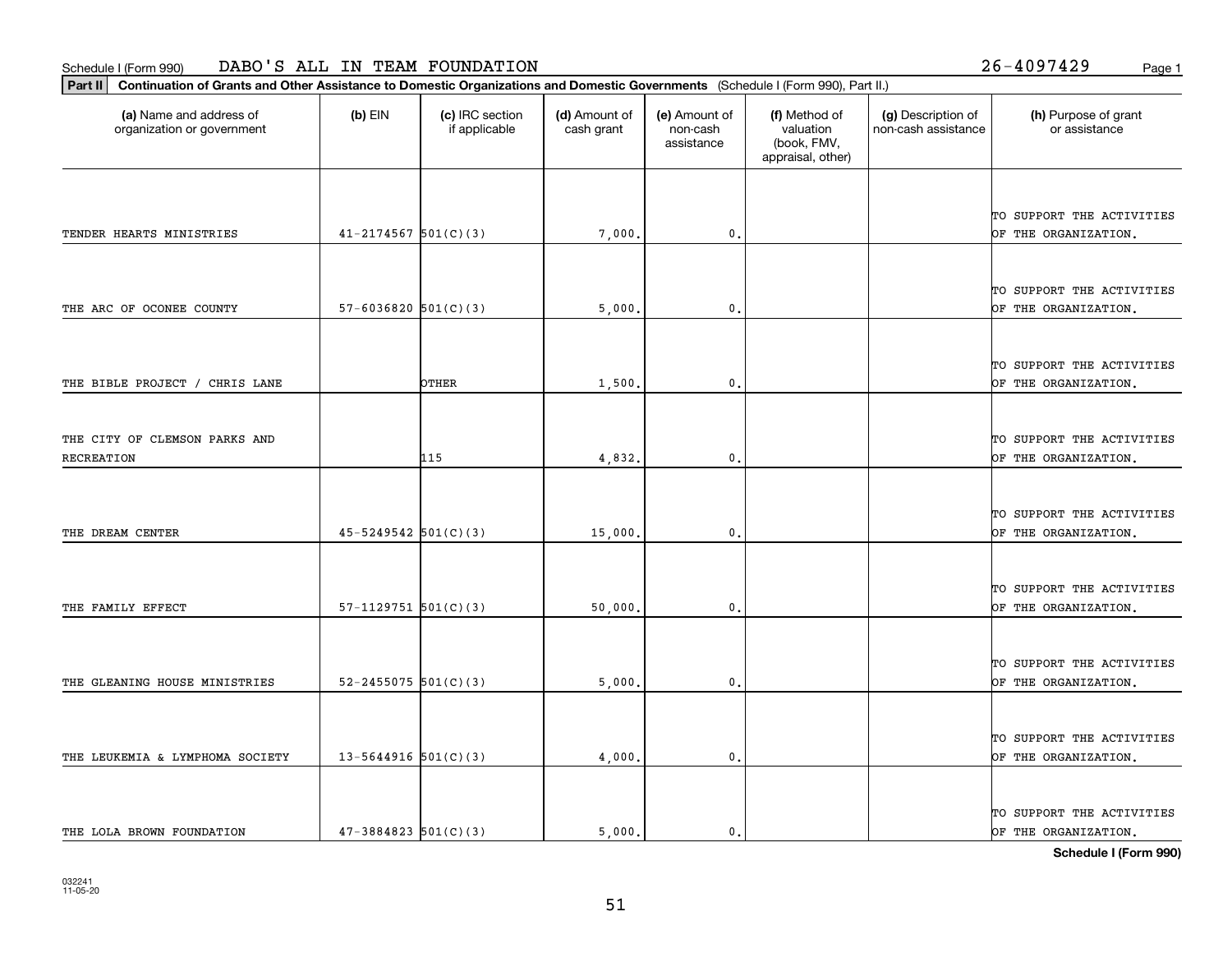Schedule I (Form 990) DABO'S ALL IN TEAM FOUNDATION 26-4097429

**Part II** **Continuation of Grants and Other Assistance to Domestic Organizations and Domestic Governments** (Schedule I (Form 990), Part II.)

| (a) Name and address of organization or government | (b) EIN | (c) IRC section if applicable | (d) Amount of cash grant | (e) Amount of non-cash assistance | (f) Method of valuation (book, FMV, appraisal, other) | (g) Description of non-cash assistance | (h) Purpose of grant or assistance |
|---|---|---|---|---|---|---|---|
| TENDER HEARTS MINISTRIES | 41-2174567 | 501(C)(3) | 7,000. | 0. | | | TO SUPPORT THE ACTIVITIES OF THE ORGANIZATION. |
| THE ARC OF OCONEE COUNTY | 57-6036820 | 501(C)(3) | 5,000. | 0. | | | TO SUPPORT THE ACTIVITIES OF THE ORGANIZATION. |
| THE BIBLE PROJECT / CHRIS LANE | | OTHER | 1,500. | 0. | | | TO SUPPORT THE ACTIVITIES OF THE ORGANIZATION. |
| THE CITY OF CLEMSON PARKS AND RECREATION | | 115 | 4,832. | 0. | | | TO SUPPORT THE ACTIVITIES OF THE ORGANIZATION. |
| THE DREAM CENTER | 45-5249542 | 501(C)(3) | 15,000. | 0. | | | TO SUPPORT THE ACTIVITIES OF THE ORGANIZATION. |
| THE FAMILY EFFECT | 57-1129751 | 501(C)(3) | 50,000. | 0. | | | TO SUPPORT THE ACTIVITIES OF THE ORGANIZATION. |
| THE GLEANING HOUSE MINISTRIES | 52-2455075 | 501(C)(3) | 5,000. | 0. | | | TO SUPPORT THE ACTIVITIES OF THE ORGANIZATION. |
| THE LEUKEMIA & LYMPHOMA SOCIETY | 13-5644916 | 501(C)(3) | 4,000. | 0. | | | TO SUPPORT THE ACTIVITIES OF THE ORGANIZATION. |
| THE LOLA BROWN FOUNDATION | 47-3884823 | 501(C)(3) | 5,000. | 0. | | | TO SUPPORT THE ACTIVITIES OF THE ORGANIZATION. |

**Schedule I (Form 990)**

032241
11-05-20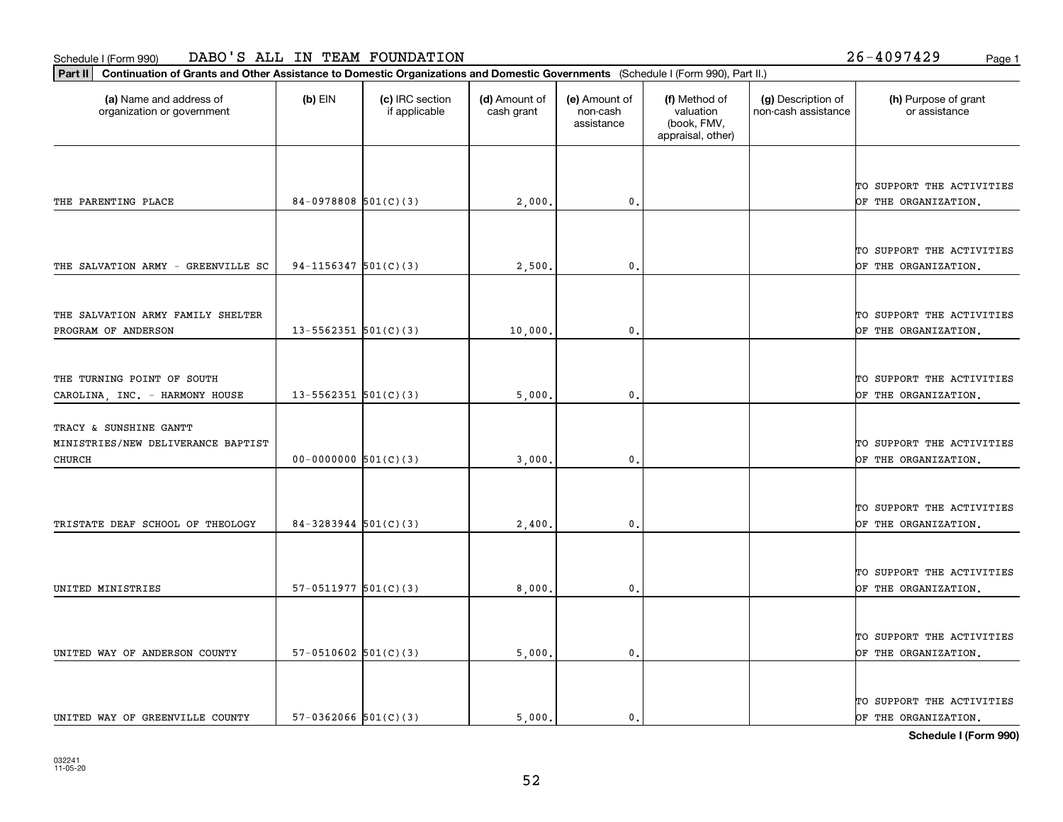Schedule I (Form 990) DABO'S ALL IN TEAM FOUNDATION 26-4097429

**Part II** **Continuation of Grants and Other Assistance to Domestic Organizations and Domestic Governments** (Schedule I (Form 990), Part II.)

| (a) Name and address of organization or government | (b) EIN | (c) IRC section if applicable | (d) Amount of cash grant | (e) Amount of non-cash assistance | (f) Method of valuation (book, FMV, appraisal, other) | (g) Description of non-cash assistance | (h) Purpose of grant or assistance |
|---|---|---|---|---|---|---|---|
| THE PARENTING PLACE | 84-0978808 | 501(C)(3) | 2,000. | 0. | | | TO SUPPORT THE ACTIVITIES OF THE ORGANIZATION. |
| THE SALVATION ARMY - GREENVILLE SC | 94-1156347 | 501(C)(3) | 2,500. | 0. | | | TO SUPPORT THE ACTIVITIES OF THE ORGANIZATION. |
| THE SALVATION ARMY FAMILY SHELTER PROGRAM OF ANDERSON | 13-5562351 | 501(C)(3) | 10,000. | 0. | | | TO SUPPORT THE ACTIVITIES OF THE ORGANIZATION. |
| THE TURNING POINT OF SOUTH CAROLINA, INC. - HARMONY HOUSE | 13-5562351 | 501(C)(3) | 5,000. | 0. | | | TO SUPPORT THE ACTIVITIES OF THE ORGANIZATION. |
| TRACY & SUNSHINE GANTT MINISTRIES/NEW DELIVERANCE BAPTIST CHURCH | 00-0000000 | 501(C)(3) | 3,000. | 0. | | | TO SUPPORT THE ACTIVITIES OF THE ORGANIZATION. |
| TRISTATE DEAF SCHOOL OF THEOLOGY | 84-3283944 | 501(C)(3) | 2,400. | 0. | | | TO SUPPORT THE ACTIVITIES OF THE ORGANIZATION. |
| UNITED MINISTRIES | 57-0511977 | 501(C)(3) | 8,000. | 0. | | | TO SUPPORT THE ACTIVITIES OF THE ORGANIZATION. |
| UNITED WAY OF ANDERSON COUNTY | 57-0510602 | 501(C)(3) | 5,000. | 0. | | | TO SUPPORT THE ACTIVITIES OF THE ORGANIZATION. |
| UNITED WAY OF GREENVILLE COUNTY | 57-0362066 | 501(C)(3) | 5,000. | 0. | | | TO SUPPORT THE ACTIVITIES OF THE ORGANIZATION. |

**Schedule I (Form 990)**

032241 11-05-20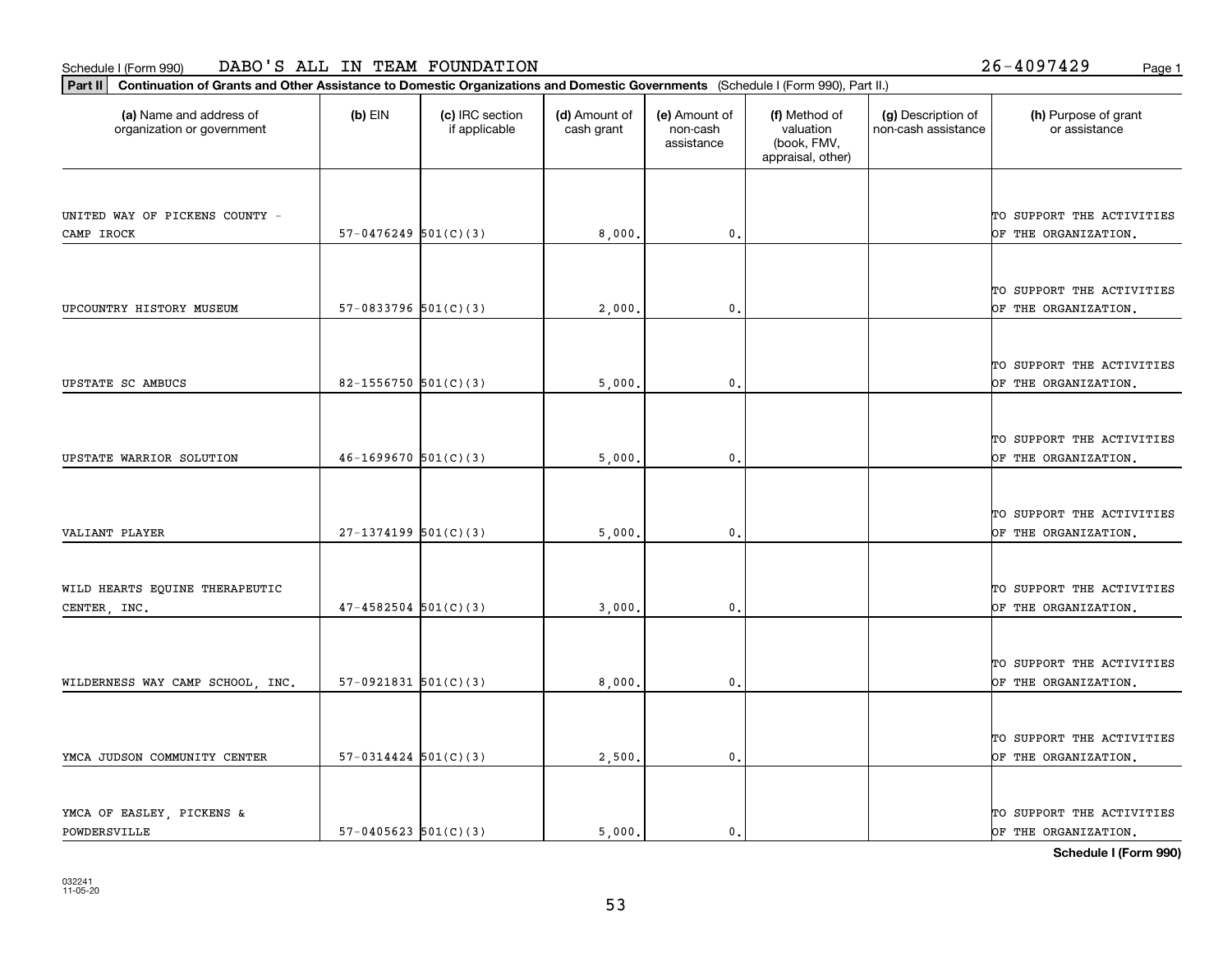Schedule I (Form 990) DABO'S ALL IN TEAM FOUNDATION 26-4097429 Page 1

**Part II** **Continuation of Grants and Other Assistance to Domestic Organizations and Domestic Governments** (Schedule I (Form 990), Part II.)

| (a) Name and address of organization or government | (b) EIN | (c) IRC section if applicable | (d) Amount of cash grant | (e) Amount of non-cash assistance | (f) Method of valuation (book, FMV, appraisal, other) | (g) Description of non-cash assistance | (h) Purpose of grant or assistance |
|---|---|---|---|---|---|---|---|
| UNITED WAY OF PICKENS COUNTY - CAMP IROCK | 57-0476249 | 501(C)(3) | 8,000. | 0. | | | TO SUPPORT THE ACTIVITIES OF THE ORGANIZATION. |
| UPCOUNTRY HISTORY MUSEUM | 57-0833796 | 501(C)(3) | 2,000. | 0. | | | TO SUPPORT THE ACTIVITIES OF THE ORGANIZATION. |
| UPSTATE SC AMBUCS | 82-1556750 | 501(C)(3) | 5,000. | 0. | | | TO SUPPORT THE ACTIVITIES OF THE ORGANIZATION. |
| UPSTATE WARRIOR SOLUTION | 46-1699670 | 501(C)(3) | 5,000. | 0. | | | TO SUPPORT THE ACTIVITIES OF THE ORGANIZATION. |
| VALIANT PLAYER | 27-1374199 | 501(C)(3) | 5,000. | 0. | | | TO SUPPORT THE ACTIVITIES OF THE ORGANIZATION. |
| WILD HEARTS EQUINE THERAPEUTIC CENTER, INC. | 47-4582504 | 501(C)(3) | 3,000. | 0. | | | TO SUPPORT THE ACTIVITIES OF THE ORGANIZATION. |
| WILDERNESS WAY CAMP SCHOOL, INC. | 57-0921831 | 501(C)(3) | 8,000. | 0. | | | TO SUPPORT THE ACTIVITIES OF THE ORGANIZATION. |
| YMCA JUDSON COMMUNITY CENTER | 57-0314424 | 501(C)(3) | 2,500. | 0. | | | TO SUPPORT THE ACTIVITIES OF THE ORGANIZATION. |
| YMCA OF EASLEY, PICKENS & POWDERSVILLE | 57-0405623 | 501(C)(3) | 5,000. | 0. | | | TO SUPPORT THE ACTIVITIES OF THE ORGANIZATION. |

**Schedule I (Form 990)**

032241
11-05-20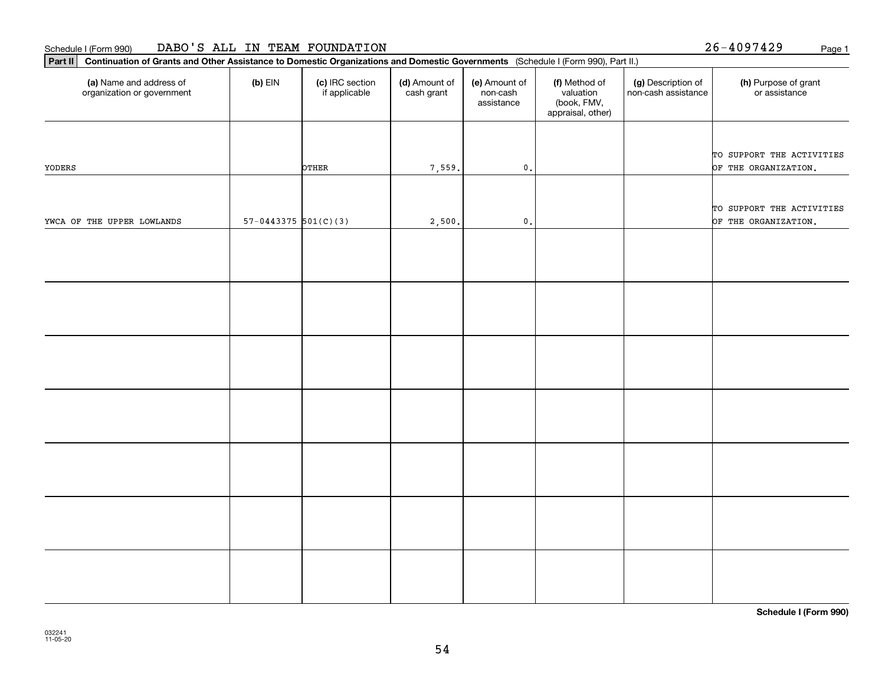Schedule I (Form 990) DABO'S ALL IN TEAM FOUNDATION 26-4097429

**Part II** **Continuation of Grants and Other Assistance to Domestic Organizations and Domestic Governments** (Schedule I (Form 990), Part II.)

| (a) Name and address of organization or government | (b) EIN | (c) IRC section if applicable | (d) Amount of cash grant | (e) Amount of non-cash assistance | (f) Method of valuation (book, FMV, appraisal, other) | (g) Description of non-cash assistance | (h) Purpose of grant or assistance |
|---|---|---|---|---|---|---|---|
| YODERS | | OTHER | 7,559. | 0. | | | TO SUPPORT THE ACTIVITIES OF THE ORGANIZATION. |
| YWCA OF THE UPPER LOWLANDS | 57-0443375 | 501(C)(3) | 2,500. | 0. | | | TO SUPPORT THE ACTIVITIES OF THE ORGANIZATION. |
| | | | | | | | |
| | | | | | | | |
| | | | | | | | |
| | | | | | | | |
| | | | | | | | |
| | | | | | | | |
| | | | | | | | |

**Schedule I (Form 990)**

032241
11-05-20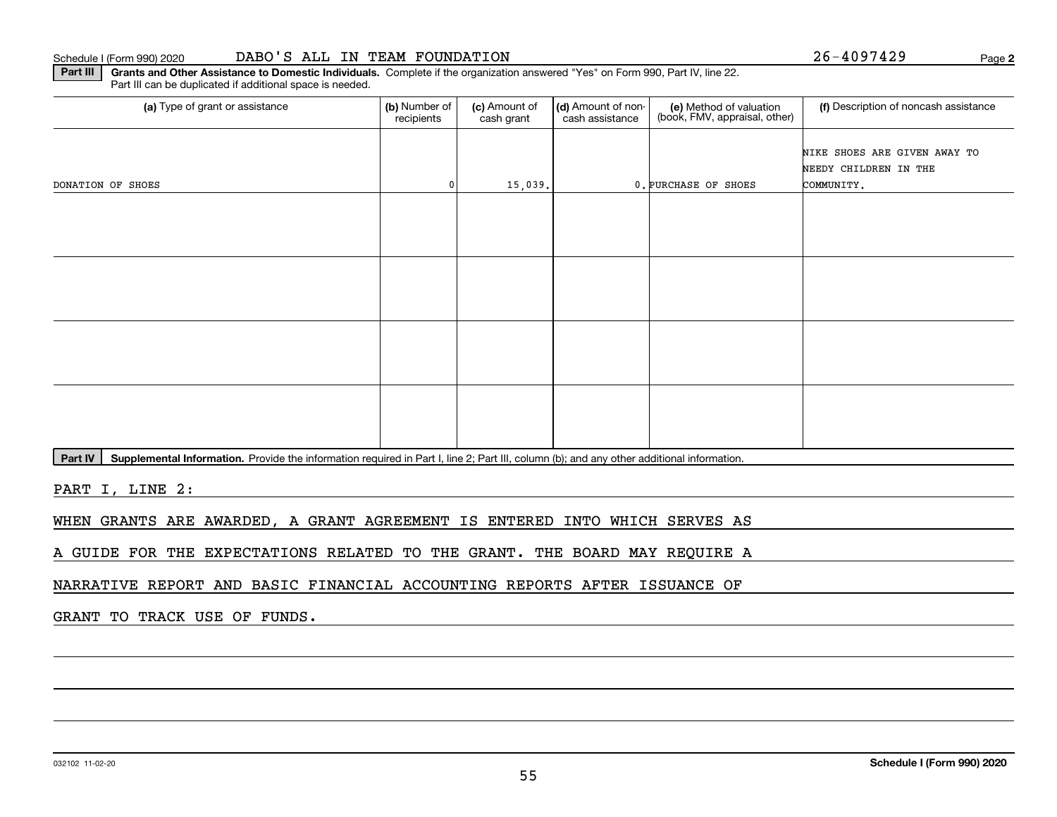Schedule I (Form 990) 2020 DABO'S ALL IN TEAM FOUNDATION 26-4097429

**Part III** **Grants and Other Assistance to Domestic Individuals.** Complete if the organization answered "Yes" on Form 990, Part IV, line 22. Part III can be duplicated if additional space is needed.

| (a) Type of grant or assistance | (b) Number of recipients | (c) Amount of cash grant | (d) Amount of non-cash assistance | (e) Method of valuation (book, FMV, appraisal, other) | (f) Description of noncash assistance |
|---|---|---|---|---|---|
| DONATION OF SHOES | 0 | 15,039. | 0. | PURCHASE OF SHOES | NIKE SHOES ARE GIVEN AWAY TO NEEDY CHILDREN IN THE COMMUNITY. |
| | | | | | |
| | | | | | |
| | | | | | |
| | | | | | |

**Part IV** **Supplemental Information.** Provide the information required in Part I, line 2; Part III, column (b); and any other additional information.

PART I, LINE 2:

WHEN GRANTS ARE AWARDED, A GRANT AGREEMENT IS ENTERED INTO WHICH SERVES AS A GUIDE FOR THE EXPECTATIONS RELATED TO THE GRANT. THE BOARD MAY REQUIRE A NARRATIVE REPORT AND BASIC FINANCIAL ACCOUNTING REPORTS AFTER ISSUANCE OF GRANT TO TRACK USE OF FUNDS.

032102 11-02-20

**Schedule I (Form 990) 2020**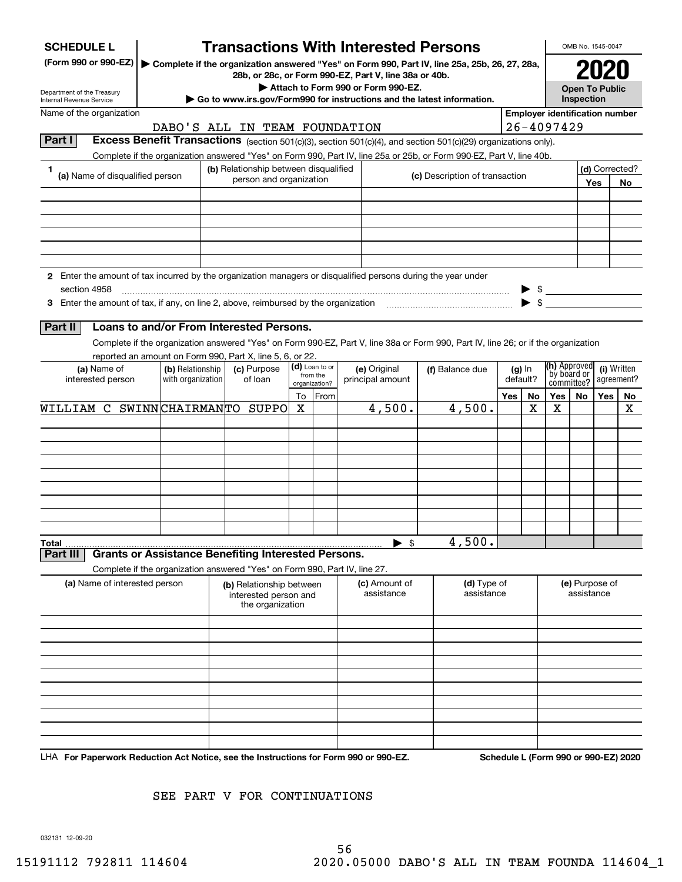# SCHEDULE L (Form 990 or 990-EZ)

# Transactions With Interested Persons

▶ Complete if the organization answered "Yes" on Form 990, Part IV, line 25a, 25b, 26, 27, 28a, 28b, or 28c, or Form 990-EZ, Part V, line 38a or 40b.

▶ Attach to Form 990 or Form 990-EZ.

▶ Go to www.irs.gov/Form990 for instructions and the latest information.

Department of the Treasury
Internal Revenue Service

OMB No. 1545-0047

**2020**

**Open To Public Inspection**

Name of the organization: DABO'S ALL IN TEAM FOUNDATION

Employer identification number: 26-4097429

## Part I — Excess Benefit Transactions (section 501(c)(3), section 501(c)(4), and section 501(c)(29) organizations only).

Complete if the organization answered "Yes" on Form 990, Part IV, line 25a or 25b, or Form 990-EZ, Part V, line 40b.

| 1 (a) Name of disqualified person | (b) Relationship between disqualified person and organization | (c) Description of transaction | (d) Corrected? Yes | No |
|---|---|---|---|---|
| | | | | |
| | | | | |
| | | | | |
| | | | | |
| | | | | |
| | | | | |

**2** Enter the amount of tax incurred by the organization managers or disqualified persons during the year under section 4958 ▶ $

**3** Enter the amount of tax, if any, on line 2, above, reimbursed by the organization ▶ $

## Part II — Loans to and/or From Interested Persons.

Complete if the organization answered "Yes" on Form 990-EZ, Part V, line 38a or Form 990, Part IV, line 26; or if the organization reported an amount on Form 990, Part X, line 5, 6, or 22.

| (a) Name of interested person | (b) Relationship with organization | (c) Purpose of loan | (d) Loan to or from the organization? To | From | (e) Original principal amount | (f) Balance due | (g) In default? Yes | No | (h) Approved by board or committee? Yes | No | (i) Written agreement? Yes | No |
|---|---|---|---|---|---|---|---|---|---|---|---|---|
| WILLIAM C SWINN | CHAIRMAN | TO SUPPO | X | | 4,500. | 4,500. | | X | X | | | X |
| | | | | | | | | | | | | |
| | | | | | | | | | | | | |
| | | | | | | | | | | | | |
| | | | | | | | | | | | | |
| | | | | | | | | | | | | |
| | | | | | | | | | | | | |
| | | | | | | | | | | | | |
| | | | | | | | | | | | | |
| **Total** | | | | | ▶ $ | 4,500. | | | | | | |

## Part III — Grants or Assistance Benefiting Interested Persons.

Complete if the organization answered "Yes" on Form 990, Part IV, line 27.

| (a) Name of interested person | (b) Relationship between interested person and the organization | (c) Amount of assistance | (d) Type of assistance | (e) Purpose of assistance |
|---|---|---|---|---|
| | | | | |
| | | | | |
| | | | | |
| | | | | |
| | | | | |
| | | | | |
| | | | | |
| | | | | |
| | | | | |
| | | | | |

LHA **For Paperwork Reduction Act Notice, see the Instructions for Form 990 or 990-EZ.** **Schedule L (Form 990 or 990-EZ) 2020**

SEE PART V FOR CONTINUATIONS

032131 12-09-20

15191112 792811 114604 2020.05000 DABO'S ALL IN TEAM FOUNDA 114604_1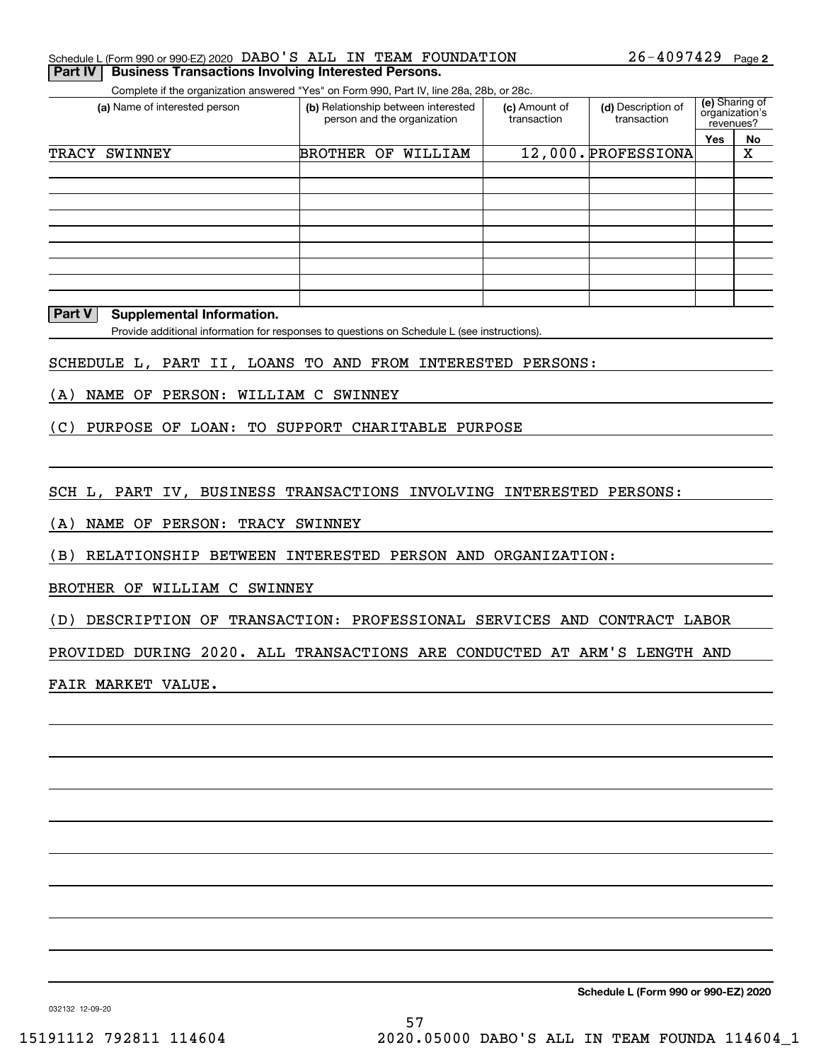Schedule L (Form 990 or 990-EZ) 2020 DABO'S ALL IN TEAM FOUNDATION 26-4097429 Page 2

**Part IV Business Transactions Involving Interested Persons.**

Complete if the organization answered "Yes" on Form 990, Part IV, line 28a, 28b, or 28c.

| (a) Name of interested person | (b) Relationship between interested person and the organization | (c) Amount of transaction | (d) Description of transaction | (e) Sharing of organization's revenues? Yes | No |
|---|---|---|---|---|---|
| TRACY SWINNEY | BROTHER OF WILLIAM | 12,000. | PROFESSIONA | | X |
| | | | | | |
| | | | | | |
| | | | | | |
| | | | | | |
| | | | | | |
| | | | | | |
| | | | | | |
| | | | | | |

**Part V Supplemental Information.**

Provide additional information for responses to questions on Schedule L (see instructions).

SCHEDULE L, PART II, LOANS TO AND FROM INTERESTED PERSONS:

(A) NAME OF PERSON: WILLIAM C SWINNEY

(C) PURPOSE OF LOAN: TO SUPPORT CHARITABLE PURPOSE

SCH L, PART IV, BUSINESS TRANSACTIONS INVOLVING INTERESTED PERSONS:

(A) NAME OF PERSON: TRACY SWINNEY

(B) RELATIONSHIP BETWEEN INTERESTED PERSON AND ORGANIZATION:

BROTHER OF WILLIAM C SWINNEY

(D) DESCRIPTION OF TRANSACTION: PROFESSIONAL SERVICES AND CONTRACT LABOR

PROVIDED DURING 2020. ALL TRANSACTIONS ARE CONDUCTED AT ARM'S LENGTH AND

FAIR MARKET VALUE.

**Schedule L (Form 990 or 990-EZ) 2020**

032132 12-09-20

15191112 792811 114604 2020.05000 DABO'S ALL IN TEAM FOUNDA 114604_1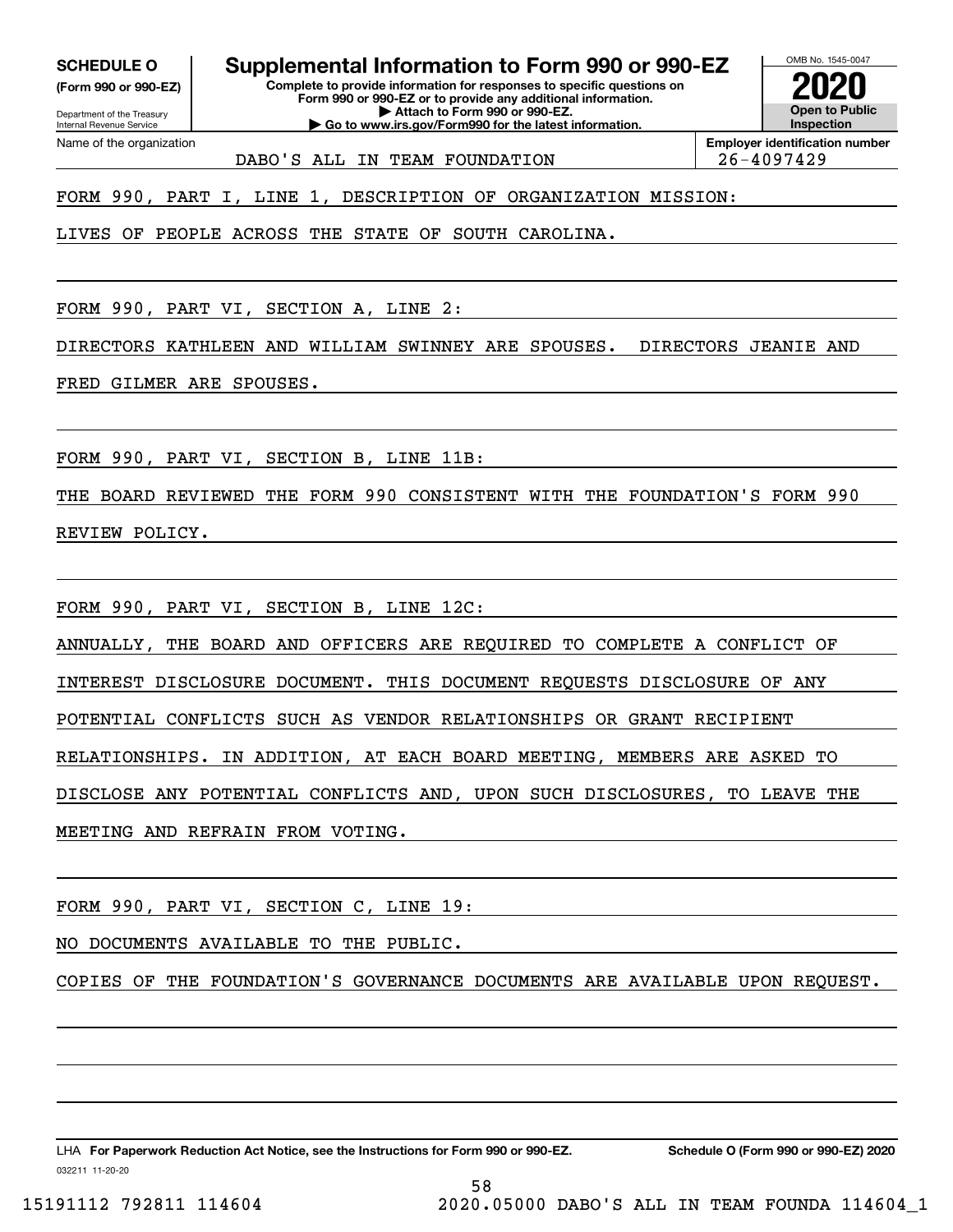**SCHEDULE O**
**(Form 990 or 990-EZ)**

Department of the Treasury
Internal Revenue Service

# Supplemental Information to Form 990 or 990-EZ

**Complete to provide information for responses to specific questions on Form 990 or 990-EZ or to provide any additional information.**
**▶ Attach to Form 990 or 990-EZ.**
**▶ Go to www.irs.gov/Form990 for the latest information.**

OMB No. 1545-0047
**2020**
**Open to Public Inspection**

| Name of the organization | Employer identification number |
|---|---|
| DABO'S ALL IN TEAM FOUNDATION | 26-4097429 |

FORM 990, PART I, LINE 1, DESCRIPTION OF ORGANIZATION MISSION:

LIVES OF PEOPLE ACROSS THE STATE OF SOUTH CAROLINA.

FORM 990, PART VI, SECTION A, LINE 2:

DIRECTORS KATHLEEN AND WILLIAM SWINNEY ARE SPOUSES. DIRECTORS JEANIE AND FRED GILMER ARE SPOUSES.

FORM 990, PART VI, SECTION B, LINE 11B:

THE BOARD REVIEWED THE FORM 990 CONSISTENT WITH THE FOUNDATION'S FORM 990 REVIEW POLICY.

FORM 990, PART VI, SECTION B, LINE 12C:

ANNUALLY, THE BOARD AND OFFICERS ARE REQUIRED TO COMPLETE A CONFLICT OF INTEREST DISCLOSURE DOCUMENT. THIS DOCUMENT REQUESTS DISCLOSURE OF ANY POTENTIAL CONFLICTS SUCH AS VENDOR RELATIONSHIPS OR GRANT RECIPIENT RELATIONSHIPS. IN ADDITION, AT EACH BOARD MEETING, MEMBERS ARE ASKED TO DISCLOSE ANY POTENTIAL CONFLICTS AND, UPON SUCH DISCLOSURES, TO LEAVE THE MEETING AND REFRAIN FROM VOTING.

FORM 990, PART VI, SECTION C, LINE 19:

NO DOCUMENTS AVAILABLE TO THE PUBLIC.

COPIES OF THE FOUNDATION'S GOVERNANCE DOCUMENTS ARE AVAILABLE UPON REQUEST.

LHA **For Paperwork Reduction Act Notice, see the Instructions for Form 990 or 990-EZ.** **Schedule O (Form 990 or 990-EZ) 2020**
032211 11-20-20

15191112 792811 114604 2020.05000 DABO'S ALL IN TEAM FOUNDA 114604_1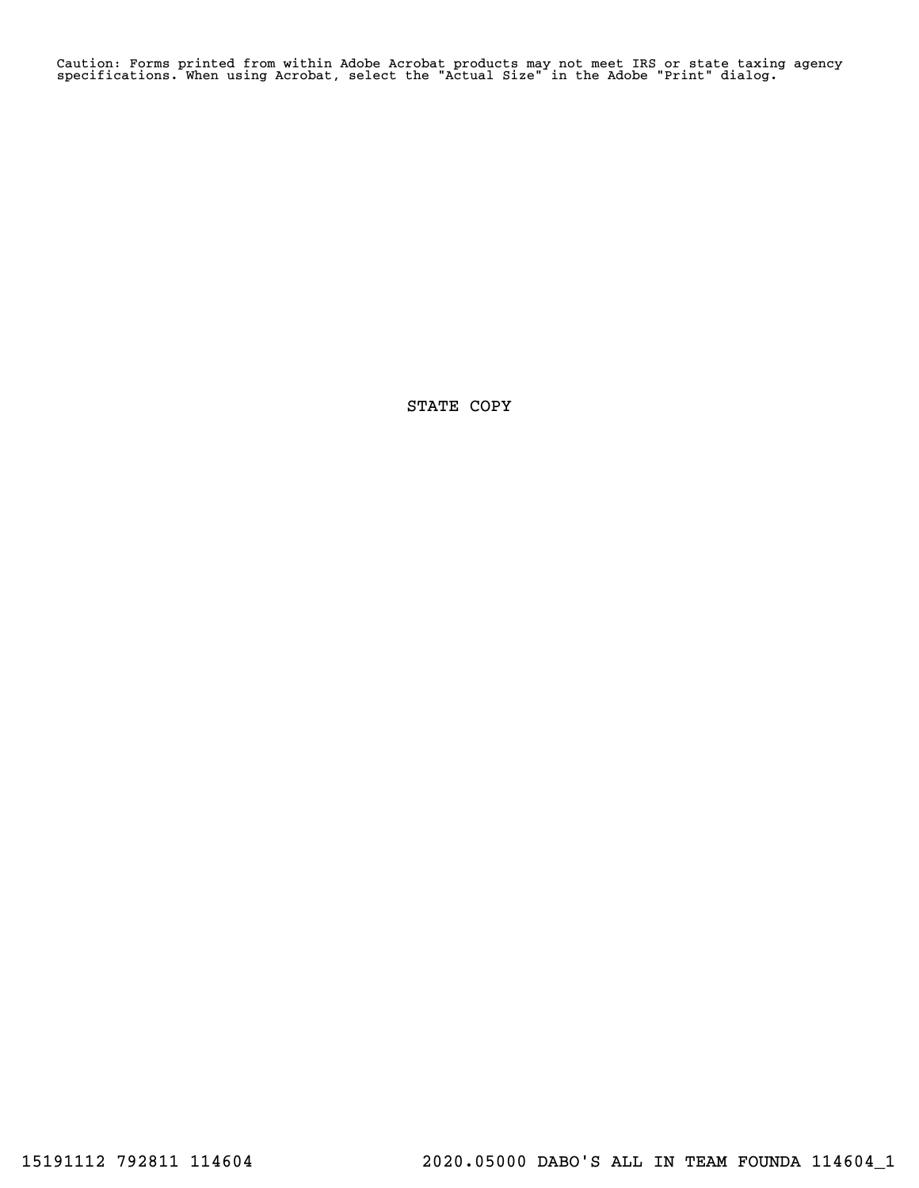Caution: Forms printed from within Adobe Acrobat products may not meet IRS or state taxing agency specifications. When using Acrobat, select the "Actual Size" in the Adobe "Print" dialog.

STATE COPY

15191112 792811 114604    2020.05000 DABO'S ALL IN TEAM FOUNDA 114604_1